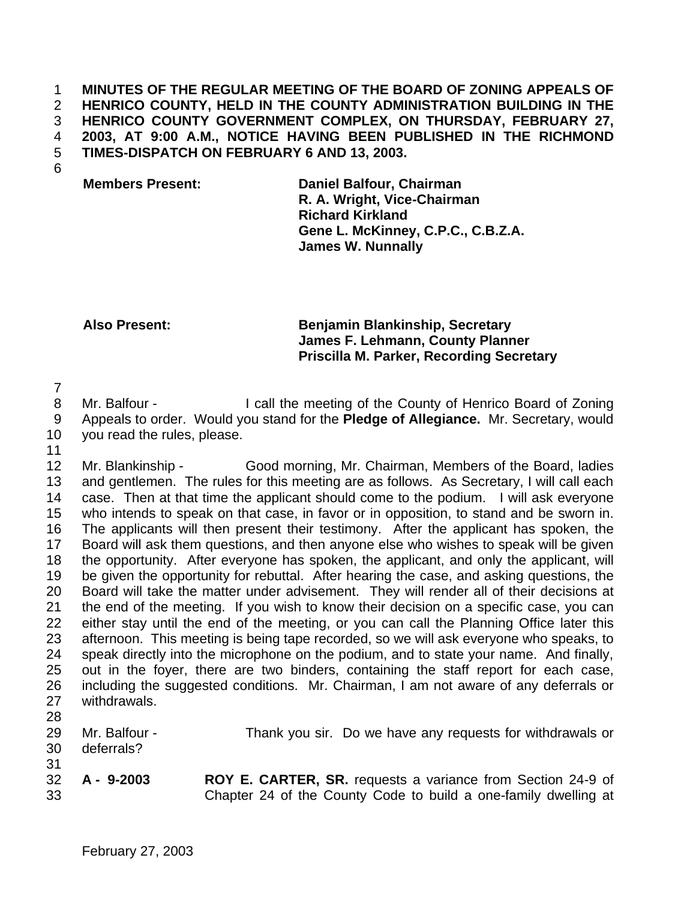**MINUTES OF THE REGULAR MEETING OF THE BOARD OF ZONING APPEALS OF HENRICO COUNTY, HELD IN THE COUNTY ADMINISTRATION BUILDING IN THE HENRICO COUNTY GOVERNMENT COMPLEX, ON THURSDAY, FEBRUARY 27, 2003, AT 9:00 A.M., NOTICE HAVING BEEN PUBLISHED IN THE RICHMOND TIMES-DISPATCH ON FEBRUARY 6 AND 13, 2003.**

| | |
|---|---|
| **Members Present:** | **Daniel Balfour, Chairman** |
| | **R. A. Wright, Vice-Chairman** |
| | **Richard Kirkland** |
| | **Gene L. McKinney, C.P.C., C.B.Z.A.** |
| | **James W. Nunnally** |

| | |
|---|---|
| **Also Present:** | **Benjamin Blankinship, Secretary** |
| | **James F. Lehmann, County Planner** |
| | **Priscilla M. Parker, Recording Secretary** |

Mr. Balfour - I call the meeting of the County of Henrico Board of Zoning Appeals to order. Would you stand for the **Pledge of Allegiance.** Mr. Secretary, would you read the rules, please.

Mr. Blankinship - Good morning, Mr. Chairman, Members of the Board, ladies and gentlemen. The rules for this meeting are as follows. As Secretary, I will call each case. Then at that time the applicant should come to the podium. I will ask everyone who intends to speak on that case, in favor or in opposition, to stand and be sworn in. The applicants will then present their testimony. After the applicant has spoken, the Board will ask them questions, and then anyone else who wishes to speak will be given the opportunity. After everyone has spoken, the applicant, and only the applicant, will be given the opportunity for rebuttal. After hearing the case, and asking questions, the Board will take the matter under advisement. They will render all of their decisions at the end of the meeting. If you wish to know their decision on a specific case, you can either stay until the end of the meeting, or you can call the Planning Office later this afternoon. This meeting is being tape recorded, so we will ask everyone who speaks, to speak directly into the microphone on the podium, and to state your name. And finally, out in the foyer, there are two binders, containing the staff report for each case, including the suggested conditions. Mr. Chairman, I am not aware of any deferrals or withdrawals.

Mr. Balfour - Thank you sir. Do we have any requests for withdrawals or deferrals?

**A - 9-2003** **ROY E. CARTER, SR.** requests a variance from Section 24-9 of Chapter 24 of the County Code to build a one-family dwelling at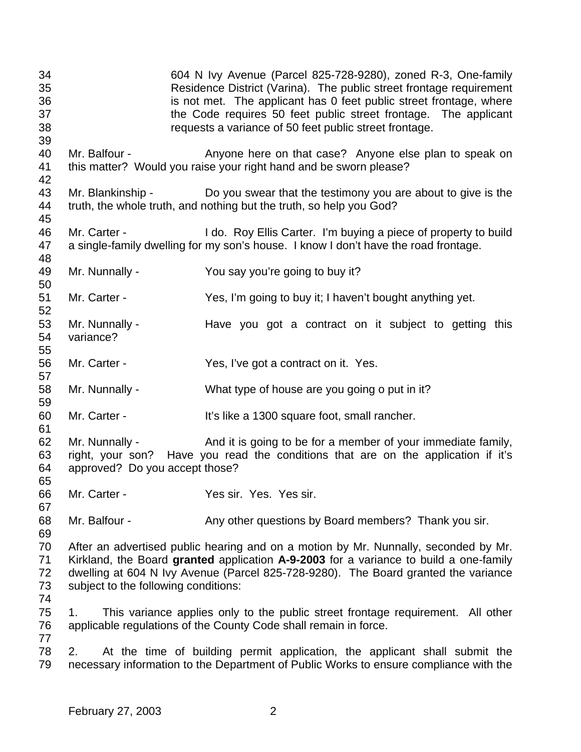604 N Ivy Avenue (Parcel 825-728-9280), zoned R-3, One-family Residence District (Varina). The public street frontage requirement is not met. The applicant has 0 feet public street frontage, where the Code requires 50 feet public street frontage. The applicant requests a variance of 50 feet public street frontage.

Mr. Balfour - Anyone here on that case? Anyone else plan to speak on this matter? Would you raise your right hand and be sworn please?

Mr. Blankinship - Do you swear that the testimony you are about to give is the truth, the whole truth, and nothing but the truth, so help you God?

Mr. Carter - I do. Roy Ellis Carter. I'm buying a piece of property to build a single-family dwelling for my son's house. I know I don't have the road frontage.

Mr. Nunnally - You say you're going to buy it?

Mr. Carter - Yes, I'm going to buy it; I haven't bought anything yet.

Mr. Nunnally - Have you got a contract on it subject to getting this variance?

Mr. Carter - Yes, I've got a contract on it. Yes.

Mr. Nunnally - What type of house are you going o put in it?

Mr. Carter - It's like a 1300 square foot, small rancher.

Mr. Nunnally - And it is going to be for a member of your immediate family, right, your son? Have you read the conditions that are on the application if it's approved? Do you accept those?

Mr. Carter - Yes sir. Yes. Yes sir.

Mr. Balfour - Any other questions by Board members? Thank you sir.

After an advertised public hearing and on a motion by Mr. Nunnally, seconded by Mr. Kirkland, the Board **granted** application **A-9-2003** for a variance to build a one-family dwelling at 604 N Ivy Avenue (Parcel 825-728-9280). The Board granted the variance subject to the following conditions:

1. This variance applies only to the public street frontage requirement. All other applicable regulations of the County Code shall remain in force.

2. At the time of building permit application, the applicant shall submit the necessary information to the Department of Public Works to ensure compliance with the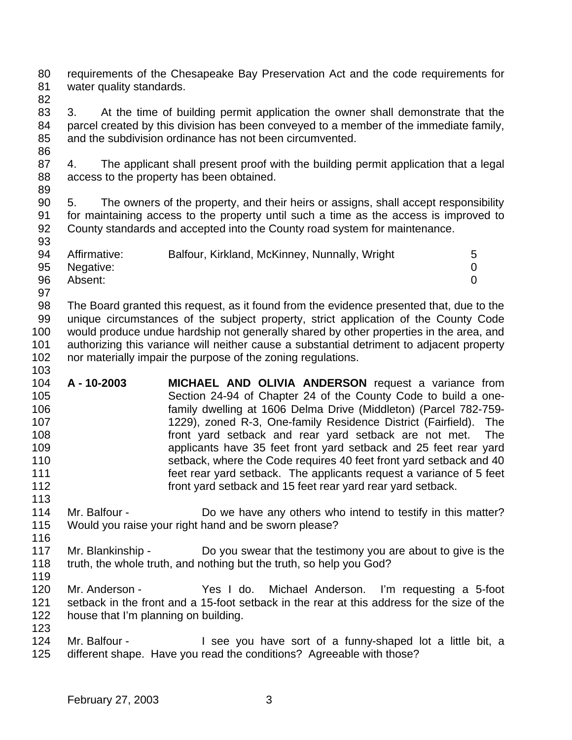requirements of the Chesapeake Bay Preservation Act and the code requirements for water quality standards.

3. At the time of building permit application the owner shall demonstrate that the parcel created by this division has been conveyed to a member of the immediate family, and the subdivision ordinance has not been circumvented.

4. The applicant shall present proof with the building permit application that a legal access to the property has been obtained.

5. The owners of the property, and their heirs or assigns, shall accept responsibility for maintaining access to the property until such a time as the access is improved to County standards and accepted into the County road system for maintenance.

| | | |
|---|---|---|
| Affirmative: | Balfour, Kirkland, McKinney, Nunnally, Wright | 5 |
| Negative: | | 0 |
| Absent: | | 0 |

The Board granted this request, as it found from the evidence presented that, due to the unique circumstances of the subject property, strict application of the County Code would produce undue hardship not generally shared by other properties in the area, and authorizing this variance will neither cause a substantial detriment to adjacent property nor materially impair the purpose of the zoning regulations.

**A - 10-2003** **MICHAEL AND OLIVIA ANDERSON** request a variance from Section 24-94 of Chapter 24 of the County Code to build a one-family dwelling at 1606 Delma Drive (Middleton) (Parcel 782-759-1229), zoned R-3, One-family Residence District (Fairfield). The front yard setback and rear yard setback are not met. The applicants have 35 feet front yard setback and 25 feet rear yard setback, where the Code requires 40 feet front yard setback and 40 feet rear yard setback. The applicants request a variance of 5 feet front yard setback and 15 feet rear yard rear yard setback.

Mr. Balfour - Do we have any others who intend to testify in this matter? Would you raise your right hand and be sworn please?

Mr. Blankinship - Do you swear that the testimony you are about to give is the truth, the whole truth, and nothing but the truth, so help you God?

Mr. Anderson - Yes I do. Michael Anderson. I'm requesting a 5-foot setback in the front and a 15-foot setback in the rear at this address for the size of the house that I'm planning on building.

Mr. Balfour - I see you have sort of a funny-shaped lot a little bit, a different shape. Have you read the conditions? Agreeable with those?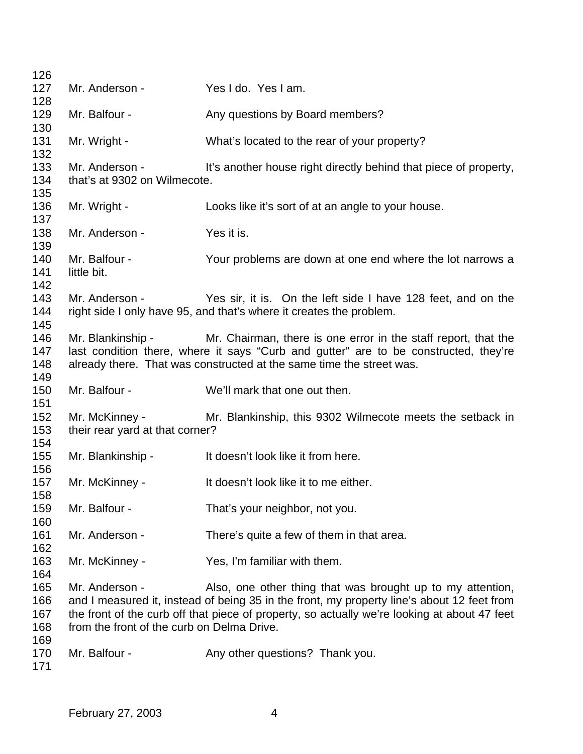Mr. Anderson - Yes I do. Yes I am.

Mr. Balfour - Any questions by Board members?

Mr. Wright - What's located to the rear of your property?

Mr. Anderson - It's another house right directly behind that piece of property, that's at 9302 on Wilmecote.

Mr. Wright - Looks like it's sort of at an angle to your house.

Mr. Anderson - Yes it is.

Mr. Balfour - Your problems are down at one end where the lot narrows a little bit.

Mr. Anderson - Yes sir, it is. On the left side I have 128 feet, and on the right side I only have 95, and that's where it creates the problem.

Mr. Blankinship - Mr. Chairman, there is one error in the staff report, that the last condition there, where it says "Curb and gutter" are to be constructed, they're already there. That was constructed at the same time the street was.

Mr. Balfour - We'll mark that one out then.

Mr. McKinney - Mr. Blankinship, this 9302 Wilmecote meets the setback in their rear yard at that corner?

Mr. Blankinship - It doesn't look like it from here.

Mr. McKinney - It doesn't look like it to me either.

Mr. Balfour - That's your neighbor, not you.

Mr. Anderson - There's quite a few of them in that area.

Mr. McKinney - Yes, I'm familiar with them.

Mr. Anderson - Also, one other thing that was brought up to my attention, and I measured it, instead of being 35 in the front, my property line's about 12 feet from the front of the curb off that piece of property, so actually we're looking at about 47 feet from the front of the curb on Delma Drive.

Mr. Balfour - Any other questions? Thank you.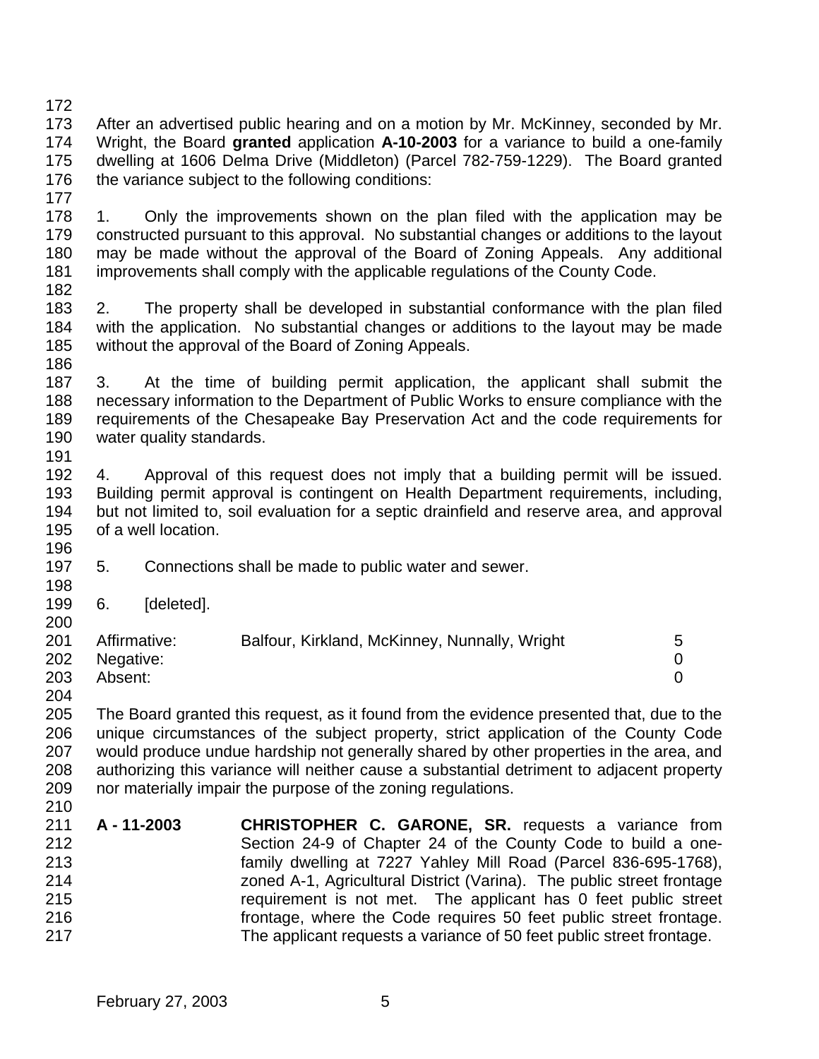After an advertised public hearing and on a motion by Mr. McKinney, seconded by Mr. Wright, the Board **granted** application **A-10-2003** for a variance to build a one-family dwelling at 1606 Delma Drive (Middleton) (Parcel 782-759-1229). The Board granted the variance subject to the following conditions:

1. Only the improvements shown on the plan filed with the application may be constructed pursuant to this approval. No substantial changes or additions to the layout may be made without the approval of the Board of Zoning Appeals. Any additional improvements shall comply with the applicable regulations of the County Code.

2. The property shall be developed in substantial conformance with the plan filed with the application. No substantial changes or additions to the layout may be made without the approval of the Board of Zoning Appeals.

3. At the time of building permit application, the applicant shall submit the necessary information to the Department of Public Works to ensure compliance with the requirements of the Chesapeake Bay Preservation Act and the code requirements for water quality standards.

4. Approval of this request does not imply that a building permit will be issued. Building permit approval is contingent on Health Department requirements, including, but not limited to, soil evaluation for a septic drainfield and reserve area, and approval of a well location.

5. Connections shall be made to public water and sewer.

6. [deleted].

| | | |
|---|---|---|
| Affirmative: | Balfour, Kirkland, McKinney, Nunnally, Wright | 5 |
| Negative: | | 0 |
| Absent: | | 0 |

The Board granted this request, as it found from the evidence presented that, due to the unique circumstances of the subject property, strict application of the County Code would produce undue hardship not generally shared by other properties in the area, and authorizing this variance will neither cause a substantial detriment to adjacent property nor materially impair the purpose of the zoning regulations.

**A - 11-2003** **CHRISTOPHER C. GARONE, SR.** requests a variance from Section 24-9 of Chapter 24 of the County Code to build a one-family dwelling at 7227 Yahley Mill Road (Parcel 836-695-1768), zoned A-1, Agricultural District (Varina). The public street frontage requirement is not met. The applicant has 0 feet public street frontage, where the Code requires 50 feet public street frontage. The applicant requests a variance of 50 feet public street frontage.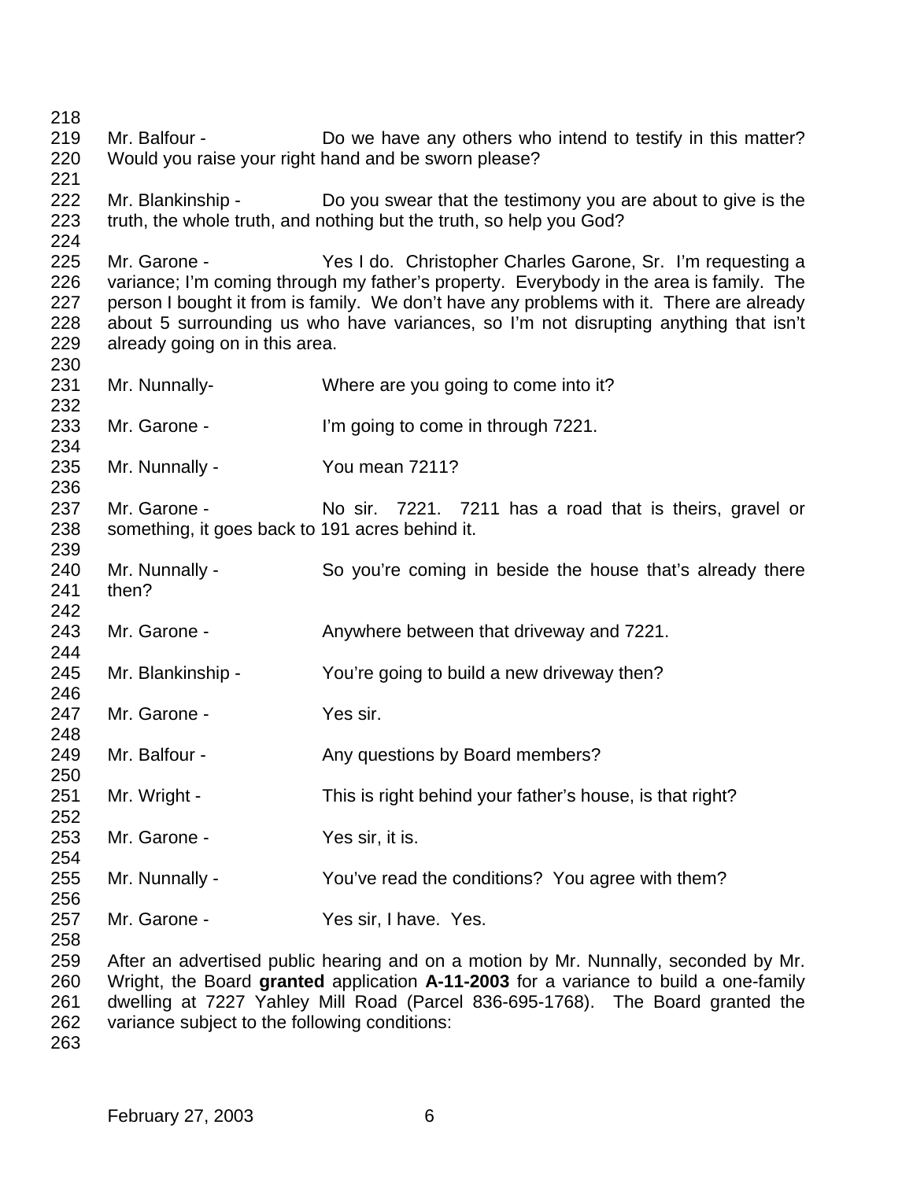Mr. Balfour - Do we have any others who intend to testify in this matter? Would you raise your right hand and be sworn please?

Mr. Blankinship - Do you swear that the testimony you are about to give is the truth, the whole truth, and nothing but the truth, so help you God?

Mr. Garone - Yes I do. Christopher Charles Garone, Sr. I'm requesting a variance; I'm coming through my father's property. Everybody in the area is family. The person I bought it from is family. We don't have any problems with it. There are already about 5 surrounding us who have variances, so I'm not disrupting anything that isn't already going on in this area.

Mr. Nunnally- Where are you going to come into it?

Mr. Garone - I'm going to come in through 7221.

Mr. Nunnally - You mean 7211?

Mr. Garone - No sir. 7221. 7211 has a road that is theirs, gravel or something, it goes back to 191 acres behind it.

Mr. Nunnally - So you're coming in beside the house that's already there then?

Mr. Garone - Anywhere between that driveway and 7221.

Mr. Blankinship - You're going to build a new driveway then?

Mr. Garone - Yes sir.

Mr. Balfour - Any questions by Board members?

Mr. Wright - This is right behind your father's house, is that right?

Mr. Garone - Yes sir, it is.

Mr. Nunnally - You've read the conditions? You agree with them?

Mr. Garone - Yes sir, I have. Yes.

After an advertised public hearing and on a motion by Mr. Nunnally, seconded by Mr. Wright, the Board **granted** application **A-11-2003** for a variance to build a one-family dwelling at 7227 Yahley Mill Road (Parcel 836-695-1768). The Board granted the variance subject to the following conditions: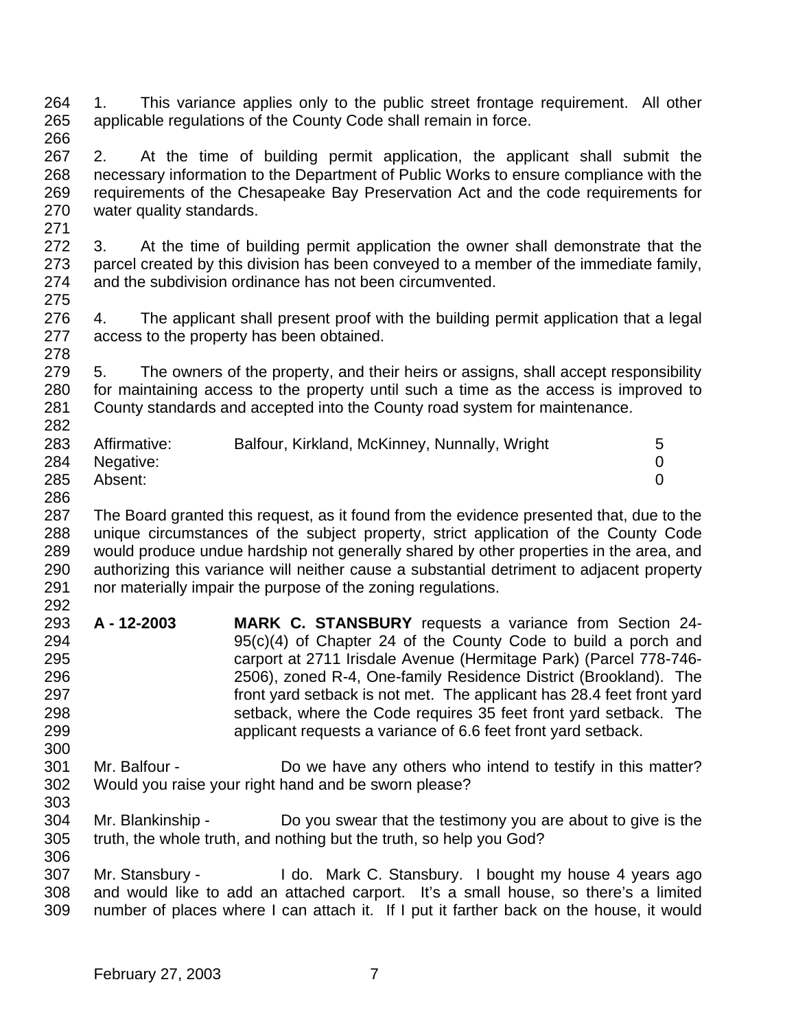1. This variance applies only to the public street frontage requirement. All other applicable regulations of the County Code shall remain in force.

2. At the time of building permit application, the applicant shall submit the necessary information to the Department of Public Works to ensure compliance with the requirements of the Chesapeake Bay Preservation Act and the code requirements for water quality standards.

3. At the time of building permit application the owner shall demonstrate that the parcel created by this division has been conveyed to a member of the immediate family, and the subdivision ordinance has not been circumvented.

4. The applicant shall present proof with the building permit application that a legal access to the property has been obtained.

5. The owners of the property, and their heirs or assigns, shall accept responsibility for maintaining access to the property until such a time as the access is improved to County standards and accepted into the County road system for maintenance.

| | | |
|---|---|---|
| Affirmative: | Balfour, Kirkland, McKinney, Nunnally, Wright | 5 |
| Negative: | | 0 |
| Absent: | | 0 |

The Board granted this request, as it found from the evidence presented that, due to the unique circumstances of the subject property, strict application of the County Code would produce undue hardship not generally shared by other properties in the area, and authorizing this variance will neither cause a substantial detriment to adjacent property nor materially impair the purpose of the zoning regulations.

**A - 12-2003** **MARK C. STANSBURY** requests a variance from Section 24-95(c)(4) of Chapter 24 of the County Code to build a porch and carport at 2711 Irisdale Avenue (Hermitage Park) (Parcel 778-746-2506), zoned R-4, One-family Residence District (Brookland). The front yard setback is not met. The applicant has 28.4 feet front yard setback, where the Code requires 35 feet front yard setback. The applicant requests a variance of 6.6 feet front yard setback.

Mr. Balfour - Do we have any others who intend to testify in this matter? Would you raise your right hand and be sworn please?

Mr. Blankinship - Do you swear that the testimony you are about to give is the truth, the whole truth, and nothing but the truth, so help you God?

Mr. Stansbury - I do. Mark C. Stansbury. I bought my house 4 years ago and would like to add an attached carport. It's a small house, so there's a limited number of places where I can attach it. If I put it farther back on the house, it would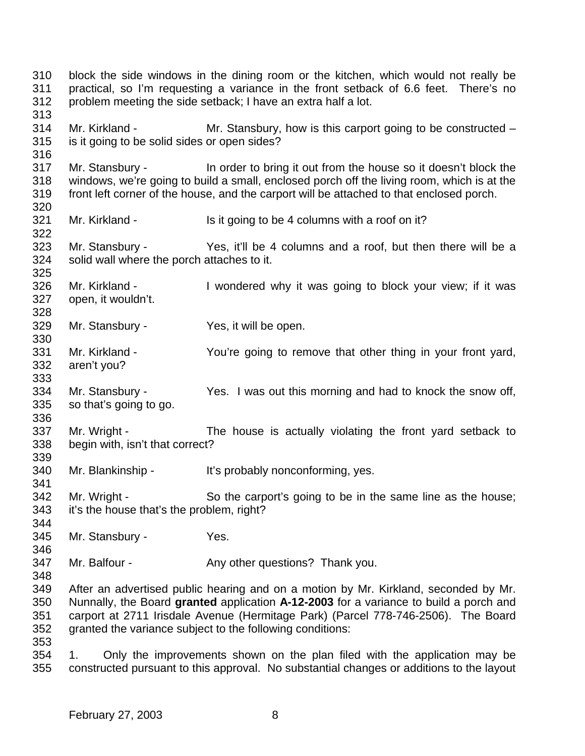block the side windows in the dining room or the kitchen, which would not really be practical, so I'm requesting a variance in the front setback of 6.6 feet. There's no problem meeting the side setback; I have an extra half a lot.

Mr. Kirkland - Mr. Stansbury, how is this carport going to be constructed – is it going to be solid sides or open sides?

Mr. Stansbury - In order to bring it out from the house so it doesn't block the windows, we're going to build a small, enclosed porch off the living room, which is at the front left corner of the house, and the carport will be attached to that enclosed porch.

Mr. Kirkland - Is it going to be 4 columns with a roof on it?

Mr. Stansbury - Yes, it'll be 4 columns and a roof, but then there will be a solid wall where the porch attaches to it.

Mr. Kirkland - I wondered why it was going to block your view; if it was open, it wouldn't.

Mr. Stansbury - Yes, it will be open.

Mr. Kirkland - You're going to remove that other thing in your front yard, aren't you?

Mr. Stansbury - Yes. I was out this morning and had to knock the snow off, so that's going to go.

Mr. Wright - The house is actually violating the front yard setback to begin with, isn't that correct?

Mr. Blankinship - It's probably nonconforming, yes.

Mr. Wright - So the carport's going to be in the same line as the house; it's the house that's the problem, right?

Mr. Stansbury - Yes.

Mr. Balfour - Any other questions? Thank you.

After an advertised public hearing and on a motion by Mr. Kirkland, seconded by Mr. Nunnally, the Board **granted** application **A-12-2003** for a variance to build a porch and carport at 2711 Irisdale Avenue (Hermitage Park) (Parcel 778-746-2506). The Board granted the variance subject to the following conditions:

1. Only the improvements shown on the plan filed with the application may be constructed pursuant to this approval. No substantial changes or additions to the layout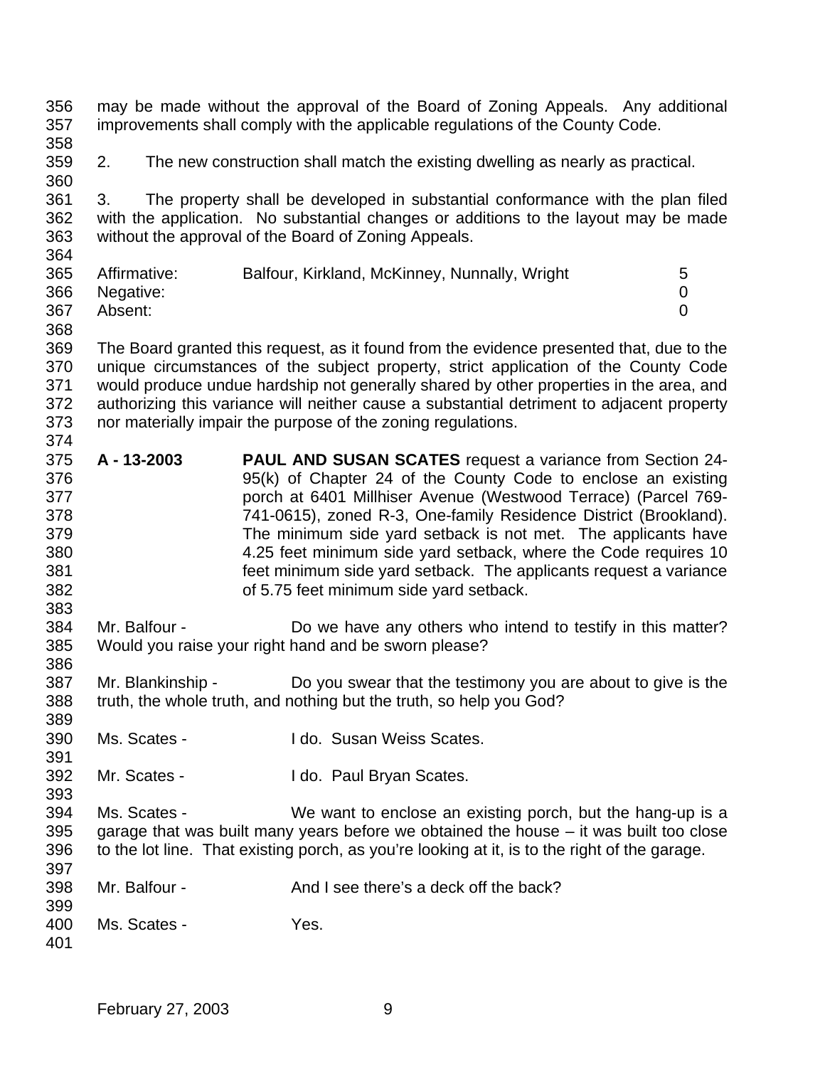may be made without the approval of the Board of Zoning Appeals. Any additional improvements shall comply with the applicable regulations of the County Code.

2. The new construction shall match the existing dwelling as nearly as practical.

3. The property shall be developed in substantial conformance with the plan filed with the application. No substantial changes or additions to the layout may be made without the approval of the Board of Zoning Appeals.

| | | |
|---|---|---|
| Affirmative: | Balfour, Kirkland, McKinney, Nunnally, Wright | 5 |
| Negative: | | 0 |
| Absent: | | 0 |

The Board granted this request, as it found from the evidence presented that, due to the unique circumstances of the subject property, strict application of the County Code would produce undue hardship not generally shared by other properties in the area, and authorizing this variance will neither cause a substantial detriment to adjacent property nor materially impair the purpose of the zoning regulations.

**A - 13-2003** **PAUL AND SUSAN SCATES** request a variance from Section 24-95(k) of Chapter 24 of the County Code to enclose an existing porch at 6401 Millhiser Avenue (Westwood Terrace) (Parcel 769-741-0615), zoned R-3, One-family Residence District (Brookland). The minimum side yard setback is not met. The applicants have 4.25 feet minimum side yard setback, where the Code requires 10 feet minimum side yard setback. The applicants request a variance of 5.75 feet minimum side yard setback.

Mr. Balfour - Do we have any others who intend to testify in this matter? Would you raise your right hand and be sworn please?

Mr. Blankinship - Do you swear that the testimony you are about to give is the truth, the whole truth, and nothing but the truth, so help you God?

Ms. Scates - I do. Susan Weiss Scates.

Mr. Scates - I do. Paul Bryan Scates.

Ms. Scates - We want to enclose an existing porch, but the hang-up is a garage that was built many years before we obtained the house – it was built too close to the lot line. That existing porch, as you're looking at it, is to the right of the garage.

Mr. Balfour - And I see there's a deck off the back?

Ms. Scates - Yes.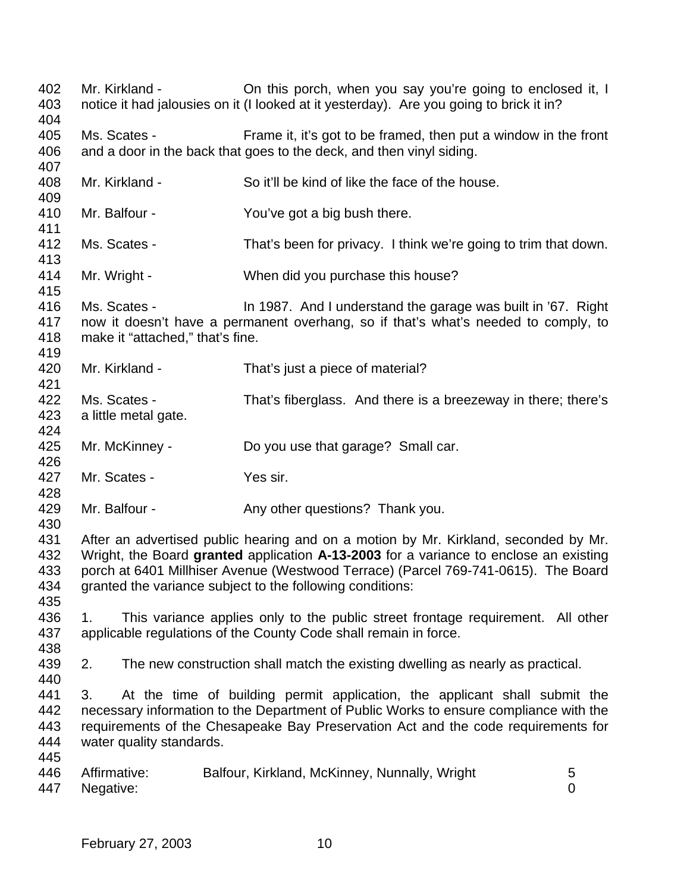Mr. Kirkland - On this porch, when you say you're going to enclosed it, I notice it had jalousies on it (I looked at it yesterday). Are you going to brick it in?

Ms. Scates - Frame it, it's got to be framed, then put a window in the front and a door in the back that goes to the deck, and then vinyl siding.

Mr. Kirkland - So it'll be kind of like the face of the house.

Mr. Balfour - You've got a big bush there.

Ms. Scates - That's been for privacy. I think we're going to trim that down.

Mr. Wright - When did you purchase this house?

Ms. Scates - In 1987. And I understand the garage was built in '67. Right now it doesn't have a permanent overhang, so if that's what's needed to comply, to make it "attached," that's fine.

Mr. Kirkland - That's just a piece of material?

Ms. Scates - That's fiberglass. And there is a breezeway in there; there's a little metal gate.

Mr. McKinney - Do you use that garage? Small car.

Mr. Scates - Yes sir.

Mr. Balfour - Any other questions? Thank you.

After an advertised public hearing and on a motion by Mr. Kirkland, seconded by Mr. Wright, the Board **granted** application **A-13-2003** for a variance to enclose an existing porch at 6401 Millhiser Avenue (Westwood Terrace) (Parcel 769-741-0615). The Board granted the variance subject to the following conditions:

1. This variance applies only to the public street frontage requirement. All other applicable regulations of the County Code shall remain in force.

2. The new construction shall match the existing dwelling as nearly as practical.

3. At the time of building permit application, the applicant shall submit the necessary information to the Department of Public Works to ensure compliance with the requirements of the Chesapeake Bay Preservation Act and the code requirements for water quality standards.

| | | |
|---|---|---|
| Affirmative: | Balfour, Kirkland, McKinney, Nunnally, Wright | 5 |
| Negative: | | 0 |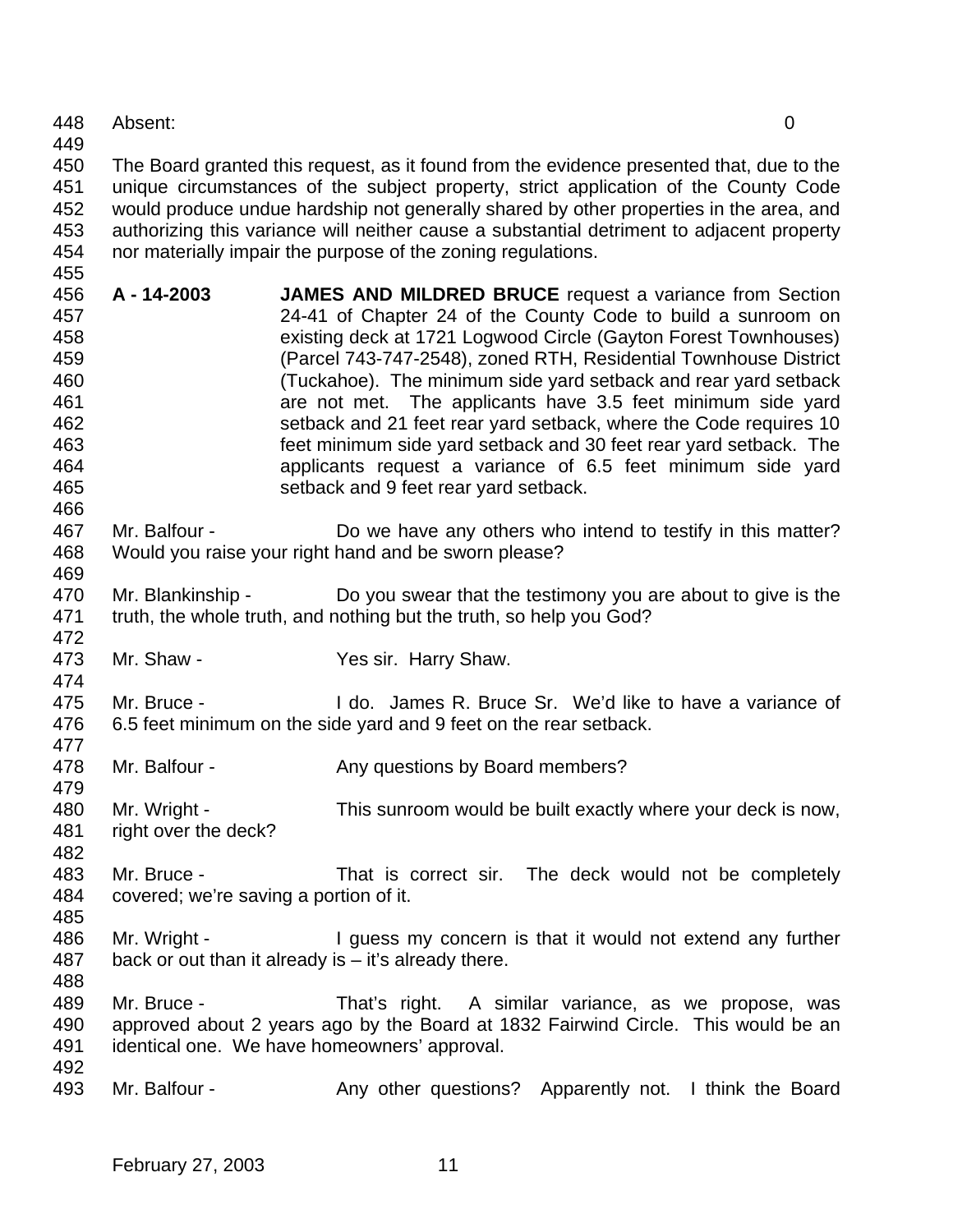Absent: 0

The Board granted this request, as it found from the evidence presented that, due to the unique circumstances of the subject property, strict application of the County Code would produce undue hardship not generally shared by other properties in the area, and authorizing this variance will neither cause a substantial detriment to adjacent property nor materially impair the purpose of the zoning regulations.

**A - 14-2003** **JAMES AND MILDRED BRUCE** request a variance from Section 24-41 of Chapter 24 of the County Code to build a sunroom on existing deck at 1721 Logwood Circle (Gayton Forest Townhouses) (Parcel 743-747-2548), zoned RTH, Residential Townhouse District (Tuckahoe). The minimum side yard setback and rear yard setback are not met. The applicants have 3.5 feet minimum side yard setback and 21 feet rear yard setback, where the Code requires 10 feet minimum side yard setback and 30 feet rear yard setback. The applicants request a variance of 6.5 feet minimum side yard setback and 9 feet rear yard setback.

Mr. Balfour - Do we have any others who intend to testify in this matter? Would you raise your right hand and be sworn please?

Mr. Blankinship - Do you swear that the testimony you are about to give is the truth, the whole truth, and nothing but the truth, so help you God?

Mr. Shaw - Yes sir. Harry Shaw.

Mr. Bruce - I do. James R. Bruce Sr. We'd like to have a variance of 6.5 feet minimum on the side yard and 9 feet on the rear setback.

Mr. Balfour - Any questions by Board members?

Mr. Wright - This sunroom would be built exactly where your deck is now, right over the deck?

Mr. Bruce - That is correct sir. The deck would not be completely covered; we're saving a portion of it.

Mr. Wright - I guess my concern is that it would not extend any further back or out than it already is – it's already there.

Mr. Bruce - That's right. A similar variance, as we propose, was approved about 2 years ago by the Board at 1832 Fairwind Circle. This would be an identical one. We have homeowners' approval.

Mr. Balfour - Any other questions? Apparently not. I think the Board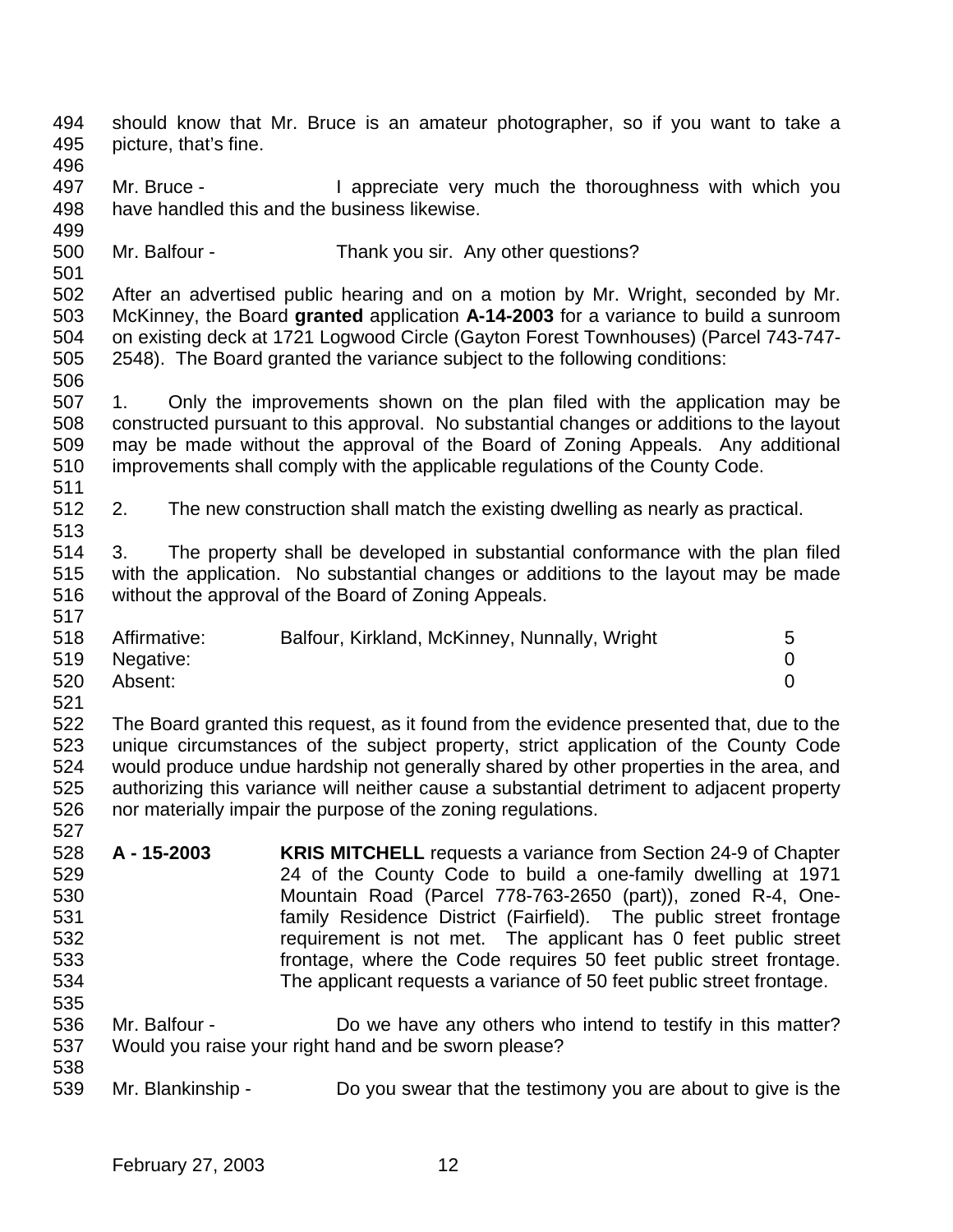should know that Mr. Bruce is an amateur photographer, so if you want to take a picture, that's fine.

Mr. Bruce - I appreciate very much the thoroughness with which you have handled this and the business likewise.

Mr. Balfour - Thank you sir. Any other questions?

After an advertised public hearing and on a motion by Mr. Wright, seconded by Mr. McKinney, the Board **granted** application **A-14-2003** for a variance to build a sunroom on existing deck at 1721 Logwood Circle (Gayton Forest Townhouses) (Parcel 743-747-2548). The Board granted the variance subject to the following conditions:

1. Only the improvements shown on the plan filed with the application may be constructed pursuant to this approval. No substantial changes or additions to the layout may be made without the approval of the Board of Zoning Appeals. Any additional improvements shall comply with the applicable regulations of the County Code.

2. The new construction shall match the existing dwelling as nearly as practical.

3. The property shall be developed in substantial conformance with the plan filed with the application. No substantial changes or additions to the layout may be made without the approval of the Board of Zoning Appeals.

| | | |
|---|---|---|
| Affirmative: | Balfour, Kirkland, McKinney, Nunnally, Wright | 5 |
| Negative: | | 0 |
| Absent: | | 0 |

The Board granted this request, as it found from the evidence presented that, due to the unique circumstances of the subject property, strict application of the County Code would produce undue hardship not generally shared by other properties in the area, and authorizing this variance will neither cause a substantial detriment to adjacent property nor materially impair the purpose of the zoning regulations.

**A - 15-2003** **KRIS MITCHELL** requests a variance from Section 24-9 of Chapter 24 of the County Code to build a one-family dwelling at 1971 Mountain Road (Parcel 778-763-2650 (part)), zoned R-4, One-family Residence District (Fairfield). The public street frontage requirement is not met. The applicant has 0 feet public street frontage, where the Code requires 50 feet public street frontage. The applicant requests a variance of 50 feet public street frontage.

Mr. Balfour - Do we have any others who intend to testify in this matter? Would you raise your right hand and be sworn please?

Mr. Blankinship - Do you swear that the testimony you are about to give is the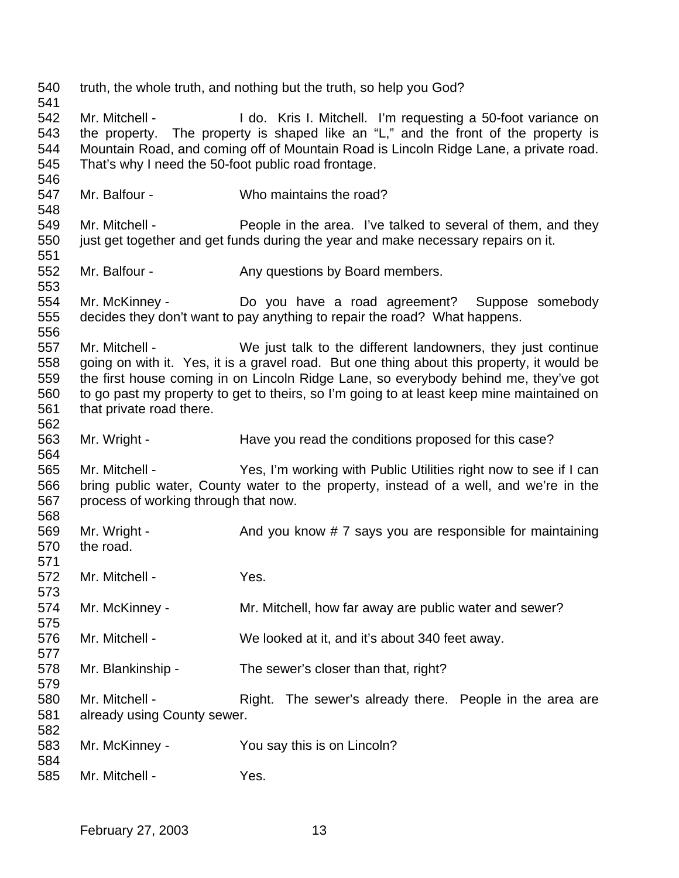truth, the whole truth, and nothing but the truth, so help you God?

Mr. Mitchell - I do. Kris I. Mitchell. I'm requesting a 50-foot variance on the property. The property is shaped like an "L," and the front of the property is Mountain Road, and coming off of Mountain Road is Lincoln Ridge Lane, a private road. That's why I need the 50-foot public road frontage.

Mr. Balfour - Who maintains the road?

Mr. Mitchell - People in the area. I've talked to several of them, and they just get together and get funds during the year and make necessary repairs on it.

Mr. Balfour - Any questions by Board members.

Mr. McKinney - Do you have a road agreement? Suppose somebody decides they don't want to pay anything to repair the road? What happens.

Mr. Mitchell - We just talk to the different landowners, they just continue going on with it. Yes, it is a gravel road. But one thing about this property, it would be the first house coming in on Lincoln Ridge Lane, so everybody behind me, they've got to go past my property to get to theirs, so I'm going to at least keep mine maintained on that private road there.

Mr. Wright - Have you read the conditions proposed for this case?

Mr. Mitchell - Yes, I'm working with Public Utilities right now to see if I can bring public water, County water to the property, instead of a well, and we're in the process of working through that now.

Mr. Wright - And you know # 7 says you are responsible for maintaining the road.

Mr. Mitchell - Yes.

Mr. McKinney - Mr. Mitchell, how far away are public water and sewer?

Mr. Mitchell - We looked at it, and it's about 340 feet away.

Mr. Blankinship - The sewer's closer than that, right?

Mr. Mitchell - Right. The sewer's already there. People in the area are already using County sewer.

Mr. McKinney - You say this is on Lincoln?

Mr. Mitchell - Yes.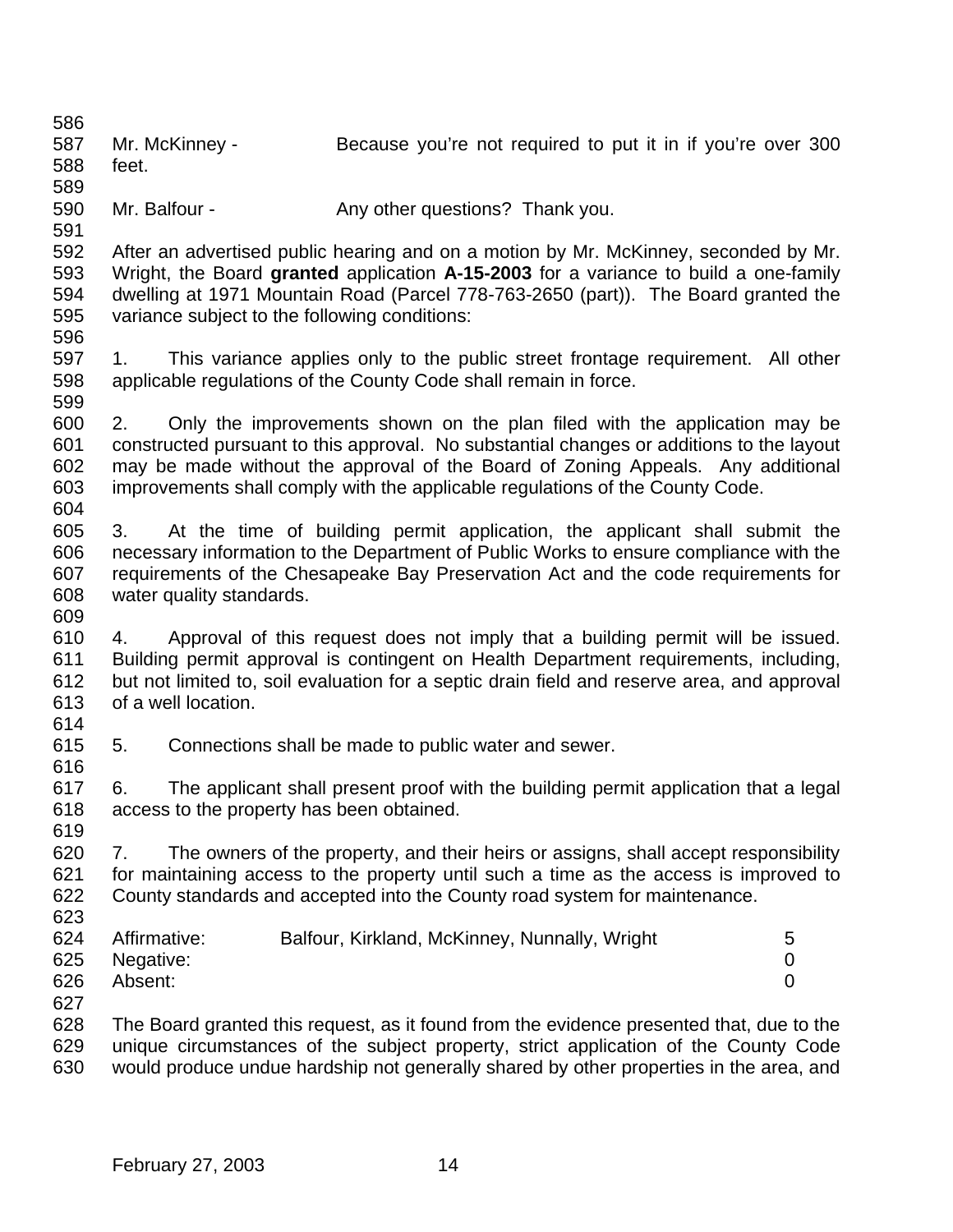Mr. McKinney - Because you're not required to put it in if you're over 300 feet.

Mr. Balfour - Any other questions? Thank you.

After an advertised public hearing and on a motion by Mr. McKinney, seconded by Mr. Wright, the Board **granted** application **A-15-2003** for a variance to build a one-family dwelling at 1971 Mountain Road (Parcel 778-763-2650 (part)). The Board granted the variance subject to the following conditions:

1. This variance applies only to the public street frontage requirement. All other applicable regulations of the County Code shall remain in force.

2. Only the improvements shown on the plan filed with the application may be constructed pursuant to this approval. No substantial changes or additions to the layout may be made without the approval of the Board of Zoning Appeals. Any additional improvements shall comply with the applicable regulations of the County Code.

3. At the time of building permit application, the applicant shall submit the necessary information to the Department of Public Works to ensure compliance with the requirements of the Chesapeake Bay Preservation Act and the code requirements for water quality standards.

4. Approval of this request does not imply that a building permit will be issued. Building permit approval is contingent on Health Department requirements, including, but not limited to, soil evaluation for a septic drain field and reserve area, and approval of a well location.

5. Connections shall be made to public water and sewer.

6. The applicant shall present proof with the building permit application that a legal access to the property has been obtained.

7. The owners of the property, and their heirs or assigns, shall accept responsibility for maintaining access to the property until such a time as the access is improved to County standards and accepted into the County road system for maintenance.

| | | |
|---|---|---|
| Affirmative: | Balfour, Kirkland, McKinney, Nunnally, Wright | 5 |
| Negative: | | 0 |
| Absent: | | 0 |

The Board granted this request, as it found from the evidence presented that, due to the unique circumstances of the subject property, strict application of the County Code would produce undue hardship not generally shared by other properties in the area, and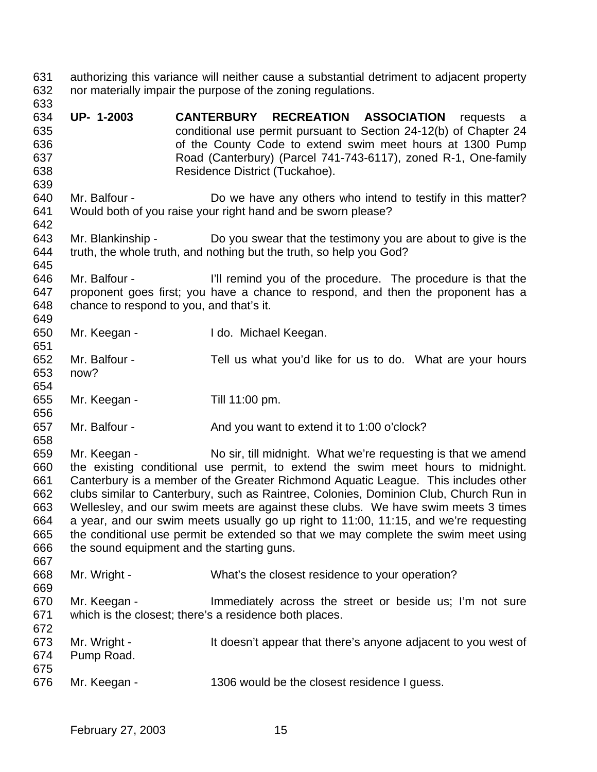authorizing this variance will neither cause a substantial detriment to adjacent property nor materially impair the purpose of the zoning regulations.

**UP- 1-2003** **CANTERBURY RECREATION ASSOCIATION** requests a conditional use permit pursuant to Section 24-12(b) of Chapter 24 of the County Code to extend swim meet hours at 1300 Pump Road (Canterbury) (Parcel 741-743-6117), zoned R-1, One-family Residence District (Tuckahoe).

Mr. Balfour - Do we have any others who intend to testify in this matter? Would both of you raise your right hand and be sworn please?

Mr. Blankinship - Do you swear that the testimony you are about to give is the truth, the whole truth, and nothing but the truth, so help you God?

Mr. Balfour - I'll remind you of the procedure. The procedure is that the proponent goes first; you have a chance to respond, and then the proponent has a chance to respond to you, and that's it.

Mr. Keegan - I do. Michael Keegan.

Mr. Balfour - Tell us what you'd like for us to do. What are your hours now?

Mr. Keegan - Till 11:00 pm.

Mr. Balfour - And you want to extend it to 1:00 o'clock?

Mr. Keegan - No sir, till midnight. What we're requesting is that we amend the existing conditional use permit, to extend the swim meet hours to midnight. Canterbury is a member of the Greater Richmond Aquatic League. This includes other clubs similar to Canterbury, such as Raintree, Colonies, Dominion Club, Church Run in Wellesley, and our swim meets are against these clubs. We have swim meets 3 times a year, and our swim meets usually go up right to 11:00, 11:15, and we're requesting the conditional use permit be extended so that we may complete the swim meet using the sound equipment and the starting guns.

Mr. Wright - What's the closest residence to your operation?

Mr. Keegan - Immediately across the street or beside us; I'm not sure which is the closest; there's a residence both places.

Mr. Wright - It doesn't appear that there's anyone adjacent to you west of Pump Road.

Mr. Keegan - 1306 would be the closest residence I guess.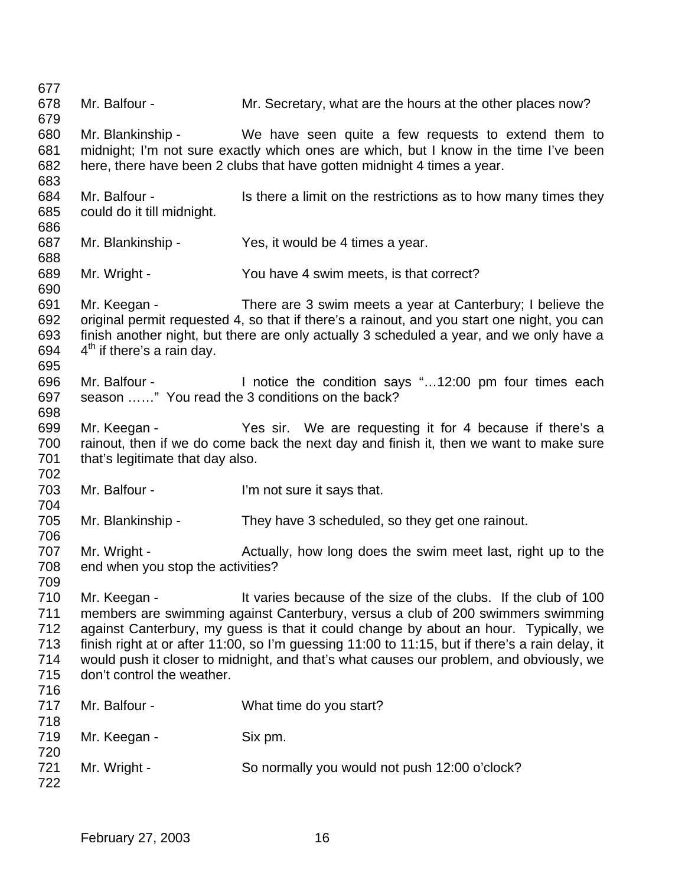Mr. Balfour - Mr. Secretary, what are the hours at the other places now?

Mr. Blankinship - We have seen quite a few requests to extend them to midnight; I'm not sure exactly which ones are which, but I know in the time I've been here, there have been 2 clubs that have gotten midnight 4 times a year.

Mr. Balfour - Is there a limit on the restrictions as to how many times they could do it till midnight.

Mr. Blankinship - Yes, it would be 4 times a year.

Mr. Wright - You have 4 swim meets, is that correct?

Mr. Keegan - There are 3 swim meets a year at Canterbury; I believe the original permit requested 4, so that if there's a rainout, and you start one night, you can finish another night, but there are only actually 3 scheduled a year, and we only have a 4th if there's a rain day.

Mr. Balfour - I notice the condition says "…12:00 pm four times each season ……" You read the 3 conditions on the back?

Mr. Keegan - Yes sir. We are requesting it for 4 because if there's a rainout, then if we do come back the next day and finish it, then we want to make sure that's legitimate that day also.

Mr. Balfour - I'm not sure it says that.

Mr. Blankinship - They have 3 scheduled, so they get one rainout.

Mr. Wright - Actually, how long does the swim meet last, right up to the end when you stop the activities?

Mr. Keegan - It varies because of the size of the clubs. If the club of 100 members are swimming against Canterbury, versus a club of 200 swimmers swimming against Canterbury, my guess is that it could change by about an hour. Typically, we finish right at or after 11:00, so I'm guessing 11:00 to 11:15, but if there's a rain delay, it would push it closer to midnight, and that's what causes our problem, and obviously, we don't control the weather.

Mr. Balfour - What time do you start?

Mr. Keegan - Six pm.

Mr. Wright - So normally you would not push 12:00 o'clock?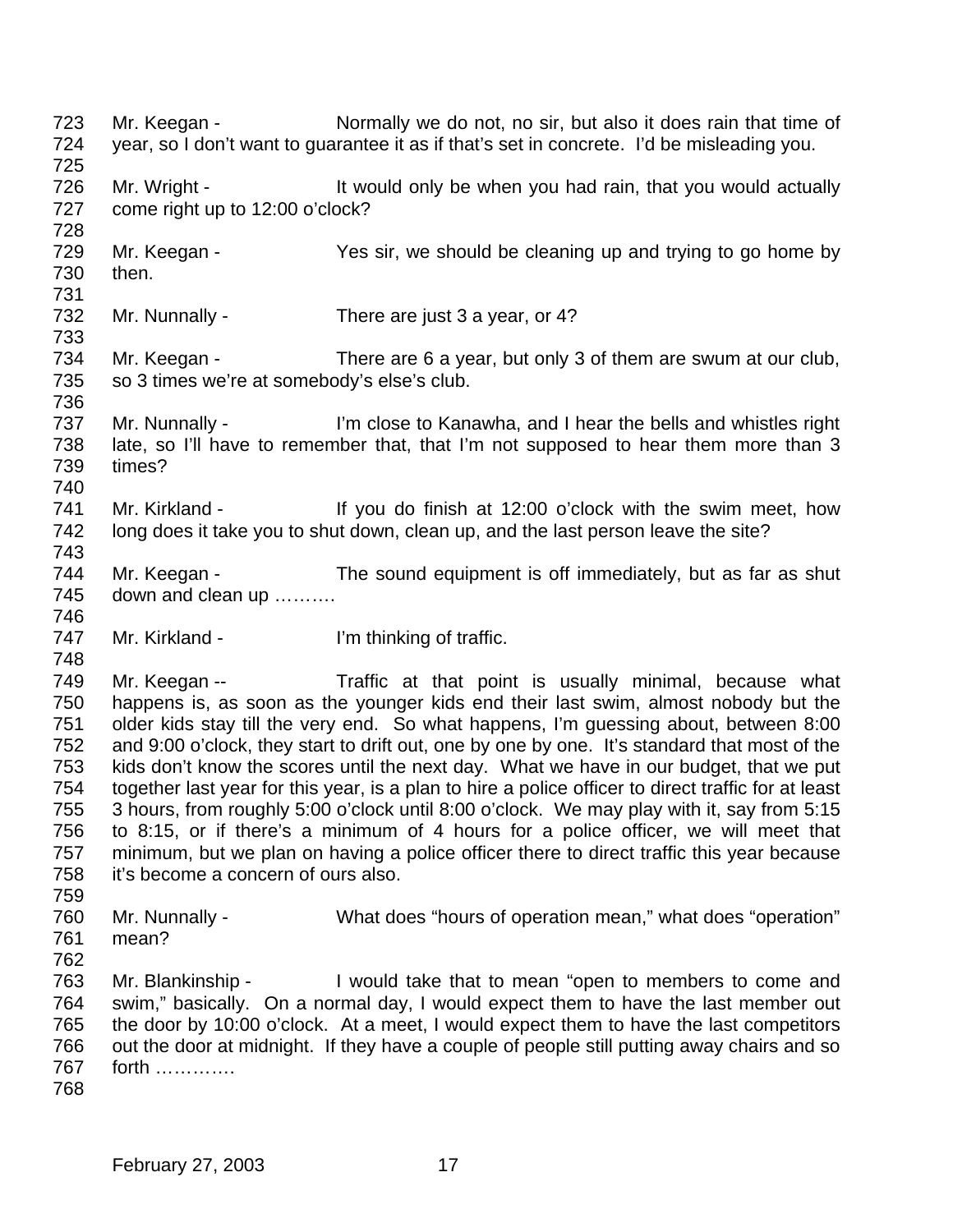723 Mr. Keegan - Normally we do not, no sir, but also it does rain that time of
724 year, so I don't want to guarantee it as if that's set in concrete. I'd be misleading you.
725
726 Mr. Wright - It would only be when you had rain, that you would actually
727 come right up to 12:00 o'clock?
728
729 Mr. Keegan - Yes sir, we should be cleaning up and trying to go home by
730 then.
731
732 Mr. Nunnally - There are just 3 a year, or 4?
733
734 Mr. Keegan - There are 6 a year, but only 3 of them are swum at our club,
735 so 3 times we're at somebody's else's club.
736
737 Mr. Nunnally - I'm close to Kanawha, and I hear the bells and whistles right
738 late, so I'll have to remember that, that I'm not supposed to hear them more than 3
739 times?
740
741 Mr. Kirkland - If you do finish at 12:00 o'clock with the swim meet, how
742 long does it take you to shut down, clean up, and the last person leave the site?
743
744 Mr. Keegan - The sound equipment is off immediately, but as far as shut
745 down and clean up ……….
746
747 Mr. Kirkland - I'm thinking of traffic.
748
749 Mr. Keegan -- Traffic at that point is usually minimal, because what
750 happens is, as soon as the younger kids end their last swim, almost nobody but the
751 older kids stay till the very end. So what happens, I'm guessing about, between 8:00
752 and 9:00 o'clock, they start to drift out, one by one by one. It's standard that most of the
753 kids don't know the scores until the next day. What we have in our budget, that we put
754 together last year for this year, is a plan to hire a police officer to direct traffic for at least
755 3 hours, from roughly 5:00 o'clock until 8:00 o'clock. We may play with it, say from 5:15
756 to 8:15, or if there's a minimum of 4 hours for a police officer, we will meet that
757 minimum, but we plan on having a police officer there to direct traffic this year because
758 it's become a concern of ours also.
759
760 Mr. Nunnally - What does "hours of operation mean," what does "operation"
761 mean?
762
763 Mr. Blankinship - I would take that to mean "open to members to come and
764 swim," basically. On a normal day, I would expect them to have the last member out
765 the door by 10:00 o'clock. At a meet, I would expect them to have the last competitors
766 out the door at midnight. If they have a couple of people still putting away chairs and so
767 forth ………….
768

February 27, 2003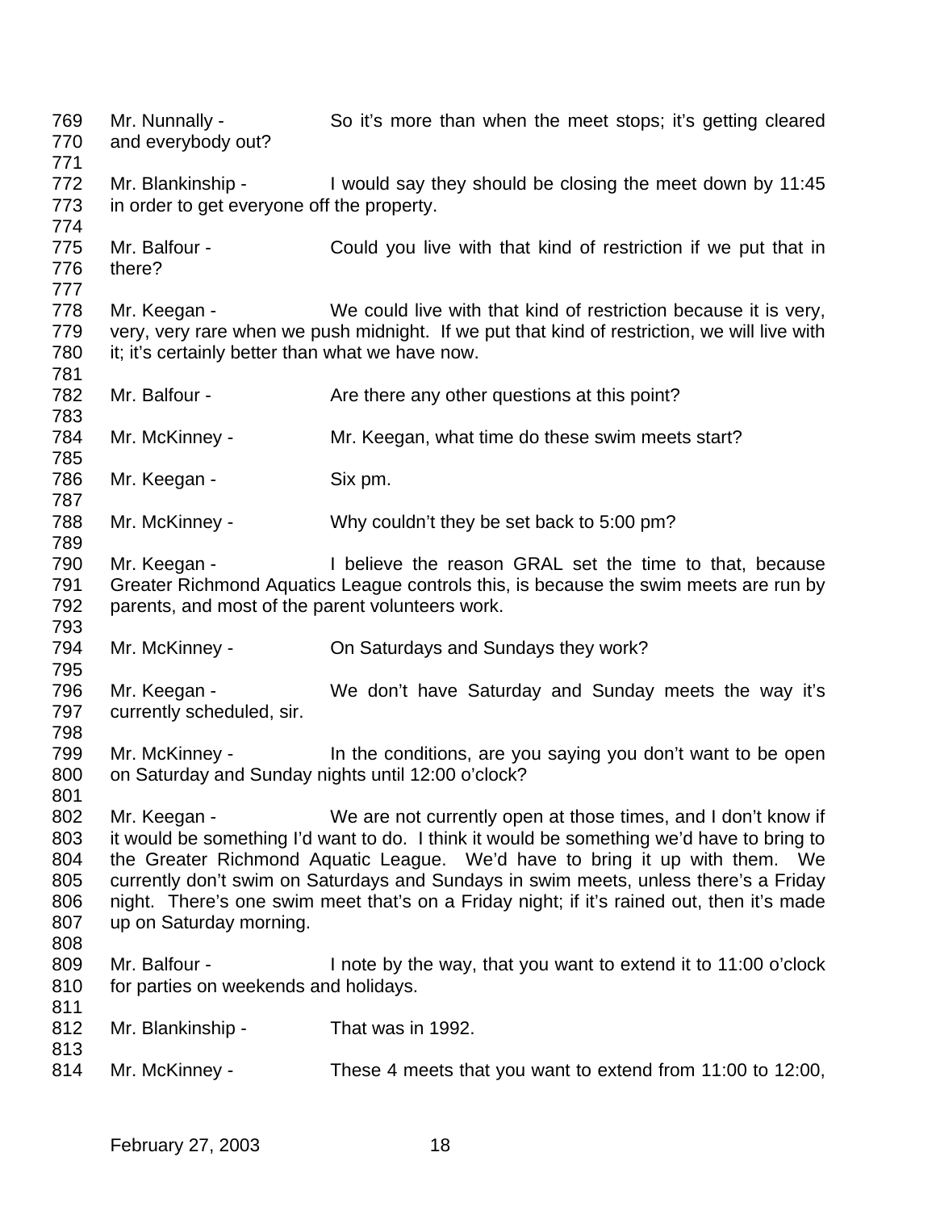769 Mr. Nunnally - So it's more than when the meet stops; it's getting cleared
770 and everybody out?
771
772 Mr. Blankinship - I would say they should be closing the meet down by 11:45
773 in order to get everyone off the property.
774
775 Mr. Balfour - Could you live with that kind of restriction if we put that in
776 there?
777
778 Mr. Keegan - We could live with that kind of restriction because it is very,
779 very, very rare when we push midnight. If we put that kind of restriction, we will live with
780 it; it's certainly better than what we have now.
781
782 Mr. Balfour - Are there any other questions at this point?
783
784 Mr. McKinney - Mr. Keegan, what time do these swim meets start?
785
786 Mr. Keegan - Six pm.
787
788 Mr. McKinney - Why couldn't they be set back to 5:00 pm?
789
790 Mr. Keegan - I believe the reason GRAL set the time to that, because
791 Greater Richmond Aquatics League controls this, is because the swim meets are run by
792 parents, and most of the parent volunteers work.
793
794 Mr. McKinney - On Saturdays and Sundays they work?
795
796 Mr. Keegan - We don't have Saturday and Sunday meets the way it's
797 currently scheduled, sir.
798
799 Mr. McKinney - In the conditions, are you saying you don't want to be open
800 on Saturday and Sunday nights until 12:00 o'clock?
801
802 Mr. Keegan - We are not currently open at those times, and I don't know if
803 it would be something I'd want to do. I think it would be something we'd have to bring to
804 the Greater Richmond Aquatic League. We'd have to bring it up with them. We
805 currently don't swim on Saturdays and Sundays in swim meets, unless there's a Friday
806 night. There's one swim meet that's on a Friday night; if it's rained out, then it's made
807 up on Saturday morning.
808
809 Mr. Balfour - I note by the way, that you want to extend it to 11:00 o'clock
810 for parties on weekends and holidays.
811
812 Mr. Blankinship - That was in 1992.
813
814 Mr. McKinney - These 4 meets that you want to extend from 11:00 to 12:00,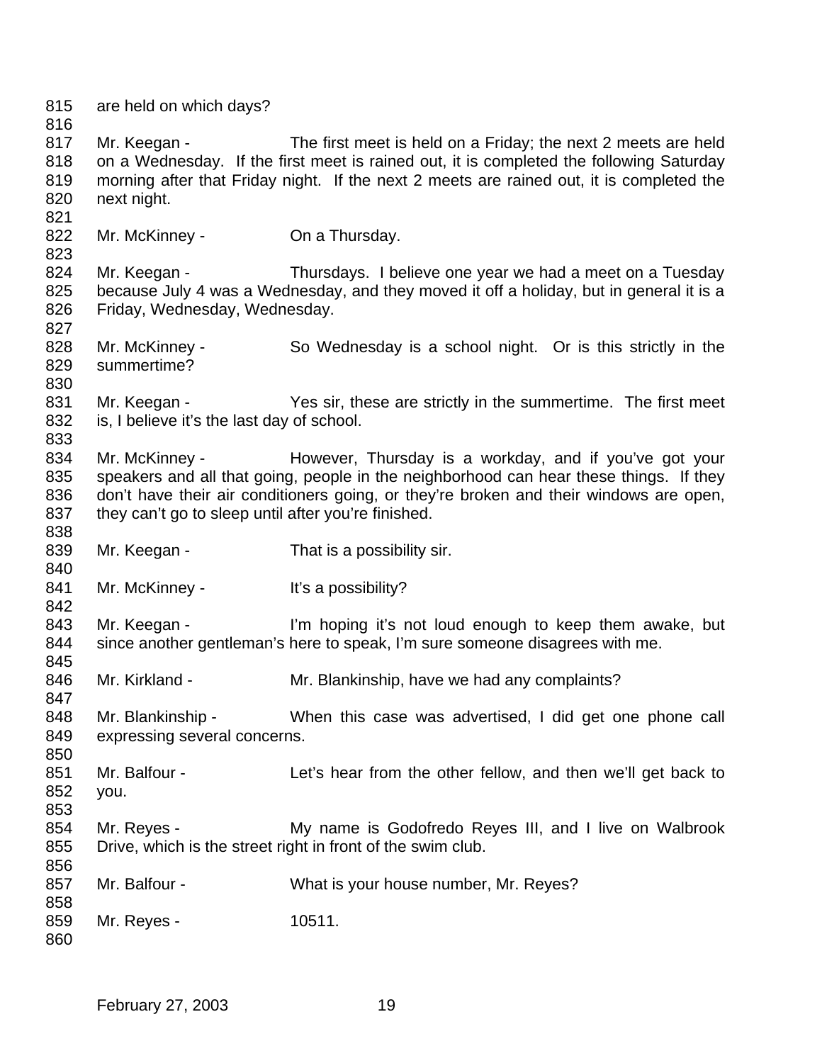are held on which days?

Mr. Keegan - The first meet is held on a Friday; the next 2 meets are held on a Wednesday. If the first meet is rained out, it is completed the following Saturday morning after that Friday night. If the next 2 meets are rained out, it is completed the next night.

Mr. McKinney - On a Thursday.

Mr. Keegan - Thursdays. I believe one year we had a meet on a Tuesday because July 4 was a Wednesday, and they moved it off a holiday, but in general it is a Friday, Wednesday, Wednesday.

Mr. McKinney - So Wednesday is a school night. Or is this strictly in the summertime?

Mr. Keegan - Yes sir, these are strictly in the summertime. The first meet is, I believe it's the last day of school.

Mr. McKinney - However, Thursday is a workday, and if you've got your speakers and all that going, people in the neighborhood can hear these things. If they don't have their air conditioners going, or they're broken and their windows are open, they can't go to sleep until after you're finished.

Mr. Keegan - That is a possibility sir.

Mr. McKinney - It's a possibility?

Mr. Keegan - I'm hoping it's not loud enough to keep them awake, but since another gentleman's here to speak, I'm sure someone disagrees with me.

Mr. Kirkland - Mr. Blankinship, have we had any complaints?

Mr. Blankinship - When this case was advertised, I did get one phone call expressing several concerns.

Mr. Balfour - Let's hear from the other fellow, and then we'll get back to you.

Mr. Reyes - My name is Godofredo Reyes III, and I live on Walbrook Drive, which is the street right in front of the swim club.

Mr. Balfour - What is your house number, Mr. Reyes?

Mr. Reyes - 10511.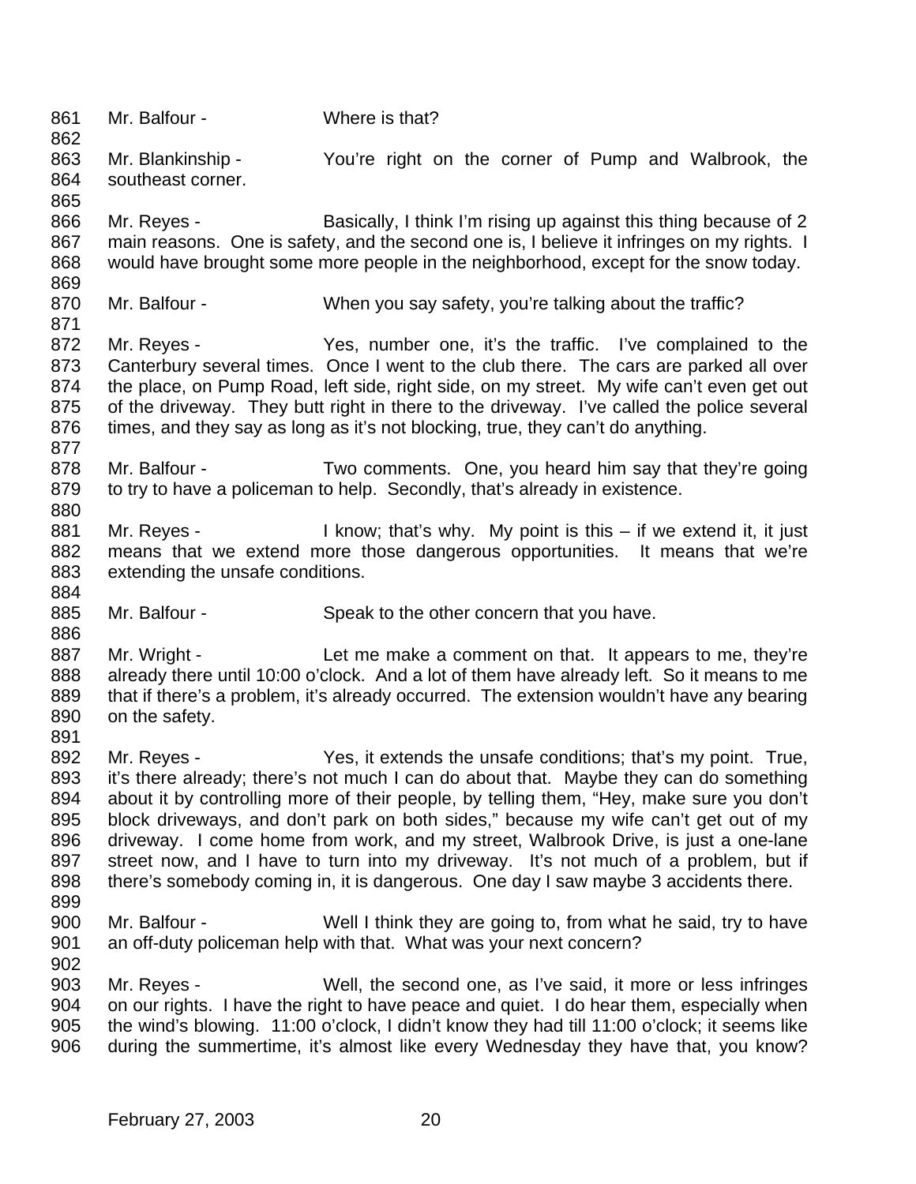861 Mr. Balfour - Where is that?
862
863 Mr. Blankinship - You're right on the corner of Pump and Walbrook, the
864 southeast corner.
865
866 Mr. Reyes - Basically, I think I'm rising up against this thing because of 2
867 main reasons. One is safety, and the second one is, I believe it infringes on my rights. I
868 would have brought some more people in the neighborhood, except for the snow today.
869
870 Mr. Balfour - When you say safety, you're talking about the traffic?
871
872 Mr. Reyes - Yes, number one, it's the traffic. I've complained to the
873 Canterbury several times. Once I went to the club there. The cars are parked all over
874 the place, on Pump Road, left side, right side, on my street. My wife can't even get out
875 of the driveway. They butt right in there to the driveway. I've called the police several
876 times, and they say as long as it's not blocking, true, they can't do anything.
877
878 Mr. Balfour - Two comments. One, you heard him say that they're going
879 to try to have a policeman to help. Secondly, that's already in existence.
880
881 Mr. Reyes - I know; that's why. My point is this – if we extend it, it just
882 means that we extend more those dangerous opportunities. It means that we're
883 extending the unsafe conditions.
884
885 Mr. Balfour - Speak to the other concern that you have.
886
887 Mr. Wright - Let me make a comment on that. It appears to me, they're
888 already there until 10:00 o'clock. And a lot of them have already left. So it means to me
889 that if there's a problem, it's already occurred. The extension wouldn't have any bearing
890 on the safety.
891
892 Mr. Reyes - Yes, it extends the unsafe conditions; that's my point. True,
893 it's there already; there's not much I can do about that. Maybe they can do something
894 about it by controlling more of their people, by telling them, "Hey, make sure you don't
895 block driveways, and don't park on both sides," because my wife can't get out of my
896 driveway. I come home from work, and my street, Walbrook Drive, is just a one-lane
897 street now, and I have to turn into my driveway. It's not much of a problem, but if
898 there's somebody coming in, it is dangerous. One day I saw maybe 3 accidents there.
899
900 Mr. Balfour - Well I think they are going to, from what he said, try to have
901 an off-duty policeman help with that. What was your next concern?
902
903 Mr. Reyes - Well, the second one, as I've said, it more or less infringes
904 on our rights. I have the right to have peace and quiet. I do hear them, especially when
905 the wind's blowing. 11:00 o'clock, I didn't know they had till 11:00 o'clock; it seems like
906 during the summertime, it's almost like every Wednesday they have that, you know?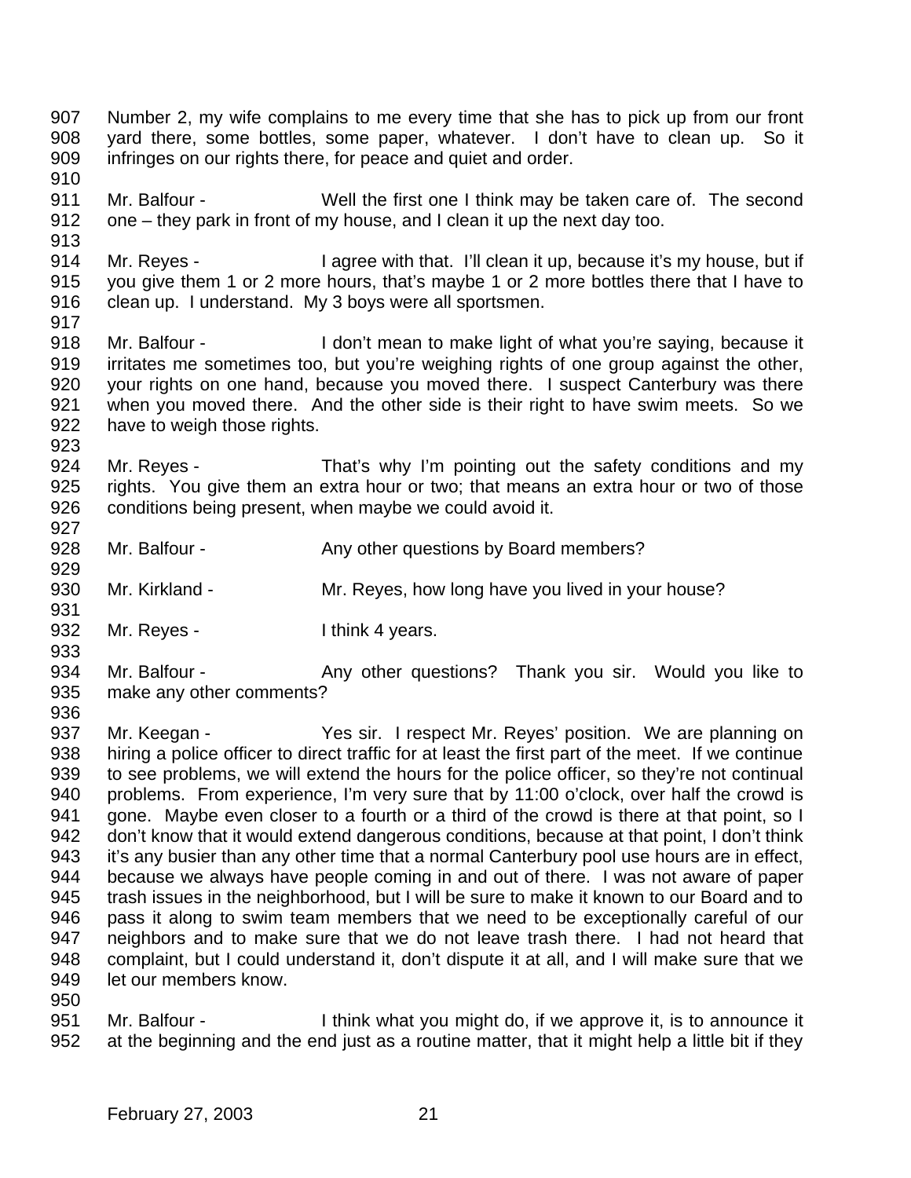Number 2, my wife complains to me every time that she has to pick up from our front yard there, some bottles, some paper, whatever. I don't have to clean up. So it infringes on our rights there, for peace and quiet and order.

Mr. Balfour - Well the first one I think may be taken care of. The second one – they park in front of my house, and I clean it up the next day too.

Mr. Reyes - I agree with that. I'll clean it up, because it's my house, but if you give them 1 or 2 more hours, that's maybe 1 or 2 more bottles there that I have to clean up. I understand. My 3 boys were all sportsmen.

Mr. Balfour - I don't mean to make light of what you're saying, because it irritates me sometimes too, but you're weighing rights of one group against the other, your rights on one hand, because you moved there. I suspect Canterbury was there when you moved there. And the other side is their right to have swim meets. So we have to weigh those rights.

Mr. Reyes - That's why I'm pointing out the safety conditions and my rights. You give them an extra hour or two; that means an extra hour or two of those conditions being present, when maybe we could avoid it.

Mr. Balfour - Any other questions by Board members?

Mr. Kirkland - Mr. Reyes, how long have you lived in your house?

Mr. Reyes - I think 4 years.

Mr. Balfour - Any other questions? Thank you sir. Would you like to make any other comments?

Mr. Keegan - Yes sir. I respect Mr. Reyes' position. We are planning on hiring a police officer to direct traffic for at least the first part of the meet. If we continue to see problems, we will extend the hours for the police officer, so they're not continual problems. From experience, I'm very sure that by 11:00 o'clock, over half the crowd is gone. Maybe even closer to a fourth or a third of the crowd is there at that point, so I don't know that it would extend dangerous conditions, because at that point, I don't think it's any busier than any other time that a normal Canterbury pool use hours are in effect, because we always have people coming in and out of there. I was not aware of paper trash issues in the neighborhood, but I will be sure to make it known to our Board and to pass it along to swim team members that we need to be exceptionally careful of our neighbors and to make sure that we do not leave trash there. I had not heard that complaint, but I could understand it, don't dispute it at all, and I will make sure that we let our members know.

Mr. Balfour - I think what you might do, if we approve it, is to announce it at the beginning and the end just as a routine matter, that it might help a little bit if they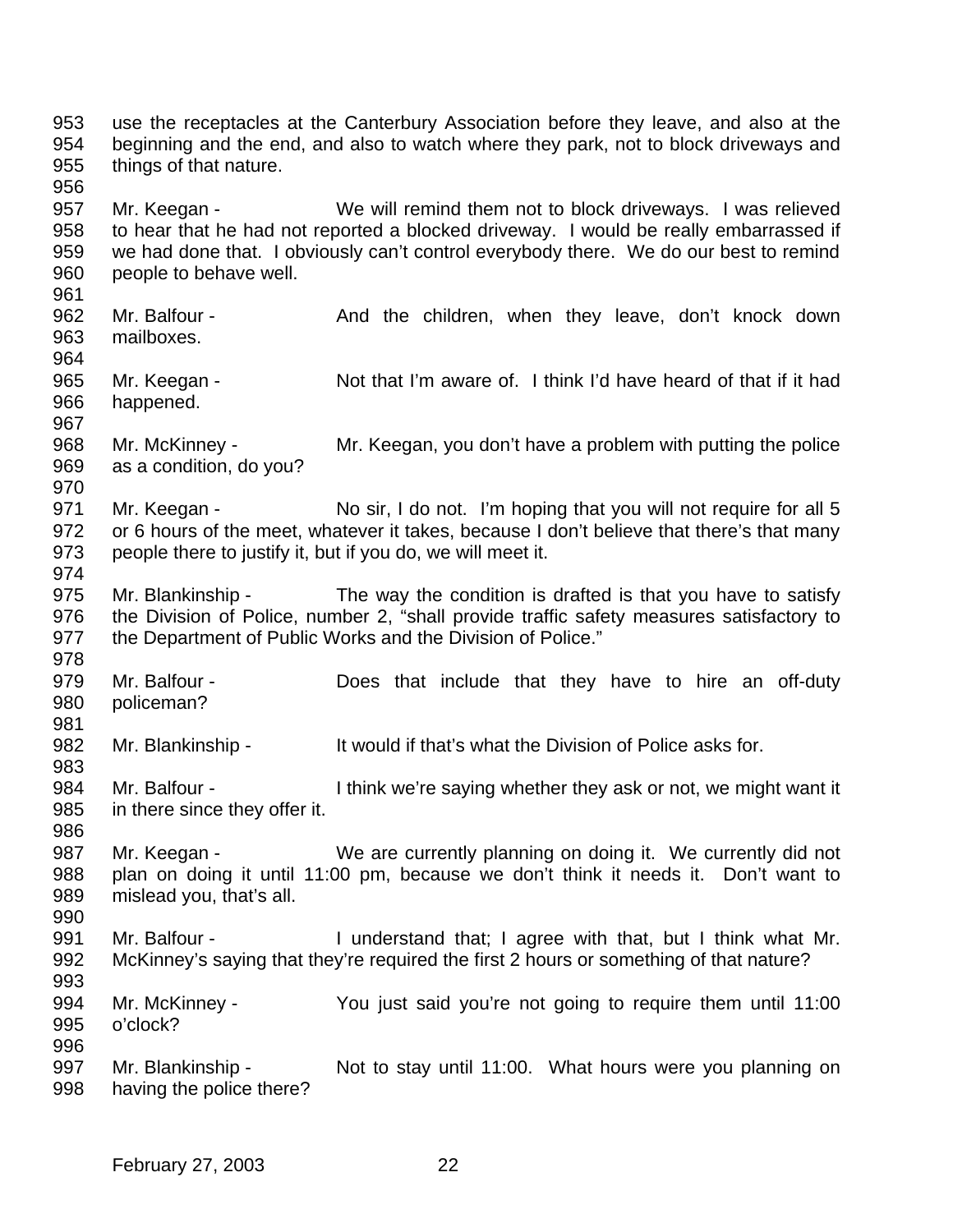953 use the receptacles at the Canterbury Association before they leave, and also at the
954 beginning and the end, and also to watch where they park, not to block driveways and
955 things of that nature.
956
957 Mr. Keegan - We will remind them not to block driveways. I was relieved
958 to hear that he had not reported a blocked driveway. I would be really embarrassed if
959 we had done that. I obviously can't control everybody there. We do our best to remind
960 people to behave well.
961
962 Mr. Balfour - And the children, when they leave, don't knock down
963 mailboxes.
964
965 Mr. Keegan - Not that I'm aware of. I think I'd have heard of that if it had
966 happened.
967
968 Mr. McKinney - Mr. Keegan, you don't have a problem with putting the police
969 as a condition, do you?
970
971 Mr. Keegan - No sir, I do not. I'm hoping that you will not require for all 5
972 or 6 hours of the meet, whatever it takes, because I don't believe that there's that many
973 people there to justify it, but if you do, we will meet it.
974
975 Mr. Blankinship - The way the condition is drafted is that you have to satisfy
976 the Division of Police, number 2, "shall provide traffic safety measures satisfactory to
977 the Department of Public Works and the Division of Police."
978
979 Mr. Balfour - Does that include that they have to hire an off-duty
980 policeman?
981
982 Mr. Blankinship - It would if that's what the Division of Police asks for.
983
984 Mr. Balfour - I think we're saying whether they ask or not, we might want it
985 in there since they offer it.
986
987 Mr. Keegan - We are currently planning on doing it. We currently did not
988 plan on doing it until 11:00 pm, because we don't think it needs it. Don't want to
989 mislead you, that's all.
990
991 Mr. Balfour - I understand that; I agree with that, but I think what Mr.
992 McKinney's saying that they're required the first 2 hours or something of that nature?
993
994 Mr. McKinney - You just said you're not going to require them until 11:00
995 o'clock?
996
997 Mr. Blankinship - Not to stay until 11:00. What hours were you planning on
998 having the police there?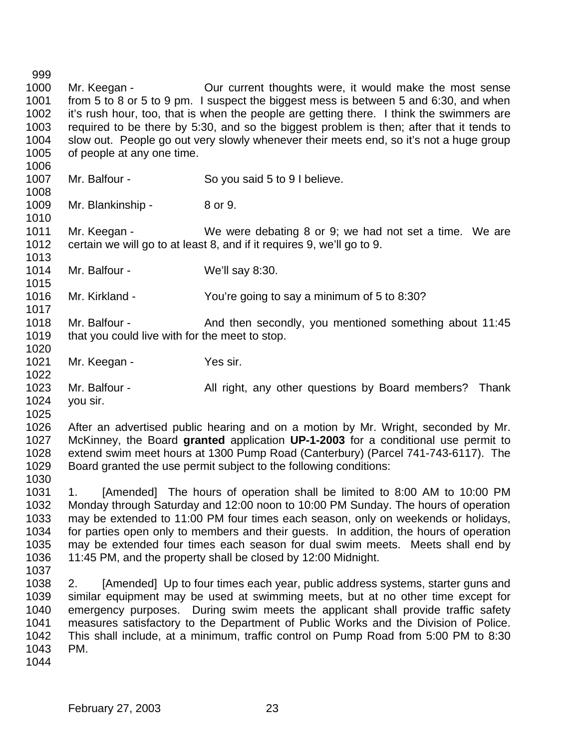Mr. Keegan - Our current thoughts were, it would make the most sense from 5 to 8 or 5 to 9 pm. I suspect the biggest mess is between 5 and 6:30, and when it's rush hour, too, that is when the people are getting there. I think the swimmers are required to be there by 5:30, and so the biggest problem is then; after that it tends to slow out. People go out very slowly whenever their meets end, so it's not a huge group of people at any one time.

Mr. Balfour - So you said 5 to 9 I believe.

Mr. Blankinship - 8 or 9.

Mr. Keegan - We were debating 8 or 9; we had not set a time. We are certain we will go to at least 8, and if it requires 9, we'll go to 9.

Mr. Balfour - We'll say 8:30.

Mr. Kirkland - You're going to say a minimum of 5 to 8:30?

Mr. Balfour - And then secondly, you mentioned something about 11:45 that you could live with for the meet to stop.

Mr. Keegan - Yes sir.

Mr. Balfour - All right, any other questions by Board members? Thank you sir.

After an advertised public hearing and on a motion by Mr. Wright, seconded by Mr. McKinney, the Board **granted** application **UP-1-2003** for a conditional use permit to extend swim meet hours at 1300 Pump Road (Canterbury) (Parcel 741-743-6117). The Board granted the use permit subject to the following conditions:

1. [Amended] The hours of operation shall be limited to 8:00 AM to 10:00 PM Monday through Saturday and 12:00 noon to 10:00 PM Sunday. The hours of operation may be extended to 11:00 PM four times each season, only on weekends or holidays, for parties open only to members and their guests. In addition, the hours of operation may be extended four times each season for dual swim meets. Meets shall end by 11:45 PM, and the property shall be closed by 12:00 Midnight.

2. [Amended] Up to four times each year, public address systems, starter guns and similar equipment may be used at swimming meets, but at no other time except for emergency purposes. During swim meets the applicant shall provide traffic safety measures satisfactory to the Department of Public Works and the Division of Police. This shall include, at a minimum, traffic control on Pump Road from 5:00 PM to 8:30 PM.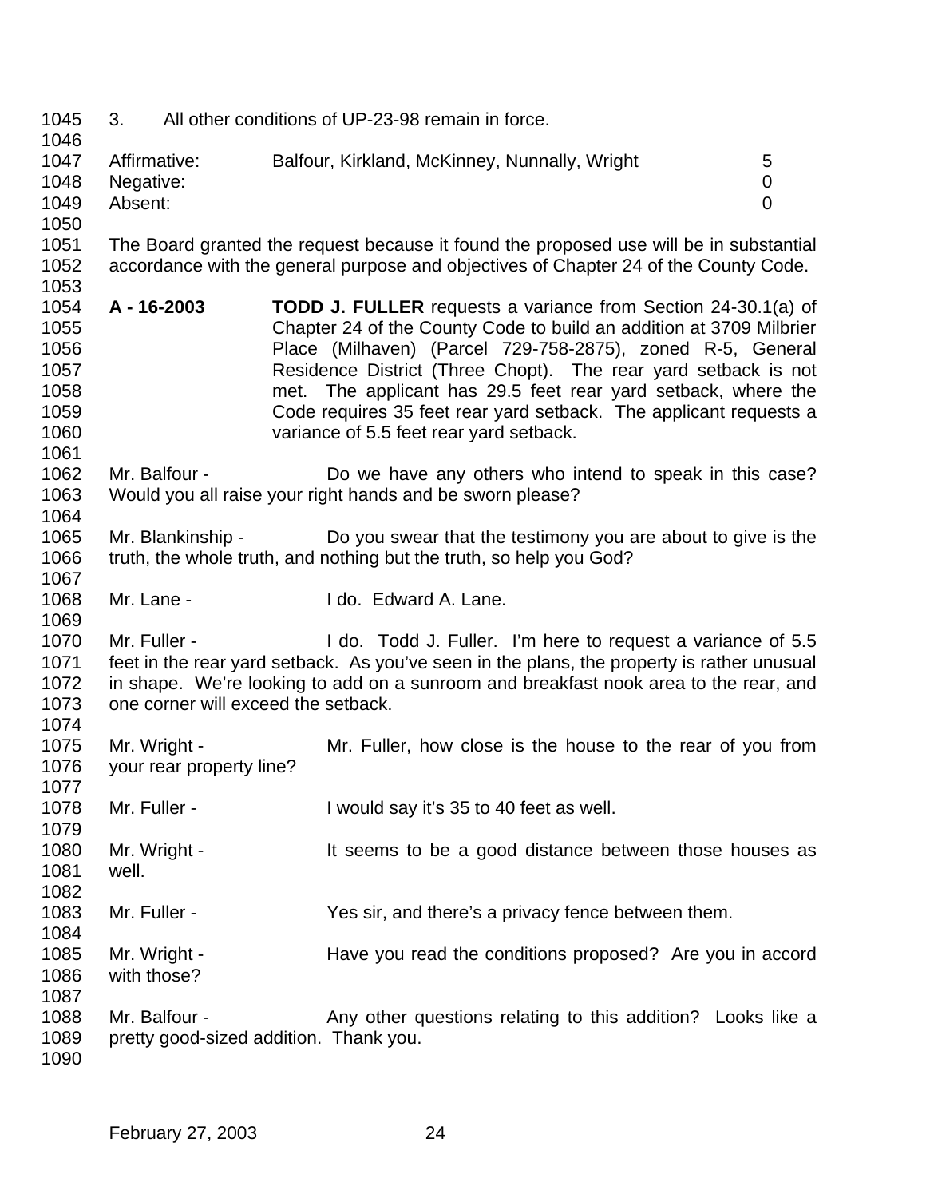3. All other conditions of UP-23-98 remain in force.

| | | |
|---|---|---|
| Affirmative: | Balfour, Kirkland, McKinney, Nunnally, Wright | 5 |
| Negative: | | 0 |
| Absent: | | 0 |

The Board granted the request because it found the proposed use will be in substantial accordance with the general purpose and objectives of Chapter 24 of the County Code.

**A - 16-2003** **TODD J. FULLER** requests a variance from Section 24-30.1(a) of Chapter 24 of the County Code to build an addition at 3709 Milbrier Place (Milhaven) (Parcel 729-758-2875), zoned R-5, General Residence District (Three Chopt). The rear yard setback is not met. The applicant has 29.5 feet rear yard setback, where the Code requires 35 feet rear yard setback. The applicant requests a variance of 5.5 feet rear yard setback.

Mr. Balfour - Do we have any others who intend to speak in this case? Would you all raise your right hands and be sworn please?

Mr. Blankinship - Do you swear that the testimony you are about to give is the truth, the whole truth, and nothing but the truth, so help you God?

Mr. Lane - I do. Edward A. Lane.

Mr. Fuller - I do. Todd J. Fuller. I'm here to request a variance of 5.5 feet in the rear yard setback. As you've seen in the plans, the property is rather unusual in shape. We're looking to add on a sunroom and breakfast nook area to the rear, and one corner will exceed the setback.

Mr. Wright - Mr. Fuller, how close is the house to the rear of you from your rear property line?

Mr. Fuller - I would say it's 35 to 40 feet as well.

Mr. Wright - It seems to be a good distance between those houses as well.

Mr. Fuller - Yes sir, and there's a privacy fence between them.

Mr. Wright - Have you read the conditions proposed? Are you in accord with those?

Mr. Balfour - Any other questions relating to this addition? Looks like a pretty good-sized addition. Thank you.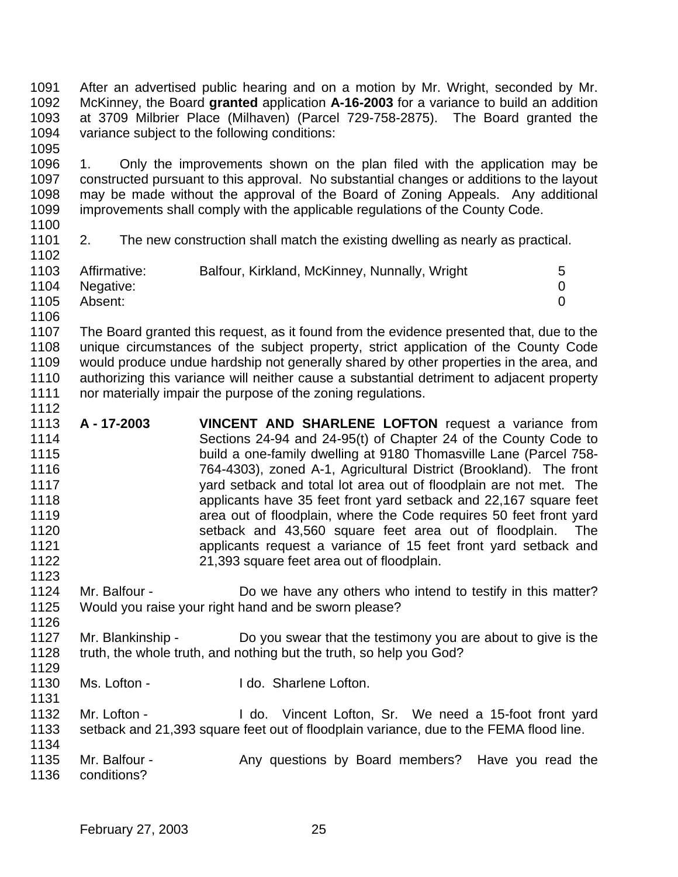After an advertised public hearing and on a motion by Mr. Wright, seconded by Mr. McKinney, the Board **granted** application **A-16-2003** for a variance to build an addition at 3709 Milbrier Place (Milhaven) (Parcel 729-758-2875). The Board granted the variance subject to the following conditions:

1. Only the improvements shown on the plan filed with the application may be constructed pursuant to this approval. No substantial changes or additions to the layout may be made without the approval of the Board of Zoning Appeals. Any additional improvements shall comply with the applicable regulations of the County Code.

2. The new construction shall match the existing dwelling as nearly as practical.

| | | |
|---|---|---|
| Affirmative: | Balfour, Kirkland, McKinney, Nunnally, Wright | 5 |
| Negative: | | 0 |
| Absent: | | 0 |

The Board granted this request, as it found from the evidence presented that, due to the unique circumstances of the subject property, strict application of the County Code would produce undue hardship not generally shared by other properties in the area, and authorizing this variance will neither cause a substantial detriment to adjacent property nor materially impair the purpose of the zoning regulations.

**A - 17-2003** **VINCENT AND SHARLENE LOFTON** request a variance from Sections 24-94 and 24-95(t) of Chapter 24 of the County Code to build a one-family dwelling at 9180 Thomasville Lane (Parcel 758-764-4303), zoned A-1, Agricultural District (Brookland). The front yard setback and total lot area out of floodplain are not met. The applicants have 35 feet front yard setback and 22,167 square feet area out of floodplain, where the Code requires 50 feet front yard setback and 43,560 square feet area out of floodplain. The applicants request a variance of 15 feet front yard setback and 21,393 square feet area out of floodplain.

Mr. Balfour - Do we have any others who intend to testify in this matter? Would you raise your right hand and be sworn please?

Mr. Blankinship - Do you swear that the testimony you are about to give is the truth, the whole truth, and nothing but the truth, so help you God?

Ms. Lofton - I do. Sharlene Lofton.

Mr. Lofton - I do. Vincent Lofton, Sr. We need a 15-foot front yard setback and 21,393 square feet out of floodplain variance, due to the FEMA flood line.

Mr. Balfour - Any questions by Board members? Have you read the conditions?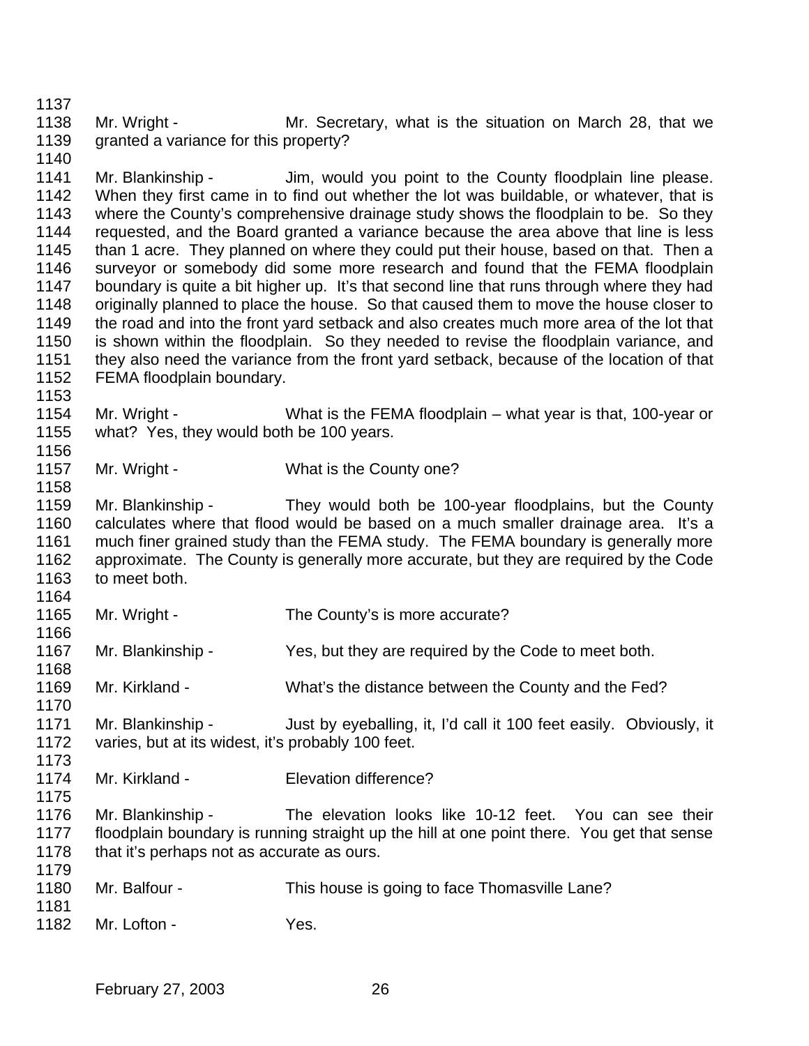1137

1138 Mr. Wright - Mr. Secretary, what is the situation on March 28, that we
1139 granted a variance for this property?
1140

1141 Mr. Blankinship - Jim, would you point to the County floodplain line please.
1142 When they first came in to find out whether the lot was buildable, or whatever, that is
1143 where the County's comprehensive drainage study shows the floodplain to be. So they
1144 requested, and the Board granted a variance because the area above that line is less
1145 than 1 acre. They planned on where they could put their house, based on that. Then a
1146 surveyor or somebody did some more research and found that the FEMA floodplain
1147 boundary is quite a bit higher up. It's that second line that runs through where they had
1148 originally planned to place the house. So that caused them to move the house closer to
1149 the road and into the front yard setback and also creates much more area of the lot that
1150 is shown within the floodplain. So they needed to revise the floodplain variance, and
1151 they also need the variance from the front yard setback, because of the location of that
1152 FEMA floodplain boundary.
1153

1154 Mr. Wright - What is the FEMA floodplain – what year is that, 100-year or
1155 what? Yes, they would both be 100 years.
1156

1157 Mr. Wright - What is the County one?
1158

1159 Mr. Blankinship - They would both be 100-year floodplains, but the County
1160 calculates where that flood would be based on a much smaller drainage area. It's a
1161 much finer grained study than the FEMA study. The FEMA boundary is generally more
1162 approximate. The County is generally more accurate, but they are required by the Code
1163 to meet both.
1164

1165 Mr. Wright - The County's is more accurate?
1166

1167 Mr. Blankinship - Yes, but they are required by the Code to meet both.
1168

1169 Mr. Kirkland - What's the distance between the County and the Fed?
1170

1171 Mr. Blankinship - Just by eyeballing, it, I'd call it 100 feet easily. Obviously, it
1172 varies, but at its widest, it's probably 100 feet.
1173

1174 Mr. Kirkland - Elevation difference?
1175

1176 Mr. Blankinship - The elevation looks like 10-12 feet. You can see their
1177 floodplain boundary is running straight up the hill at one point there. You get that sense
1178 that it's perhaps not as accurate as ours.
1179

1180 Mr. Balfour - This house is going to face Thomasville Lane?
1181

1182 Mr. Lofton - Yes.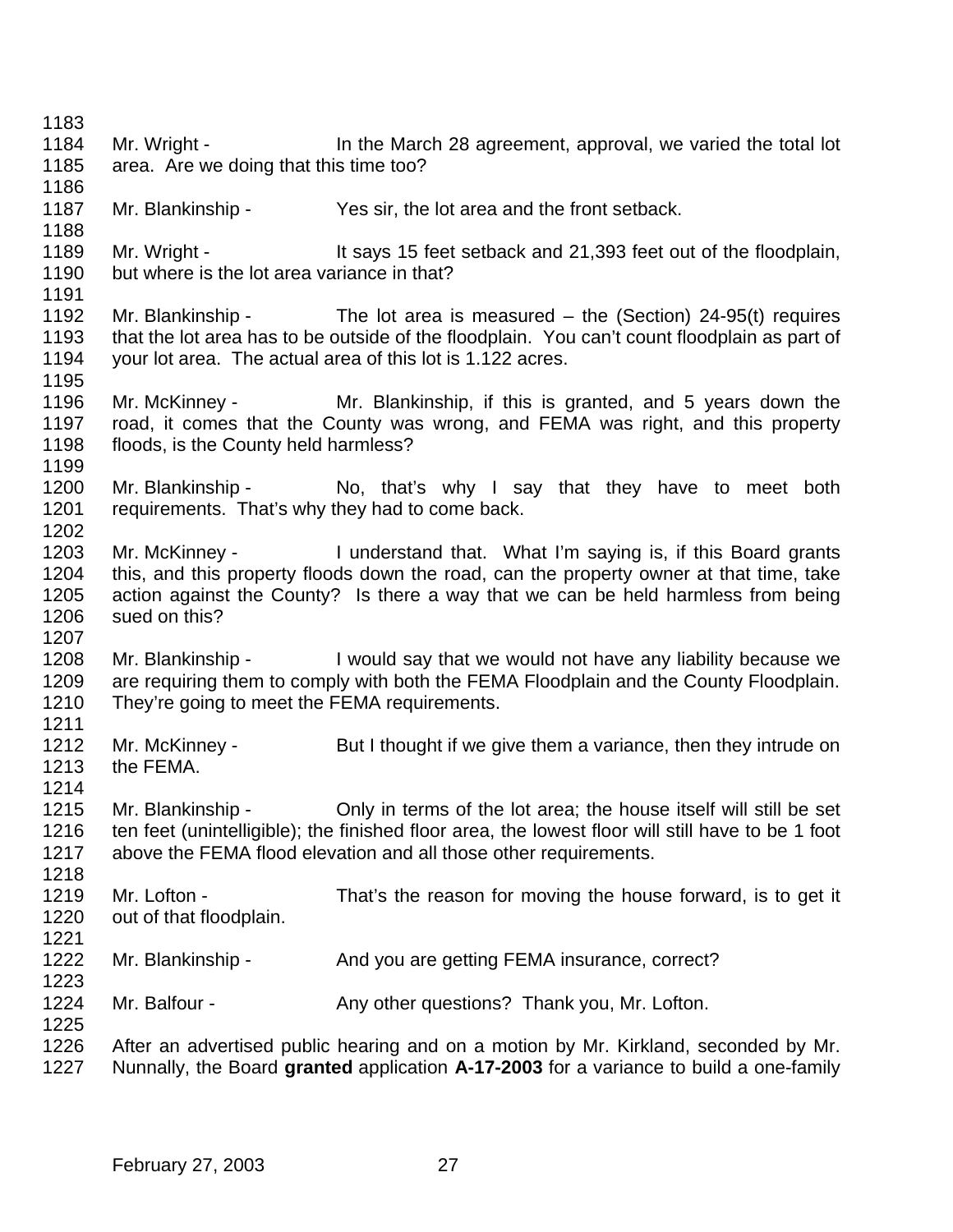Mr. Wright - In the March 28 agreement, approval, we varied the total lot area. Are we doing that this time too?

Mr. Blankinship - Yes sir, the lot area and the front setback.

Mr. Wright - It says 15 feet setback and 21,393 feet out of the floodplain, but where is the lot area variance in that?

Mr. Blankinship - The lot area is measured – the (Section) 24-95(t) requires that the lot area has to be outside of the floodplain. You can't count floodplain as part of your lot area. The actual area of this lot is 1.122 acres.

Mr. McKinney - Mr. Blankinship, if this is granted, and 5 years down the road, it comes that the County was wrong, and FEMA was right, and this property floods, is the County held harmless?

Mr. Blankinship - No, that's why I say that they have to meet both requirements. That's why they had to come back.

Mr. McKinney - I understand that. What I'm saying is, if this Board grants this, and this property floods down the road, can the property owner at that time, take action against the County? Is there a way that we can be held harmless from being sued on this?

Mr. Blankinship - I would say that we would not have any liability because we are requiring them to comply with both the FEMA Floodplain and the County Floodplain. They're going to meet the FEMA requirements.

Mr. McKinney - But I thought if we give them a variance, then they intrude on the FEMA.

Mr. Blankinship - Only in terms of the lot area; the house itself will still be set ten feet (unintelligible); the finished floor area, the lowest floor will still have to be 1 foot above the FEMA flood elevation and all those other requirements.

Mr. Lofton - That's the reason for moving the house forward, is to get it out of that floodplain.

Mr. Blankinship - And you are getting FEMA insurance, correct?

Mr. Balfour - Any other questions? Thank you, Mr. Lofton.

After an advertised public hearing and on a motion by Mr. Kirkland, seconded by Mr. Nunnally, the Board **granted** application **A-17-2003** for a variance to build a one-family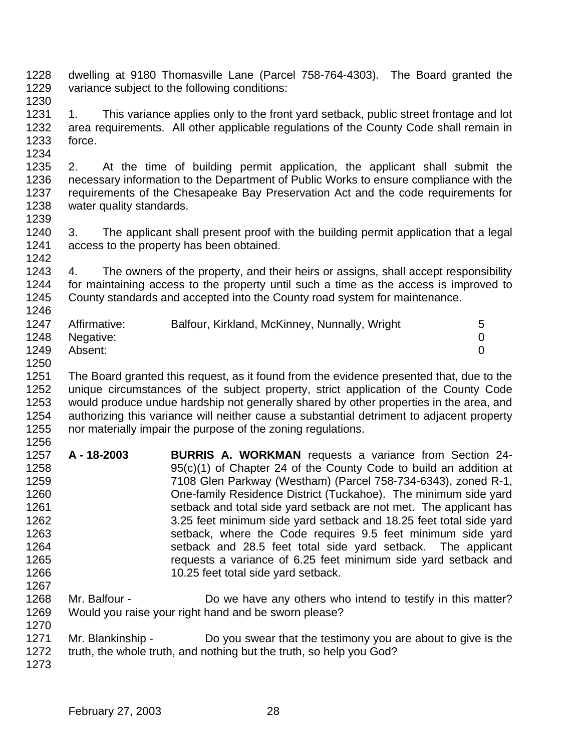dwelling at 9180 Thomasville Lane (Parcel 758-764-4303). The Board granted the variance subject to the following conditions:

1. This variance applies only to the front yard setback, public street frontage and lot area requirements. All other applicable regulations of the County Code shall remain in force.

2. At the time of building permit application, the applicant shall submit the necessary information to the Department of Public Works to ensure compliance with the requirements of the Chesapeake Bay Preservation Act and the code requirements for water quality standards.

3. The applicant shall present proof with the building permit application that a legal access to the property has been obtained.

4. The owners of the property, and their heirs or assigns, shall accept responsibility for maintaining access to the property until such a time as the access is improved to County standards and accepted into the County road system for maintenance.

| | | |
|---|---|---|
| Affirmative: | Balfour, Kirkland, McKinney, Nunnally, Wright | 5 |
| Negative: | | 0 |
| Absent: | | 0 |

The Board granted this request, as it found from the evidence presented that, due to the unique circumstances of the subject property, strict application of the County Code would produce undue hardship not generally shared by other properties in the area, and authorizing this variance will neither cause a substantial detriment to adjacent property nor materially impair the purpose of the zoning regulations.

**A - 18-2003** **BURRIS A. WORKMAN** requests a variance from Section 24-95(c)(1) of Chapter 24 of the County Code to build an addition at 7108 Glen Parkway (Westham) (Parcel 758-734-6343), zoned R-1, One-family Residence District (Tuckahoe). The minimum side yard setback and total side yard setback are not met. The applicant has 3.25 feet minimum side yard setback and 18.25 feet total side yard setback, where the Code requires 9.5 feet minimum side yard setback and 28.5 feet total side yard setback. The applicant requests a variance of 6.25 feet minimum side yard setback and 10.25 feet total side yard setback.

Mr. Balfour - Do we have any others who intend to testify in this matter? Would you raise your right hand and be sworn please?

Mr. Blankinship - Do you swear that the testimony you are about to give is the truth, the whole truth, and nothing but the truth, so help you God?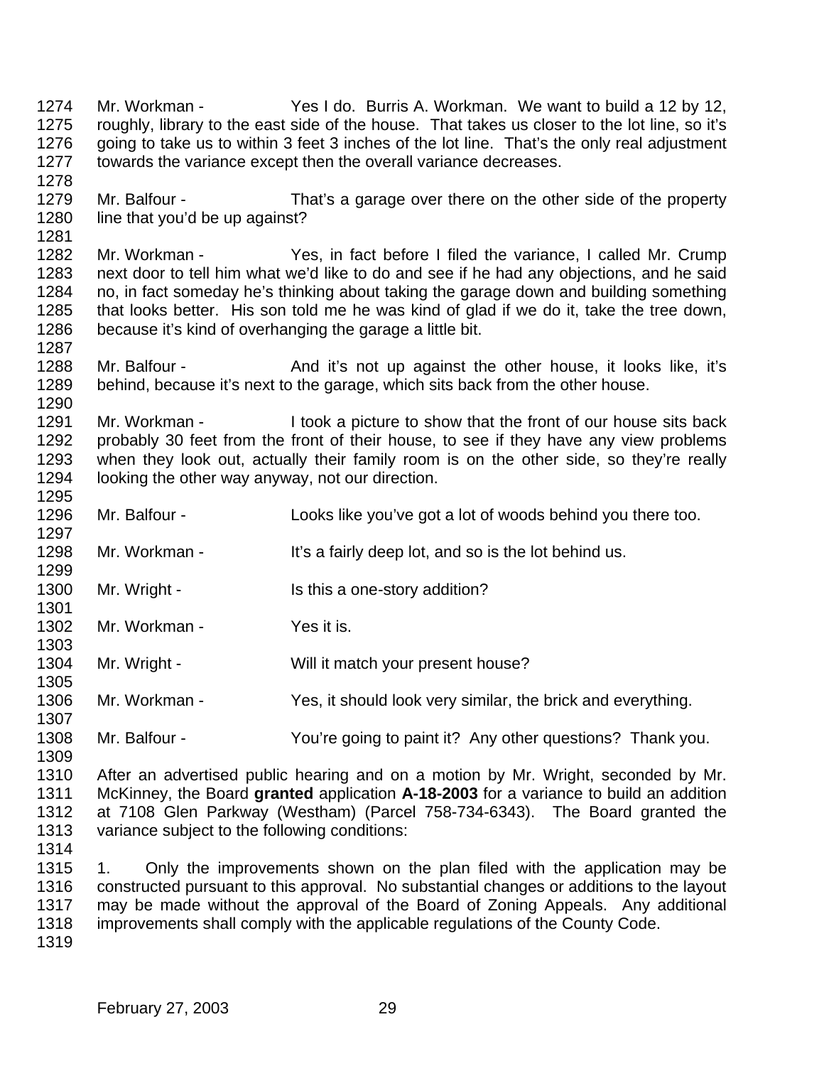Mr. Workman - Yes I do. Burris A. Workman. We want to build a 12 by 12, roughly, library to the east side of the house. That takes us closer to the lot line, so it's going to take us to within 3 feet 3 inches of the lot line. That's the only real adjustment towards the variance except then the overall variance decreases.

Mr. Balfour - That's a garage over there on the other side of the property line that you'd be up against?

Mr. Workman - Yes, in fact before I filed the variance, I called Mr. Crump next door to tell him what we'd like to do and see if he had any objections, and he said no, in fact someday he's thinking about taking the garage down and building something that looks better. His son told me he was kind of glad if we do it, take the tree down, because it's kind of overhanging the garage a little bit.

Mr. Balfour - And it's not up against the other house, it looks like, it's behind, because it's next to the garage, which sits back from the other house.

Mr. Workman - I took a picture to show that the front of our house sits back probably 30 feet from the front of their house, to see if they have any view problems when they look out, actually their family room is on the other side, so they're really looking the other way anyway, not our direction.

Mr. Balfour - Looks like you've got a lot of woods behind you there too.

Mr. Workman - It's a fairly deep lot, and so is the lot behind us.

Mr. Wright - Is this a one-story addition?

Mr. Workman - Yes it is.

Mr. Wright - Will it match your present house?

Mr. Workman - Yes, it should look very similar, the brick and everything.

Mr. Balfour - You're going to paint it? Any other questions? Thank you.

After an advertised public hearing and on a motion by Mr. Wright, seconded by Mr. McKinney, the Board **granted** application **A-18-2003** for a variance to build an addition at 7108 Glen Parkway (Westham) (Parcel 758-734-6343). The Board granted the variance subject to the following conditions:

1. Only the improvements shown on the plan filed with the application may be constructed pursuant to this approval. No substantial changes or additions to the layout may be made without the approval of the Board of Zoning Appeals. Any additional improvements shall comply with the applicable regulations of the County Code.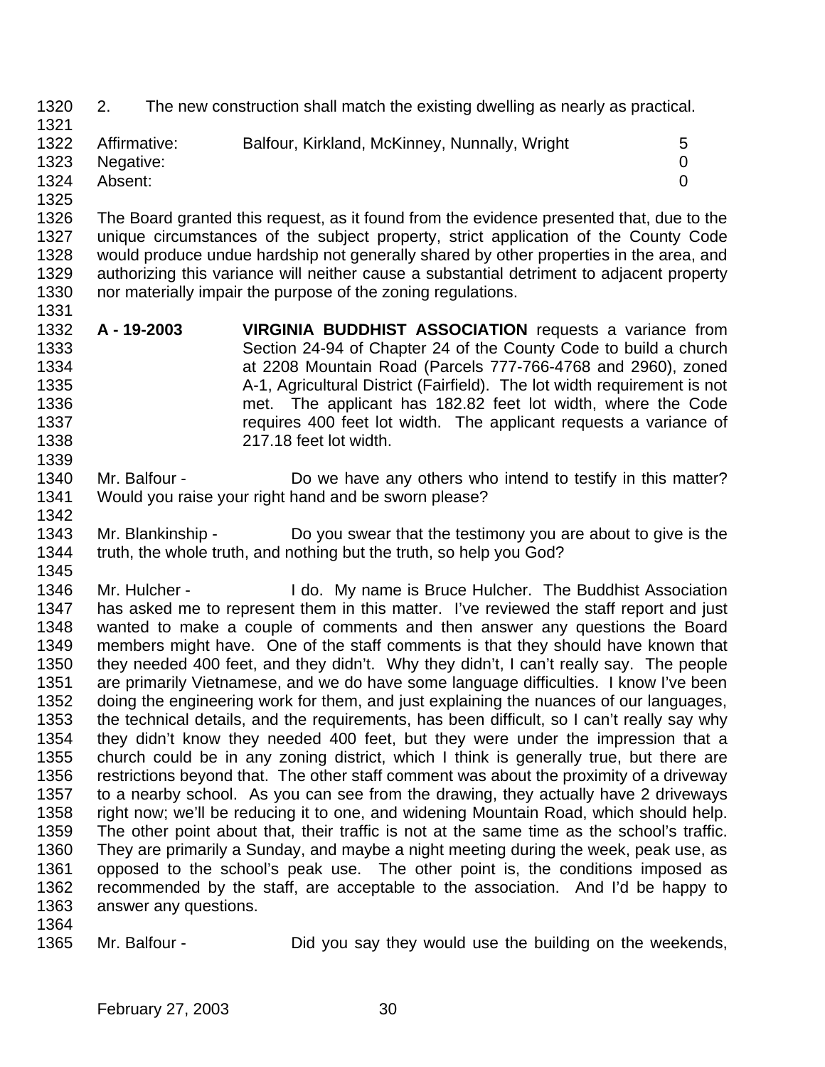2. The new construction shall match the existing dwelling as nearly as practical.

| | | |
|---|---|---|
| Affirmative: | Balfour, Kirkland, McKinney, Nunnally, Wright | 5 |
| Negative: | | 0 |
| Absent: | | 0 |

The Board granted this request, as it found from the evidence presented that, due to the unique circumstances of the subject property, strict application of the County Code would produce undue hardship not generally shared by other properties in the area, and authorizing this variance will neither cause a substantial detriment to adjacent property nor materially impair the purpose of the zoning regulations.

**A - 19-2003** **VIRGINIA BUDDHIST ASSOCIATION** requests a variance from Section 24-94 of Chapter 24 of the County Code to build a church at 2208 Mountain Road (Parcels 777-766-4768 and 2960), zoned A-1, Agricultural District (Fairfield). The lot width requirement is not met. The applicant has 182.82 feet lot width, where the Code requires 400 feet lot width. The applicant requests a variance of 217.18 feet lot width.

Mr. Balfour - Do we have any others who intend to testify in this matter? Would you raise your right hand and be sworn please?

Mr. Blankinship - Do you swear that the testimony you are about to give is the truth, the whole truth, and nothing but the truth, so help you God?

Mr. Hulcher - I do. My name is Bruce Hulcher. The Buddhist Association has asked me to represent them in this matter. I've reviewed the staff report and just wanted to make a couple of comments and then answer any questions the Board members might have. One of the staff comments is that they should have known that they needed 400 feet, and they didn't. Why they didn't, I can't really say. The people are primarily Vietnamese, and we do have some language difficulties. I know I've been doing the engineering work for them, and just explaining the nuances of our languages, the technical details, and the requirements, has been difficult, so I can't really say why they didn't know they needed 400 feet, but they were under the impression that a church could be in any zoning district, which I think is generally true, but there are restrictions beyond that. The other staff comment was about the proximity of a driveway to a nearby school. As you can see from the drawing, they actually have 2 driveways right now; we'll be reducing it to one, and widening Mountain Road, which should help. The other point about that, their traffic is not at the same time as the school's traffic. They are primarily a Sunday, and maybe a night meeting during the week, peak use, as opposed to the school's peak use. The other point is, the conditions imposed as recommended by the staff, are acceptable to the association. And I'd be happy to answer any questions.

Mr. Balfour - Did you say they would use the building on the weekends,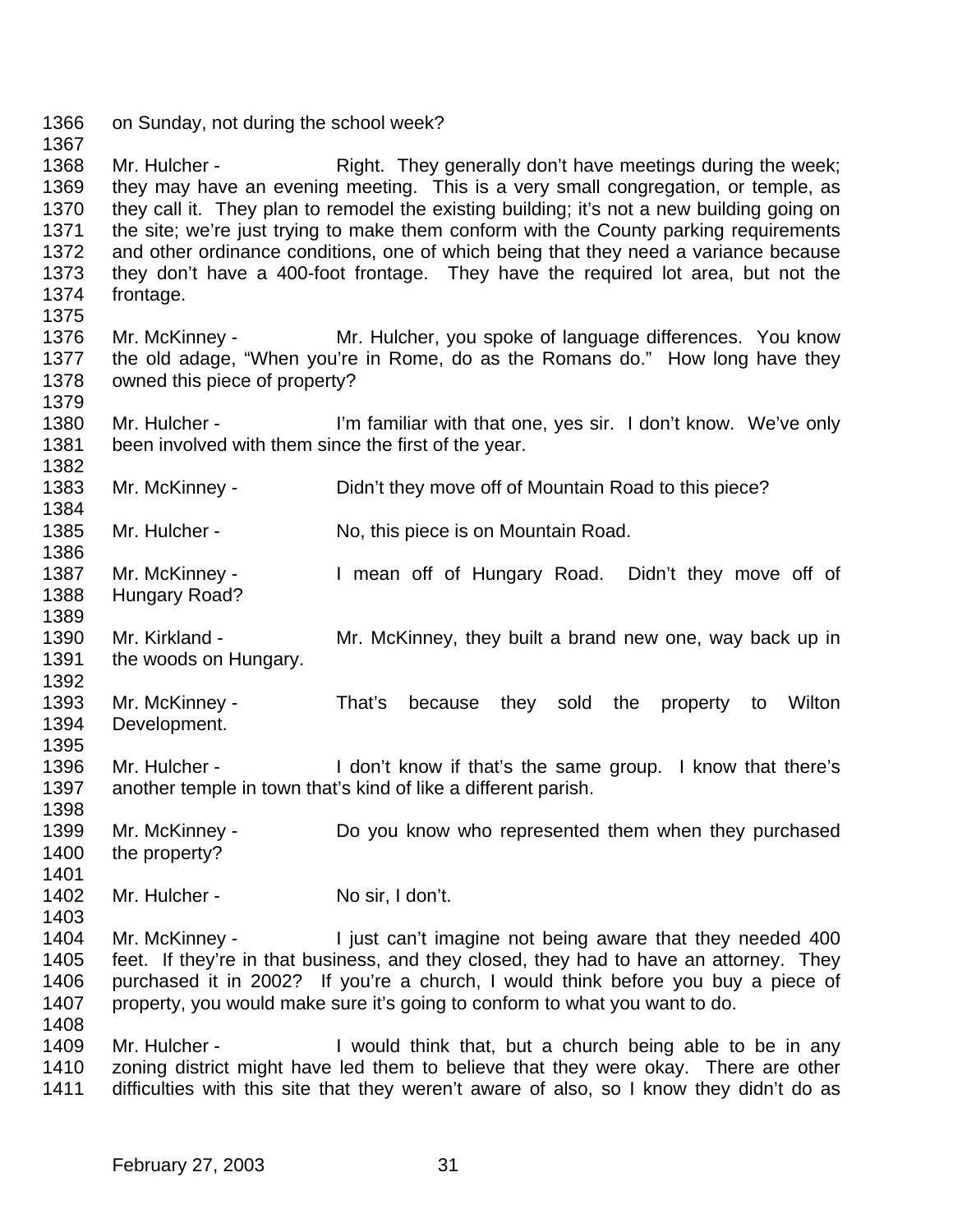on Sunday, not during the school week?

Mr. Hulcher - Right. They generally don't have meetings during the week; they may have an evening meeting. This is a very small congregation, or temple, as they call it. They plan to remodel the existing building; it's not a new building going on the site; we're just trying to make them conform with the County parking requirements and other ordinance conditions, one of which being that they need a variance because they don't have a 400-foot frontage. They have the required lot area, but not the frontage.

Mr. McKinney - Mr. Hulcher, you spoke of language differences. You know the old adage, "When you're in Rome, do as the Romans do." How long have they owned this piece of property?

Mr. Hulcher - I'm familiar with that one, yes sir. I don't know. We've only been involved with them since the first of the year.

Mr. McKinney - Didn't they move off of Mountain Road to this piece?

Mr. Hulcher - No, this piece is on Mountain Road.

Mr. McKinney - I mean off of Hungary Road. Didn't they move off of Hungary Road?

Mr. Kirkland - Mr. McKinney, they built a brand new one, way back up in the woods on Hungary.

Mr. McKinney - That's because they sold the property to Wilton Development.

Mr. Hulcher - I don't know if that's the same group. I know that there's another temple in town that's kind of like a different parish.

Mr. McKinney - Do you know who represented them when they purchased the property?

Mr. Hulcher - No sir, I don't.

Mr. McKinney - I just can't imagine not being aware that they needed 400 feet. If they're in that business, and they closed, they had to have an attorney. They purchased it in 2002? If you're a church, I would think before you buy a piece of property, you would make sure it's going to conform to what you want to do.

Mr. Hulcher - I would think that, but a church being able to be in any zoning district might have led them to believe that they were okay. There are other difficulties with this site that they weren't aware of also, so I know they didn't do as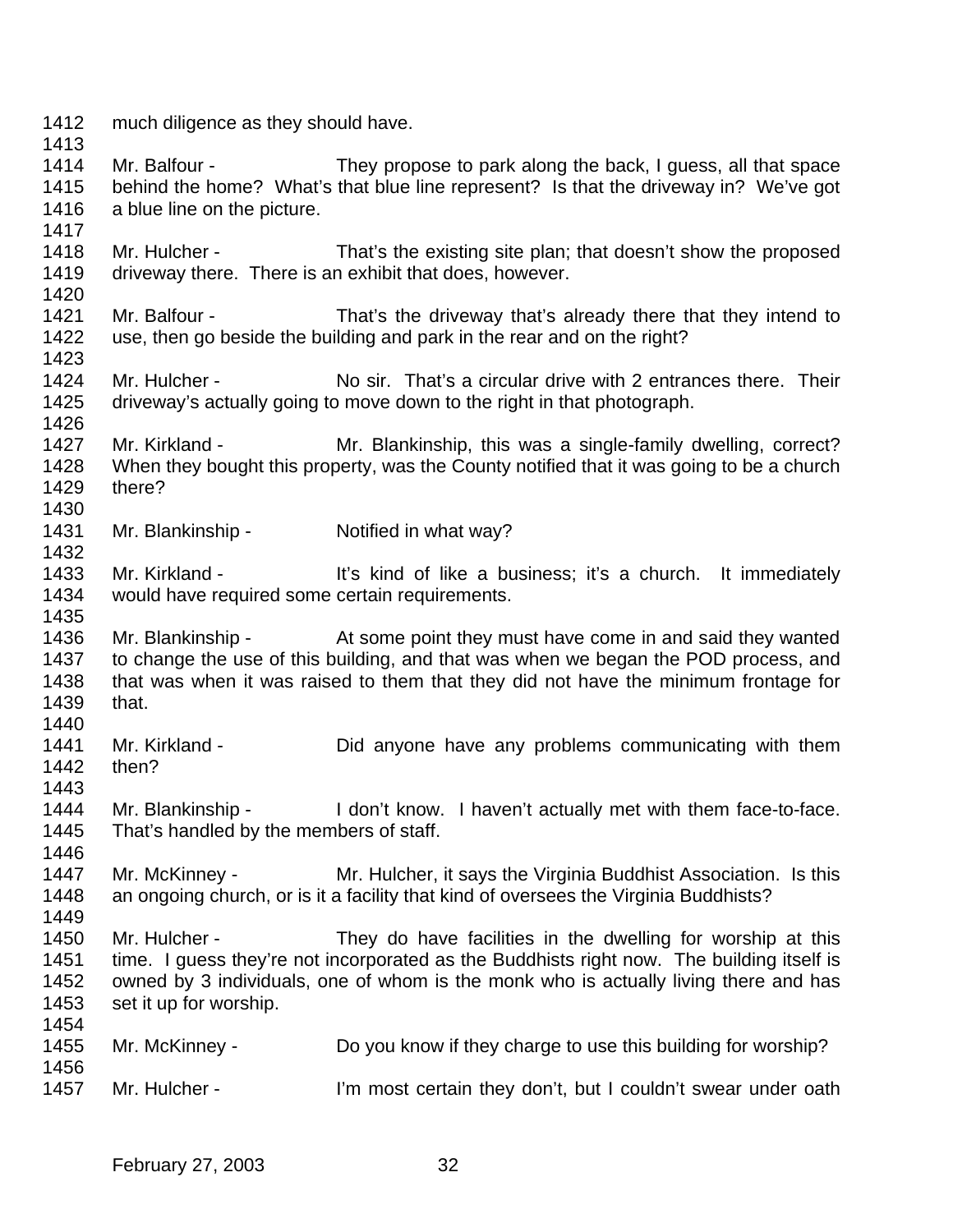much diligence as they should have.

Mr. Balfour - They propose to park along the back, I guess, all that space behind the home? What's that blue line represent? Is that the driveway in? We've got a blue line on the picture.

Mr. Hulcher - That's the existing site plan; that doesn't show the proposed driveway there. There is an exhibit that does, however.

Mr. Balfour - That's the driveway that's already there that they intend to use, then go beside the building and park in the rear and on the right?

Mr. Hulcher - No sir. That's a circular drive with 2 entrances there. Their driveway's actually going to move down to the right in that photograph.

Mr. Kirkland - Mr. Blankinship, this was a single-family dwelling, correct? When they bought this property, was the County notified that it was going to be a church there?

Mr. Blankinship - Notified in what way?

Mr. Kirkland - It's kind of like a business; it's a church. It immediately would have required some certain requirements.

Mr. Blankinship - At some point they must have come in and said they wanted to change the use of this building, and that was when we began the POD process, and that was when it was raised to them that they did not have the minimum frontage for that.

Mr. Kirkland - Did anyone have any problems communicating with them then?

Mr. Blankinship - I don't know. I haven't actually met with them face-to-face. That's handled by the members of staff.

Mr. McKinney - Mr. Hulcher, it says the Virginia Buddhist Association. Is this an ongoing church, or is it a facility that kind of oversees the Virginia Buddhists?

Mr. Hulcher - They do have facilities in the dwelling for worship at this time. I guess they're not incorporated as the Buddhists right now. The building itself is owned by 3 individuals, one of whom is the monk who is actually living there and has set it up for worship.

Mr. McKinney - Do you know if they charge to use this building for worship?

Mr. Hulcher - I'm most certain they don't, but I couldn't swear under oath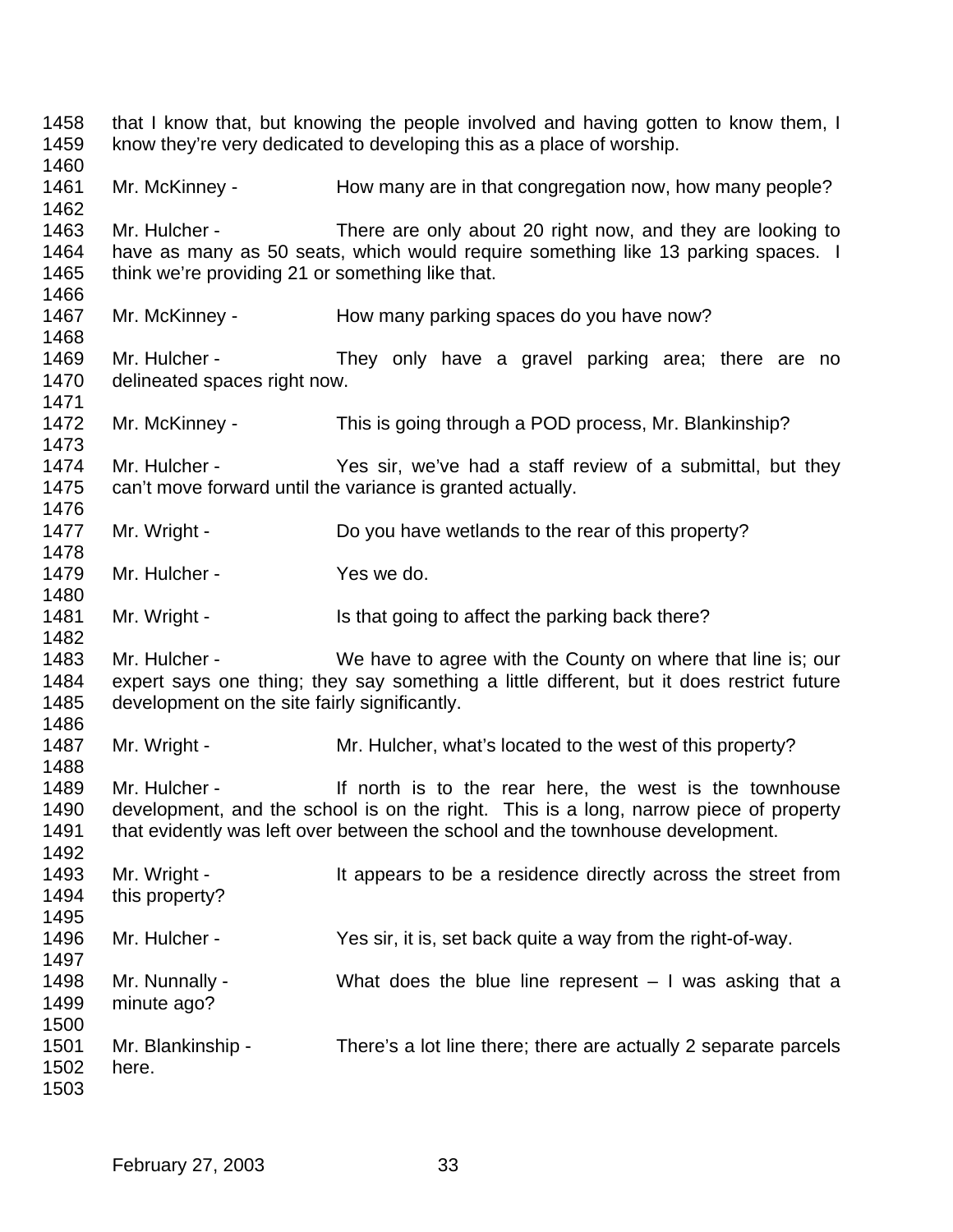that I know that, but knowing the people involved and having gotten to know them, I know they're very dedicated to developing this as a place of worship.

Mr. McKinney - How many are in that congregation now, how many people?

Mr. Hulcher - There are only about 20 right now, and they are looking to have as many as 50 seats, which would require something like 13 parking spaces. I think we're providing 21 or something like that.

Mr. McKinney - How many parking spaces do you have now?

Mr. Hulcher - They only have a gravel parking area; there are no delineated spaces right now.

Mr. McKinney - This is going through a POD process, Mr. Blankinship?

Mr. Hulcher - Yes sir, we've had a staff review of a submittal, but they can't move forward until the variance is granted actually.

Mr. Wright - Do you have wetlands to the rear of this property?

Mr. Hulcher - Yes we do.

Mr. Wright - Is that going to affect the parking back there?

Mr. Hulcher - We have to agree with the County on where that line is; our expert says one thing; they say something a little different, but it does restrict future development on the site fairly significantly.

Mr. Wright - Mr. Hulcher, what's located to the west of this property?

Mr. Hulcher - If north is to the rear here, the west is the townhouse development, and the school is on the right. This is a long, narrow piece of property that evidently was left over between the school and the townhouse development.

Mr. Wright - It appears to be a residence directly across the street from this property?

Mr. Hulcher - Yes sir, it is, set back quite a way from the right-of-way.

Mr. Nunnally - What does the blue line represent – I was asking that a minute ago?

Mr. Blankinship - There's a lot line there; there are actually 2 separate parcels here.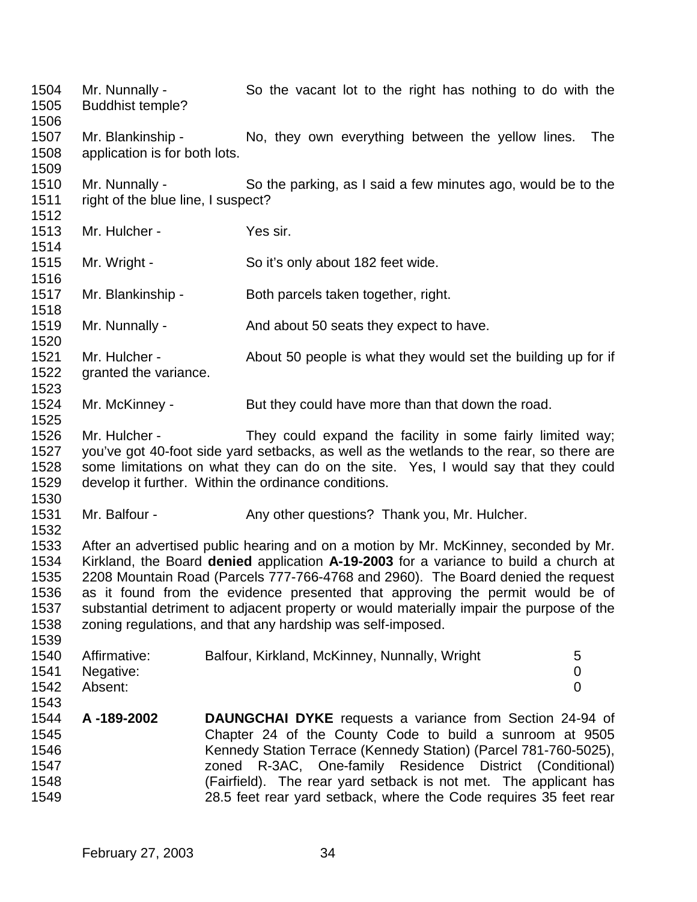1504 Mr. Nunnally - So the vacant lot to the right has nothing to do with the
1505 Buddhist temple?
1506
1507 Mr. Blankinship - No, they own everything between the yellow lines. The
1508 application is for both lots.
1509
1510 Mr. Nunnally - So the parking, as I said a few minutes ago, would be to the
1511 right of the blue line, I suspect?
1512
1513 Mr. Hulcher - Yes sir.
1514
1515 Mr. Wright - So it's only about 182 feet wide.
1516
1517 Mr. Blankinship - Both parcels taken together, right.
1518
1519 Mr. Nunnally - And about 50 seats they expect to have.
1520
1521 Mr. Hulcher - About 50 people is what they would set the building up for if
1522 granted the variance.
1523
1524 Mr. McKinney - But they could have more than that down the road.
1525
1526 Mr. Hulcher - They could expand the facility in some fairly limited way;
1527 you've got 40-foot side yard setbacks, as well as the wetlands to the rear, so there are
1528 some limitations on what they can do on the site. Yes, I would say that they could
1529 develop it further. Within the ordinance conditions.
1530
1531 Mr. Balfour - Any other questions? Thank you, Mr. Hulcher.
1532
1533 After an advertised public hearing and on a motion by Mr. McKinney, seconded by Mr.
1534 Kirkland, the Board **denied** application **A-19-2003** for a variance to build a church at
1535 2208 Mountain Road (Parcels 777-766-4768 and 2960). The Board denied the request
1536 as it found from the evidence presented that approving the permit would be of
1537 substantial detriment to adjacent property or would materially impair the purpose of the
1538 zoning regulations, and that any hardship was self-imposed.
1539

| | | |
|---|---|---|
| 1540 Affirmative: | Balfour, Kirkland, McKinney, Nunnally, Wright | 5 |
| 1541 Negative: | | 0 |
| 1542 Absent: | | 0 |

1543
1544 **A -189-2002** **DAUNGCHAI DYKE** requests a variance from Section 24-94 of
1545 Chapter 24 of the County Code to build a sunroom at 9505
1546 Kennedy Station Terrace (Kennedy Station) (Parcel 781-760-5025),
1547 zoned R-3AC, One-family Residence District (Conditional)
1548 (Fairfield). The rear yard setback is not met. The applicant has
1549 28.5 feet rear yard setback, where the Code requires 35 feet rear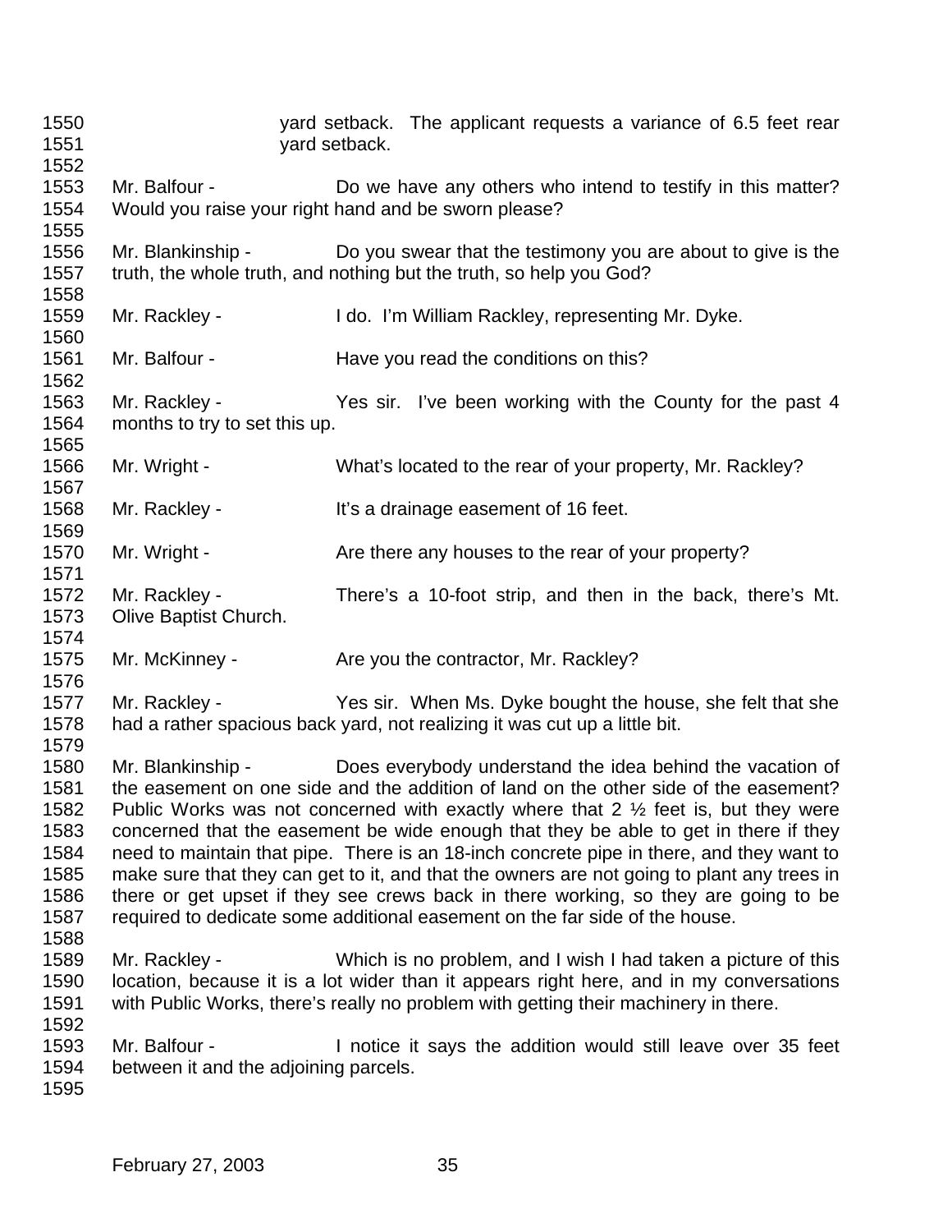yard setback. The applicant requests a variance of 6.5 feet rear yard setback.

Mr. Balfour - Do we have any others who intend to testify in this matter? Would you raise your right hand and be sworn please?

Mr. Blankinship - Do you swear that the testimony you are about to give is the truth, the whole truth, and nothing but the truth, so help you God?

Mr. Rackley - I do. I'm William Rackley, representing Mr. Dyke.

Mr. Balfour - Have you read the conditions on this?

Mr. Rackley - Yes sir. I've been working with the County for the past 4 months to try to set this up.

Mr. Wright - What's located to the rear of your property, Mr. Rackley?

Mr. Rackley - It's a drainage easement of 16 feet.

Mr. Wright - Are there any houses to the rear of your property?

Mr. Rackley - There's a 10-foot strip, and then in the back, there's Mt. Olive Baptist Church.

Mr. McKinney - Are you the contractor, Mr. Rackley?

Mr. Rackley - Yes sir. When Ms. Dyke bought the house, she felt that she had a rather spacious back yard, not realizing it was cut up a little bit.

Mr. Blankinship - Does everybody understand the idea behind the vacation of the easement on one side and the addition of land on the other side of the easement? Public Works was not concerned with exactly where that 2 ½ feet is, but they were concerned that the easement be wide enough that they be able to get in there if they need to maintain that pipe. There is an 18-inch concrete pipe in there, and they want to make sure that they can get to it, and that the owners are not going to plant any trees in there or get upset if they see crews back in there working, so they are going to be required to dedicate some additional easement on the far side of the house.

Mr. Rackley - Which is no problem, and I wish I had taken a picture of this location, because it is a lot wider than it appears right here, and in my conversations with Public Works, there's really no problem with getting their machinery in there.

Mr. Balfour - I notice it says the addition would still leave over 35 feet between it and the adjoining parcels.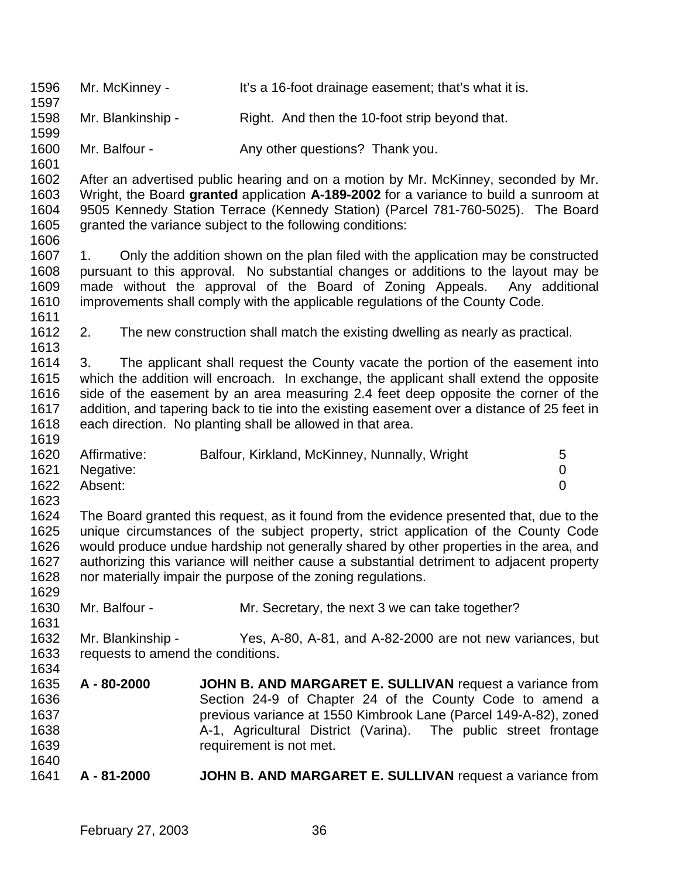Mr. McKinney - It's a 16-foot drainage easement; that's what it is.

Mr. Blankinship - Right. And then the 10-foot strip beyond that.

Mr. Balfour - Any other questions? Thank you.

After an advertised public hearing and on a motion by Mr. McKinney, seconded by Mr. Wright, the Board **granted** application **A-189-2002** for a variance to build a sunroom at 9505 Kennedy Station Terrace (Kennedy Station) (Parcel 781-760-5025). The Board granted the variance subject to the following conditions:

1. Only the addition shown on the plan filed with the application may be constructed pursuant to this approval. No substantial changes or additions to the layout may be made without the approval of the Board of Zoning Appeals. Any additional improvements shall comply with the applicable regulations of the County Code.

2. The new construction shall match the existing dwelling as nearly as practical.

3. The applicant shall request the County vacate the portion of the easement into which the addition will encroach. In exchange, the applicant shall extend the opposite side of the easement by an area measuring 2.4 feet deep opposite the corner of the addition, and tapering back to tie into the existing easement over a distance of 25 feet in each direction. No planting shall be allowed in that area.

| | | |
|---|---|---|
| Affirmative: | Balfour, Kirkland, McKinney, Nunnally, Wright | 5 |
| Negative: | | 0 |
| Absent: | | 0 |

The Board granted this request, as it found from the evidence presented that, due to the unique circumstances of the subject property, strict application of the County Code would produce undue hardship not generally shared by other properties in the area, and authorizing this variance will neither cause a substantial detriment to adjacent property nor materially impair the purpose of the zoning regulations.

Mr. Balfour - Mr. Secretary, the next 3 we can take together?

Mr. Blankinship - Yes, A-80, A-81, and A-82-2000 are not new variances, but requests to amend the conditions.

**A - 80-2000** **JOHN B. AND MARGARET E. SULLIVAN** request a variance from Section 24-9 of Chapter 24 of the County Code to amend a previous variance at 1550 Kimbrook Lane (Parcel 149-A-82), zoned A-1, Agricultural District (Varina). The public street frontage requirement is not met.

**A - 81-2000** **JOHN B. AND MARGARET E. SULLIVAN** request a variance from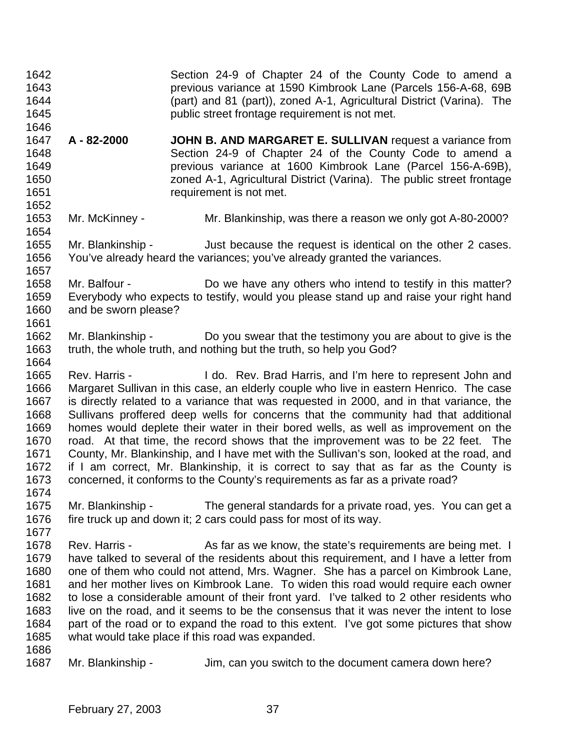Section 24-9 of Chapter 24 of the County Code to amend a previous variance at 1590 Kimbrook Lane (Parcels 156-A-68, 69B (part) and 81 (part)), zoned A-1, Agricultural District (Varina). The public street frontage requirement is not met.

**A - 82-2000** **JOHN B. AND MARGARET E. SULLIVAN** request a variance from Section 24-9 of Chapter 24 of the County Code to amend a previous variance at 1600 Kimbrook Lane (Parcel 156-A-69B), zoned A-1, Agricultural District (Varina). The public street frontage requirement is not met.

Mr. McKinney - Mr. Blankinship, was there a reason we only got A-80-2000?

Mr. Blankinship - Just because the request is identical on the other 2 cases. You've already heard the variances; you've already granted the variances.

Mr. Balfour - Do we have any others who intend to testify in this matter? Everybody who expects to testify, would you please stand up and raise your right hand and be sworn please?

Mr. Blankinship - Do you swear that the testimony you are about to give is the truth, the whole truth, and nothing but the truth, so help you God?

Rev. Harris - I do. Rev. Brad Harris, and I'm here to represent John and Margaret Sullivan in this case, an elderly couple who live in eastern Henrico. The case is directly related to a variance that was requested in 2000, and in that variance, the Sullivans proffered deep wells for concerns that the community had that additional homes would deplete their water in their bored wells, as well as improvement on the road. At that time, the record shows that the improvement was to be 22 feet. The County, Mr. Blankinship, and I have met with the Sullivan's son, looked at the road, and if I am correct, Mr. Blankinship, it is correct to say that as far as the County is concerned, it conforms to the County's requirements as far as a private road?

Mr. Blankinship - The general standards for a private road, yes. You can get a fire truck up and down it; 2 cars could pass for most of its way.

Rev. Harris - As far as we know, the state's requirements are being met. I have talked to several of the residents about this requirement, and I have a letter from one of them who could not attend, Mrs. Wagner. She has a parcel on Kimbrook Lane, and her mother lives on Kimbrook Lane. To widen this road would require each owner to lose a considerable amount of their front yard. I've talked to 2 other residents who live on the road, and it seems to be the consensus that it was never the intent to lose part of the road or to expand the road to this extent. I've got some pictures that show what would take place if this road was expanded.

Mr. Blankinship - Jim, can you switch to the document camera down here?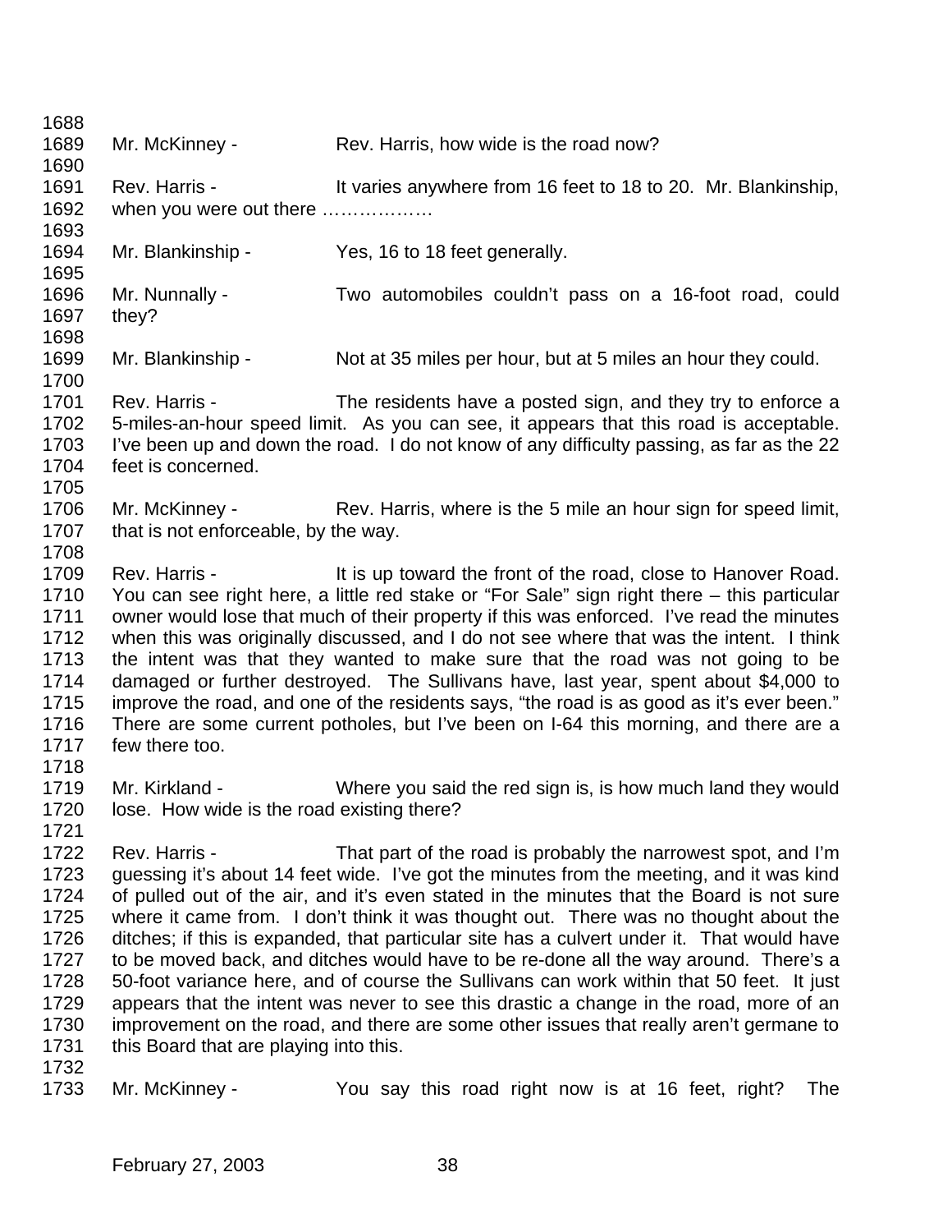Mr. McKinney - Rev. Harris, how wide is the road now?

Rev. Harris - It varies anywhere from 16 feet to 18 to 20. Mr. Blankinship, when you were out there ………………

Mr. Blankinship - Yes, 16 to 18 feet generally.

Mr. Nunnally - Two automobiles couldn't pass on a 16-foot road, could they?

Mr. Blankinship - Not at 35 miles per hour, but at 5 miles an hour they could.

Rev. Harris - The residents have a posted sign, and they try to enforce a 5-miles-an-hour speed limit. As you can see, it appears that this road is acceptable. I've been up and down the road. I do not know of any difficulty passing, as far as the 22 feet is concerned.

Mr. McKinney - Rev. Harris, where is the 5 mile an hour sign for speed limit, that is not enforceable, by the way.

Rev. Harris - It is up toward the front of the road, close to Hanover Road. You can see right here, a little red stake or "For Sale" sign right there – this particular owner would lose that much of their property if this was enforced. I've read the minutes when this was originally discussed, and I do not see where that was the intent. I think the intent was that they wanted to make sure that the road was not going to be damaged or further destroyed. The Sullivans have, last year, spent about $4,000 to improve the road, and one of the residents says, "the road is as good as it's ever been." There are some current potholes, but I've been on I-64 this morning, and there are a few there too.

Mr. Kirkland - Where you said the red sign is, is how much land they would lose. How wide is the road existing there?

Rev. Harris - That part of the road is probably the narrowest spot, and I'm guessing it's about 14 feet wide. I've got the minutes from the meeting, and it was kind of pulled out of the air, and it's even stated in the minutes that the Board is not sure where it came from. I don't think it was thought out. There was no thought about the ditches; if this is expanded, that particular site has a culvert under it. That would have to be moved back, and ditches would have to be re-done all the way around. There's a 50-foot variance here, and of course the Sullivans can work within that 50 feet. It just appears that the intent was never to see this drastic a change in the road, more of an improvement on the road, and there are some other issues that really aren't germane to this Board that are playing into this.

Mr. McKinney - You say this road right now is at 16 feet, right? The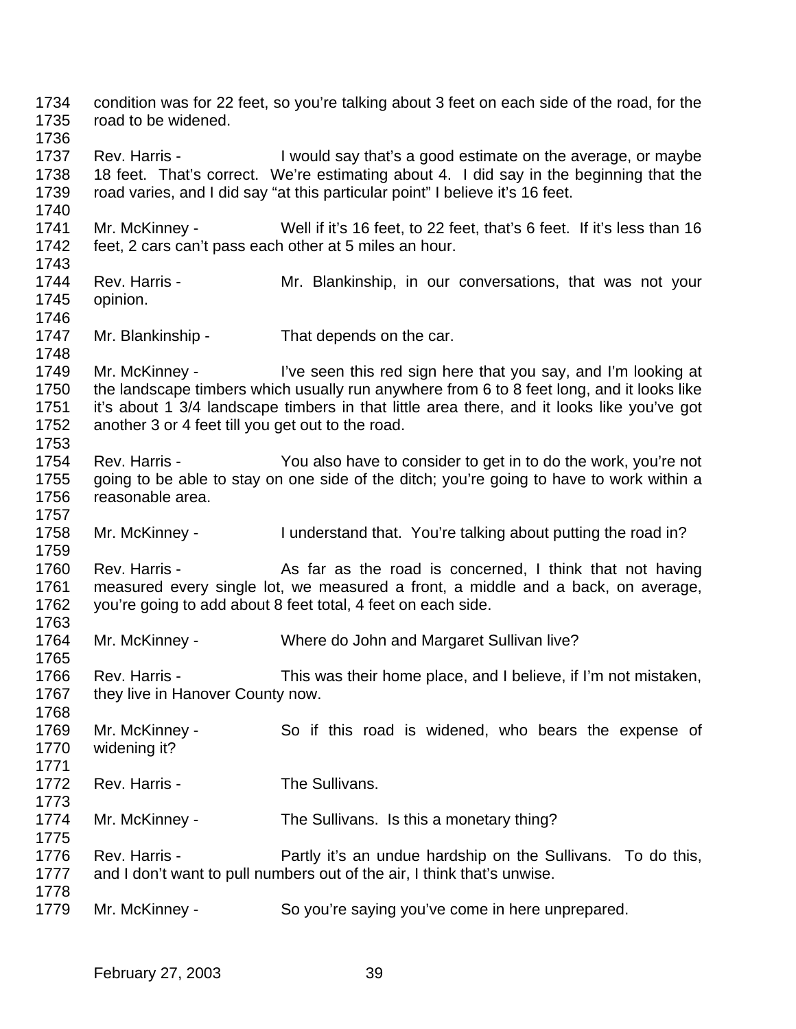condition was for 22 feet, so you're talking about 3 feet on each side of the road, for the road to be widened.

Rev. Harris - I would say that's a good estimate on the average, or maybe 18 feet. That's correct. We're estimating about 4. I did say in the beginning that the road varies, and I did say "at this particular point" I believe it's 16 feet.

Mr. McKinney - Well if it's 16 feet, to 22 feet, that's 6 feet. If it's less than 16 feet, 2 cars can't pass each other at 5 miles an hour.

Rev. Harris - Mr. Blankinship, in our conversations, that was not your opinion.

Mr. Blankinship - That depends on the car.

Mr. McKinney - I've seen this red sign here that you say, and I'm looking at the landscape timbers which usually run anywhere from 6 to 8 feet long, and it looks like it's about 1 3/4 landscape timbers in that little area there, and it looks like you've got another 3 or 4 feet till you get out to the road.

Rev. Harris - You also have to consider to get in to do the work, you're not going to be able to stay on one side of the ditch; you're going to have to work within a reasonable area.

Mr. McKinney - I understand that. You're talking about putting the road in?

Rev. Harris - As far as the road is concerned, I think that not having measured every single lot, we measured a front, a middle and a back, on average, you're going to add about 8 feet total, 4 feet on each side.

Mr. McKinney - Where do John and Margaret Sullivan live?

Rev. Harris - This was their home place, and I believe, if I'm not mistaken, they live in Hanover County now.

Mr. McKinney - So if this road is widened, who bears the expense of widening it?

Rev. Harris - The Sullivans.

Mr. McKinney - The Sullivans. Is this a monetary thing?

Rev. Harris - Partly it's an undue hardship on the Sullivans. To do this, and I don't want to pull numbers out of the air, I think that's unwise.

Mr. McKinney - So you're saying you've come in here unprepared.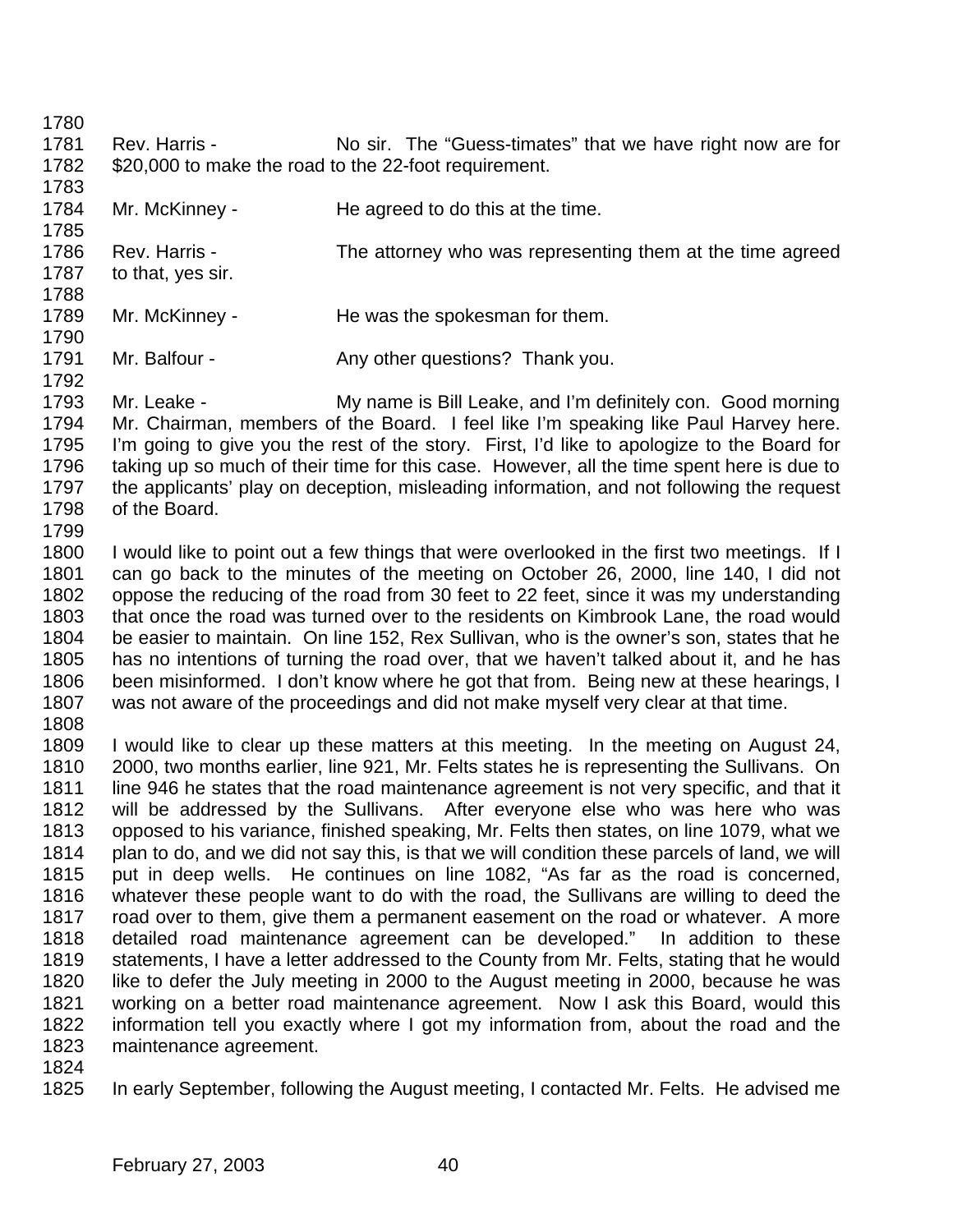Rev. Harris - No sir. The "Guess-timates" that we have right now are for $20,000 to make the road to the 22-foot requirement.

Mr. McKinney - He agreed to do this at the time.

Rev. Harris - The attorney who was representing them at the time agreed to that, yes sir.

Mr. McKinney - He was the spokesman for them.

Mr. Balfour - Any other questions? Thank you.

Mr. Leake - My name is Bill Leake, and I'm definitely con. Good morning Mr. Chairman, members of the Board. I feel like I'm speaking like Paul Harvey here. I'm going to give you the rest of the story. First, I'd like to apologize to the Board for taking up so much of their time for this case. However, all the time spent here is due to the applicants' play on deception, misleading information, and not following the request of the Board.

I would like to point out a few things that were overlooked in the first two meetings. If I can go back to the minutes of the meeting on October 26, 2000, line 140, I did not oppose the reducing of the road from 30 feet to 22 feet, since it was my understanding that once the road was turned over to the residents on Kimbrook Lane, the road would be easier to maintain. On line 152, Rex Sullivan, who is the owner's son, states that he has no intentions of turning the road over, that we haven't talked about it, and he has been misinformed. I don't know where he got that from. Being new at these hearings, I was not aware of the proceedings and did not make myself very clear at that time.

I would like to clear up these matters at this meeting. In the meeting on August 24, 2000, two months earlier, line 921, Mr. Felts states he is representing the Sullivans. On line 946 he states that the road maintenance agreement is not very specific, and that it will be addressed by the Sullivans. After everyone else who was here who was opposed to his variance, finished speaking, Mr. Felts then states, on line 1079, what we plan to do, and we did not say this, is that we will condition these parcels of land, we will put in deep wells. He continues on line 1082, "As far as the road is concerned, whatever these people want to do with the road, the Sullivans are willing to deed the road over to them, give them a permanent easement on the road or whatever. A more detailed road maintenance agreement can be developed." In addition to these statements, I have a letter addressed to the County from Mr. Felts, stating that he would like to defer the July meeting in 2000 to the August meeting in 2000, because he was working on a better road maintenance agreement. Now I ask this Board, would this information tell you exactly where I got my information from, about the road and the maintenance agreement.

In early September, following the August meeting, I contacted Mr. Felts. He advised me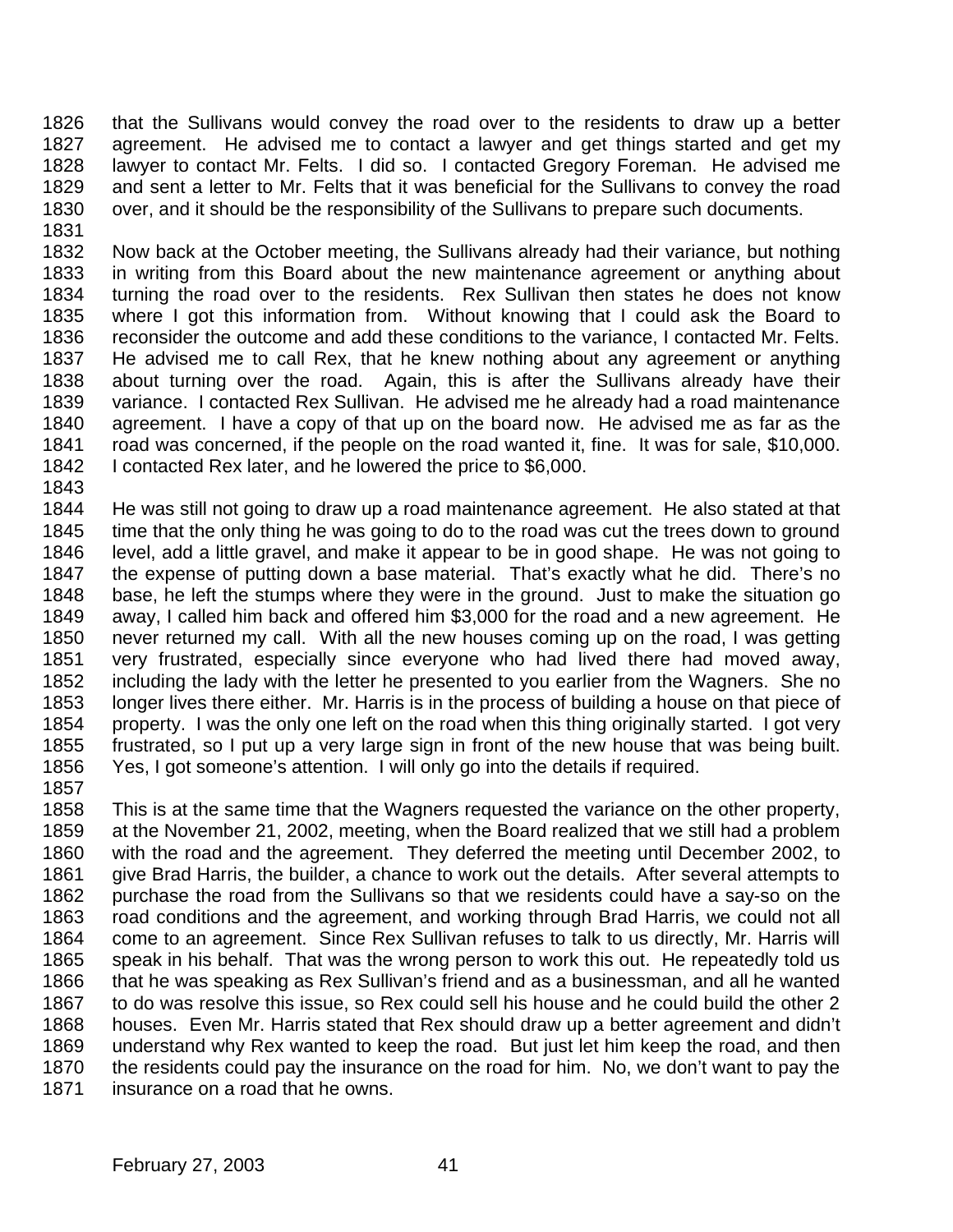that the Sullivans would convey the road over to the residents to draw up a better agreement. He advised me to contact a lawyer and get things started and get my lawyer to contact Mr. Felts. I did so. I contacted Gregory Foreman. He advised me and sent a letter to Mr. Felts that it was beneficial for the Sullivans to convey the road over, and it should be the responsibility of the Sullivans to prepare such documents.

Now back at the October meeting, the Sullivans already had their variance, but nothing in writing from this Board about the new maintenance agreement or anything about turning the road over to the residents. Rex Sullivan then states he does not know where I got this information from. Without knowing that I could ask the Board to reconsider the outcome and add these conditions to the variance, I contacted Mr. Felts. He advised me to call Rex, that he knew nothing about any agreement or anything about turning over the road. Again, this is after the Sullivans already have their variance. I contacted Rex Sullivan. He advised me he already had a road maintenance agreement. I have a copy of that up on the board now. He advised me as far as the road was concerned, if the people on the road wanted it, fine. It was for sale, $10,000. I contacted Rex later, and he lowered the price to $6,000.

He was still not going to draw up a road maintenance agreement. He also stated at that time that the only thing he was going to do to the road was cut the trees down to ground level, add a little gravel, and make it appear to be in good shape. He was not going to the expense of putting down a base material. That's exactly what he did. There's no base, he left the stumps where they were in the ground. Just to make the situation go away, I called him back and offered him $3,000 for the road and a new agreement. He never returned my call. With all the new houses coming up on the road, I was getting very frustrated, especially since everyone who had lived there had moved away, including the lady with the letter he presented to you earlier from the Wagners. She no longer lives there either. Mr. Harris is in the process of building a house on that piece of property. I was the only one left on the road when this thing originally started. I got very frustrated, so I put up a very large sign in front of the new house that was being built. Yes, I got someone's attention. I will only go into the details if required.

This is at the same time that the Wagners requested the variance on the other property, at the November 21, 2002, meeting, when the Board realized that we still had a problem with the road and the agreement. They deferred the meeting until December 2002, to give Brad Harris, the builder, a chance to work out the details. After several attempts to purchase the road from the Sullivans so that we residents could have a say-so on the road conditions and the agreement, and working through Brad Harris, we could not all come to an agreement. Since Rex Sullivan refuses to talk to us directly, Mr. Harris will speak in his behalf. That was the wrong person to work this out. He repeatedly told us that he was speaking as Rex Sullivan's friend and as a businessman, and all he wanted to do was resolve this issue, so Rex could sell his house and he could build the other 2 houses. Even Mr. Harris stated that Rex should draw up a better agreement and didn't understand why Rex wanted to keep the road. But just let him keep the road, and then the residents could pay the insurance on the road for him. No, we don't want to pay the insurance on a road that he owns.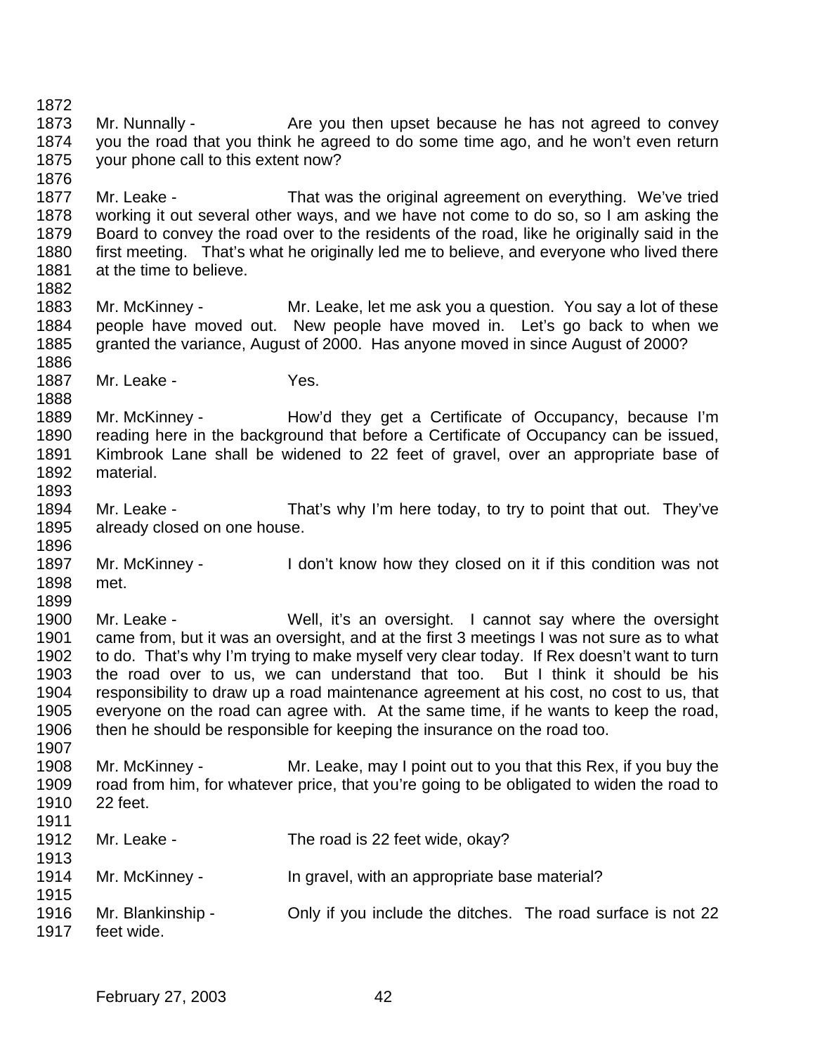Mr. Nunnally - Are you then upset because he has not agreed to convey you the road that you think he agreed to do some time ago, and he won't even return your phone call to this extent now?

Mr. Leake - That was the original agreement on everything. We've tried working it out several other ways, and we have not come to do so, so I am asking the Board to convey the road over to the residents of the road, like he originally said in the first meeting. That's what he originally led me to believe, and everyone who lived there at the time to believe.

Mr. McKinney - Mr. Leake, let me ask you a question. You say a lot of these people have moved out. New people have moved in. Let's go back to when we granted the variance, August of 2000. Has anyone moved in since August of 2000?

Mr. Leake - Yes.

Mr. McKinney - How'd they get a Certificate of Occupancy, because I'm reading here in the background that before a Certificate of Occupancy can be issued, Kimbrook Lane shall be widened to 22 feet of gravel, over an appropriate base of material.

Mr. Leake - That's why I'm here today, to try to point that out. They've already closed on one house.

Mr. McKinney - I don't know how they closed on it if this condition was not met.

Mr. Leake - Well, it's an oversight. I cannot say where the oversight came from, but it was an oversight, and at the first 3 meetings I was not sure as to what to do. That's why I'm trying to make myself very clear today. If Rex doesn't want to turn the road over to us, we can understand that too. But I think it should be his responsibility to draw up a road maintenance agreement at his cost, no cost to us, that everyone on the road can agree with. At the same time, if he wants to keep the road, then he should be responsible for keeping the insurance on the road too.

Mr. McKinney - Mr. Leake, may I point out to you that this Rex, if you buy the road from him, for whatever price, that you're going to be obligated to widen the road to 22 feet.

Mr. Leake - The road is 22 feet wide, okay?

Mr. McKinney - In gravel, with an appropriate base material?

Mr. Blankinship - Only if you include the ditches. The road surface is not 22 feet wide.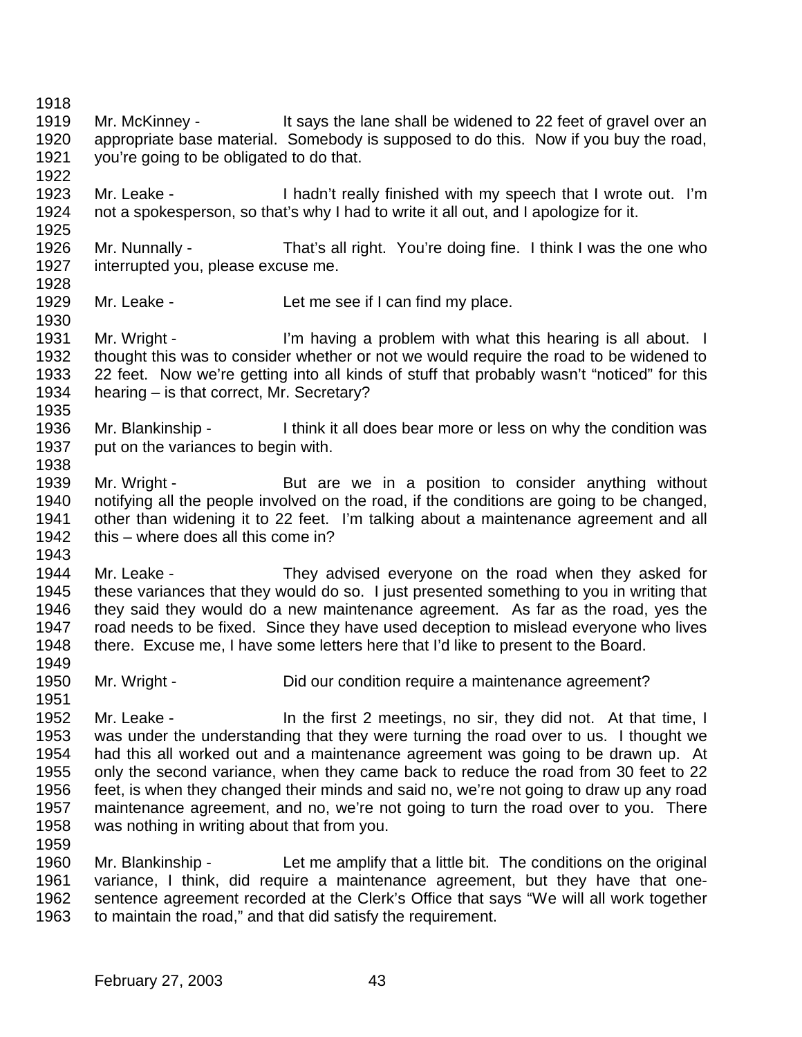Mr. McKinney - It says the lane shall be widened to 22 feet of gravel over an appropriate base material. Somebody is supposed to do this. Now if you buy the road, you're going to be obligated to do that.

Mr. Leake - I hadn't really finished with my speech that I wrote out. I'm not a spokesperson, so that's why I had to write it all out, and I apologize for it.

Mr. Nunnally - That's all right. You're doing fine. I think I was the one who interrupted you, please excuse me.

Mr. Leake - Let me see if I can find my place.

Mr. Wright - I'm having a problem with what this hearing is all about. I thought this was to consider whether or not we would require the road to be widened to 22 feet. Now we're getting into all kinds of stuff that probably wasn't "noticed" for this hearing – is that correct, Mr. Secretary?

Mr. Blankinship - I think it all does bear more or less on why the condition was put on the variances to begin with.

Mr. Wright - But are we in a position to consider anything without notifying all the people involved on the road, if the conditions are going to be changed, other than widening it to 22 feet. I'm talking about a maintenance agreement and all this – where does all this come in?

Mr. Leake - They advised everyone on the road when they asked for these variances that they would do so. I just presented something to you in writing that they said they would do a new maintenance agreement. As far as the road, yes the road needs to be fixed. Since they have used deception to mislead everyone who lives there. Excuse me, I have some letters here that I'd like to present to the Board.

Mr. Wright - Did our condition require a maintenance agreement?

Mr. Leake - In the first 2 meetings, no sir, they did not. At that time, I was under the understanding that they were turning the road over to us. I thought we had this all worked out and a maintenance agreement was going to be drawn up. At only the second variance, when they came back to reduce the road from 30 feet to 22 feet, is when they changed their minds and said no, we're not going to draw up any road maintenance agreement, and no, we're not going to turn the road over to you. There was nothing in writing about that from you.

Mr. Blankinship - Let me amplify that a little bit. The conditions on the original variance, I think, did require a maintenance agreement, but they have that one-sentence agreement recorded at the Clerk's Office that says "We will all work together to maintain the road," and that did satisfy the requirement.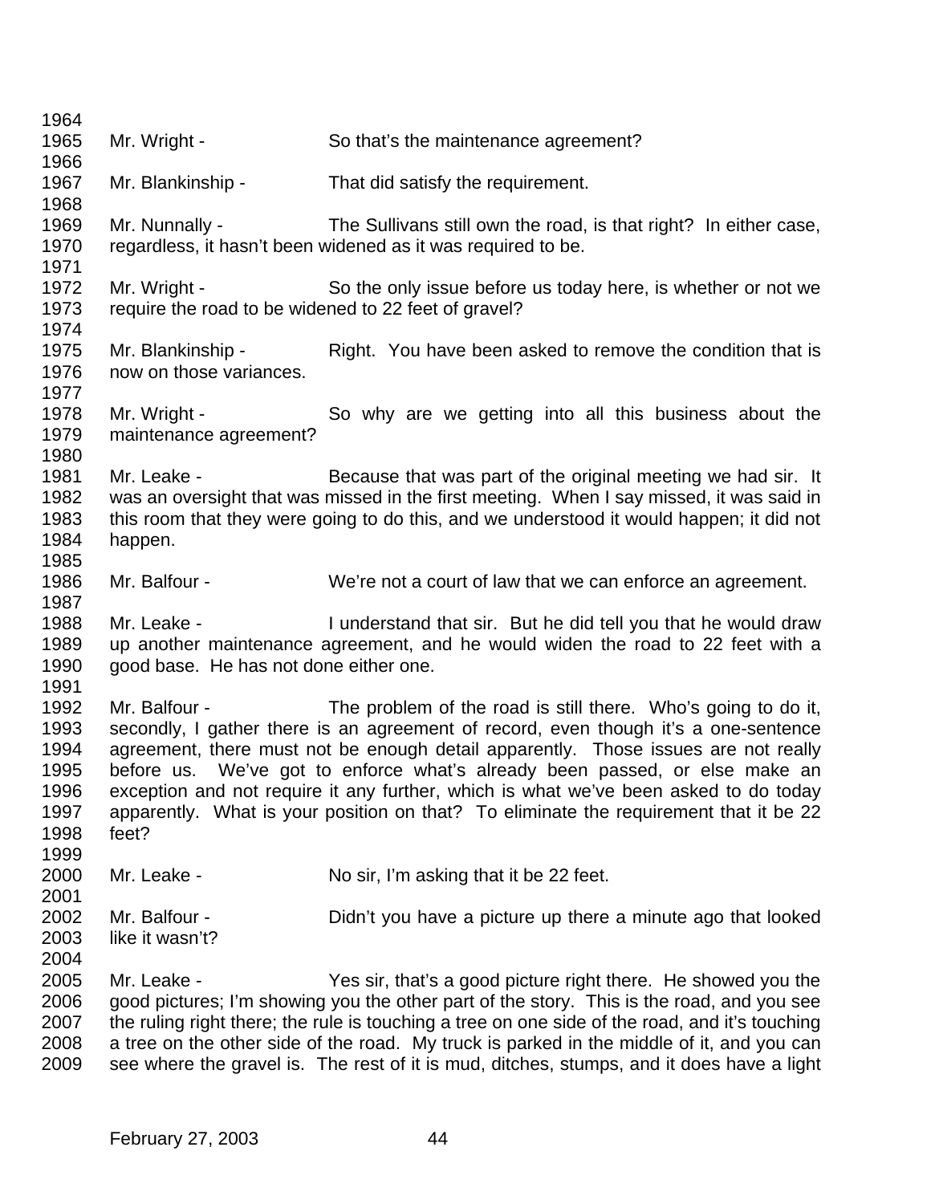Mr. Wright - So that's the maintenance agreement?

Mr. Blankinship - That did satisfy the requirement.

Mr. Nunnally - The Sullivans still own the road, is that right? In either case, regardless, it hasn't been widened as it was required to be.

Mr. Wright - So the only issue before us today here, is whether or not we require the road to be widened to 22 feet of gravel?

Mr. Blankinship - Right. You have been asked to remove the condition that is now on those variances.

Mr. Wright - So why are we getting into all this business about the maintenance agreement?

Mr. Leake - Because that was part of the original meeting we had sir. It was an oversight that was missed in the first meeting. When I say missed, it was said in this room that they were going to do this, and we understood it would happen; it did not happen.

Mr. Balfour - We're not a court of law that we can enforce an agreement.

Mr. Leake - I understand that sir. But he did tell you that he would draw up another maintenance agreement, and he would widen the road to 22 feet with a good base. He has not done either one.

Mr. Balfour - The problem of the road is still there. Who's going to do it, secondly, I gather there is an agreement of record, even though it's a one-sentence agreement, there must not be enough detail apparently. Those issues are not really before us. We've got to enforce what's already been passed, or else make an exception and not require it any further, which is what we've been asked to do today apparently. What is your position on that? To eliminate the requirement that it be 22 feet?

Mr. Leake - No sir, I'm asking that it be 22 feet.

Mr. Balfour - Didn't you have a picture up there a minute ago that looked like it wasn't?

Mr. Leake - Yes sir, that's a good picture right there. He showed you the good pictures; I'm showing you the other part of the story. This is the road, and you see the ruling right there; the rule is touching a tree on one side of the road, and it's touching a tree on the other side of the road. My truck is parked in the middle of it, and you can see where the gravel is. The rest of it is mud, ditches, stumps, and it does have a light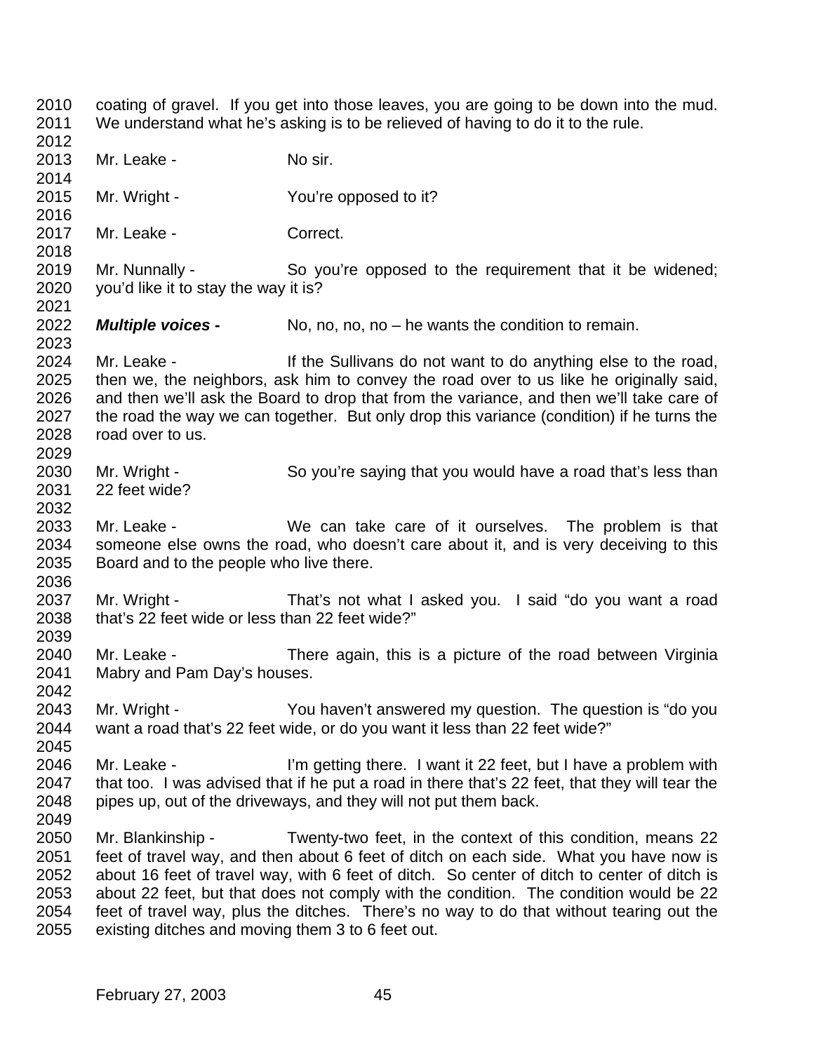coating of gravel. If you get into those leaves, you are going to be down into the mud. We understand what he's asking is to be relieved of having to do it to the rule.

Mr. Leake - No sir.

Mr. Wright - You're opposed to it?

Mr. Leake - Correct.

Mr. Nunnally - So you're opposed to the requirement that it be widened; you'd like it to stay the way it is?

***Multiple voices -*** No, no, no, no – he wants the condition to remain.

Mr. Leake - If the Sullivans do not want to do anything else to the road, then we, the neighbors, ask him to convey the road over to us like he originally said, and then we'll ask the Board to drop that from the variance, and then we'll take care of the road the way we can together. But only drop this variance (condition) if he turns the road over to us.

Mr. Wright - So you're saying that you would have a road that's less than 22 feet wide?

Mr. Leake - We can take care of it ourselves. The problem is that someone else owns the road, who doesn't care about it, and is very deceiving to this Board and to the people who live there.

Mr. Wright - That's not what I asked you. I said "do you want a road that's 22 feet wide or less than 22 feet wide?"

Mr. Leake - There again, this is a picture of the road between Virginia Mabry and Pam Day's houses.

Mr. Wright - You haven't answered my question. The question is "do you want a road that's 22 feet wide, or do you want it less than 22 feet wide?"

Mr. Leake - I'm getting there. I want it 22 feet, but I have a problem with that too. I was advised that if he put a road in there that's 22 feet, that they will tear the pipes up, out of the driveways, and they will not put them back.

Mr. Blankinship - Twenty-two feet, in the context of this condition, means 22 feet of travel way, and then about 6 feet of ditch on each side. What you have now is about 16 feet of travel way, with 6 feet of ditch. So center of ditch to center of ditch is about 22 feet, but that does not comply with the condition. The condition would be 22 feet of travel way, plus the ditches. There's no way to do that without tearing out the existing ditches and moving them 3 to 6 feet out.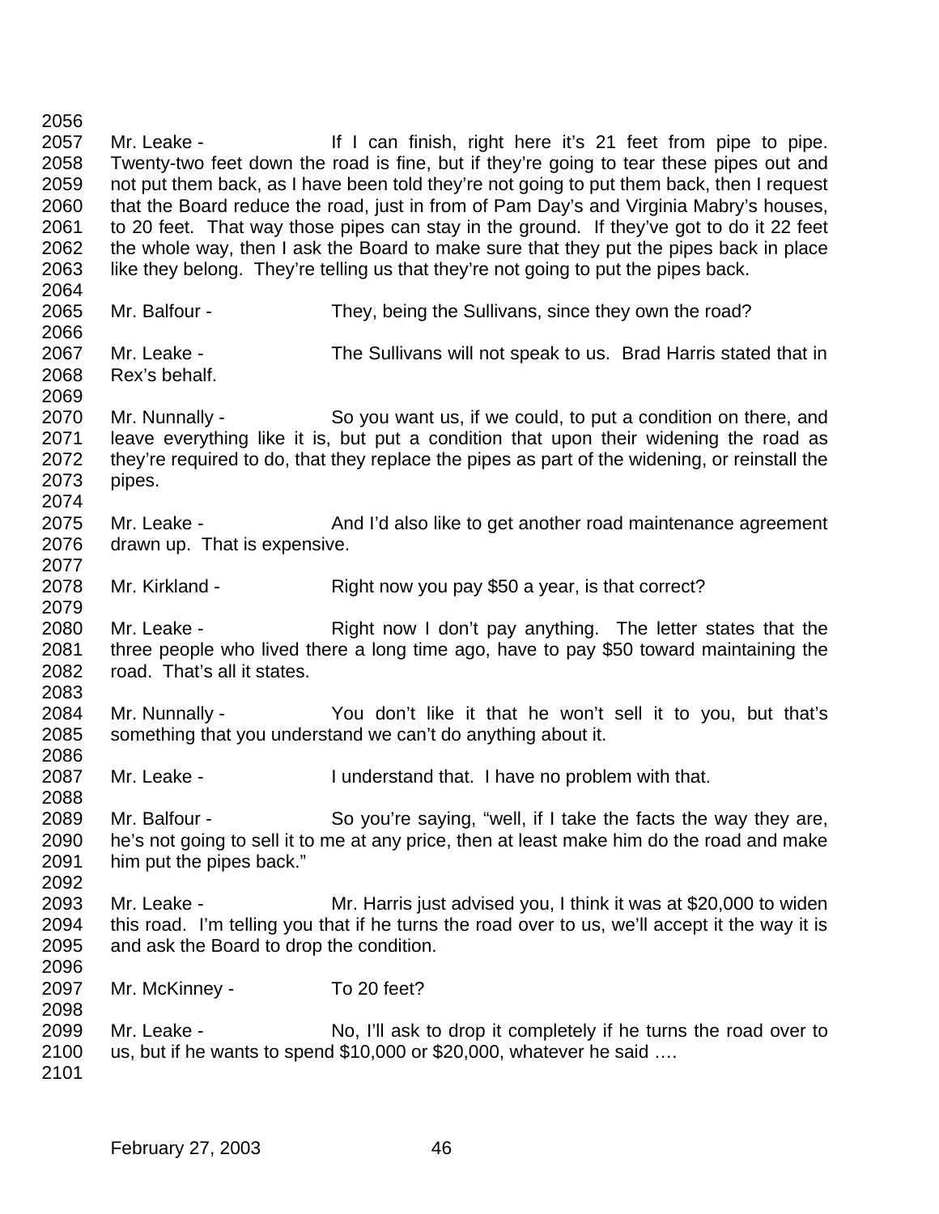Mr. Leake - If I can finish, right here it's 21 feet from pipe to pipe. Twenty-two feet down the road is fine, but if they're going to tear these pipes out and not put them back, as I have been told they're not going to put them back, then I request that the Board reduce the road, just in from of Pam Day's and Virginia Mabry's houses, to 20 feet. That way those pipes can stay in the ground. If they've got to do it 22 feet the whole way, then I ask the Board to make sure that they put the pipes back in place like they belong. They're telling us that they're not going to put the pipes back.

Mr. Balfour - They, being the Sullivans, since they own the road?

Mr. Leake - The Sullivans will not speak to us. Brad Harris stated that in Rex's behalf.

Mr. Nunnally - So you want us, if we could, to put a condition on there, and leave everything like it is, but put a condition that upon their widening the road as they're required to do, that they replace the pipes as part of the widening, or reinstall the pipes.

Mr. Leake - And I'd also like to get another road maintenance agreement drawn up. That is expensive.

Mr. Kirkland - Right now you pay $50 a year, is that correct?

Mr. Leake - Right now I don't pay anything. The letter states that the three people who lived there a long time ago, have to pay $50 toward maintaining the road. That's all it states.

Mr. Nunnally - You don't like it that he won't sell it to you, but that's something that you understand we can't do anything about it.

Mr. Leake - I understand that. I have no problem with that.

Mr. Balfour - So you're saying, "well, if I take the facts the way they are, he's not going to sell it to me at any price, then at least make him do the road and make him put the pipes back."

Mr. Leake - Mr. Harris just advised you, I think it was at $20,000 to widen this road. I'm telling you that if he turns the road over to us, we'll accept it the way it is and ask the Board to drop the condition.

Mr. McKinney - To 20 feet?

Mr. Leake - No, I'll ask to drop it completely if he turns the road over to us, but if he wants to spend $10,000 or $20,000, whatever he said ….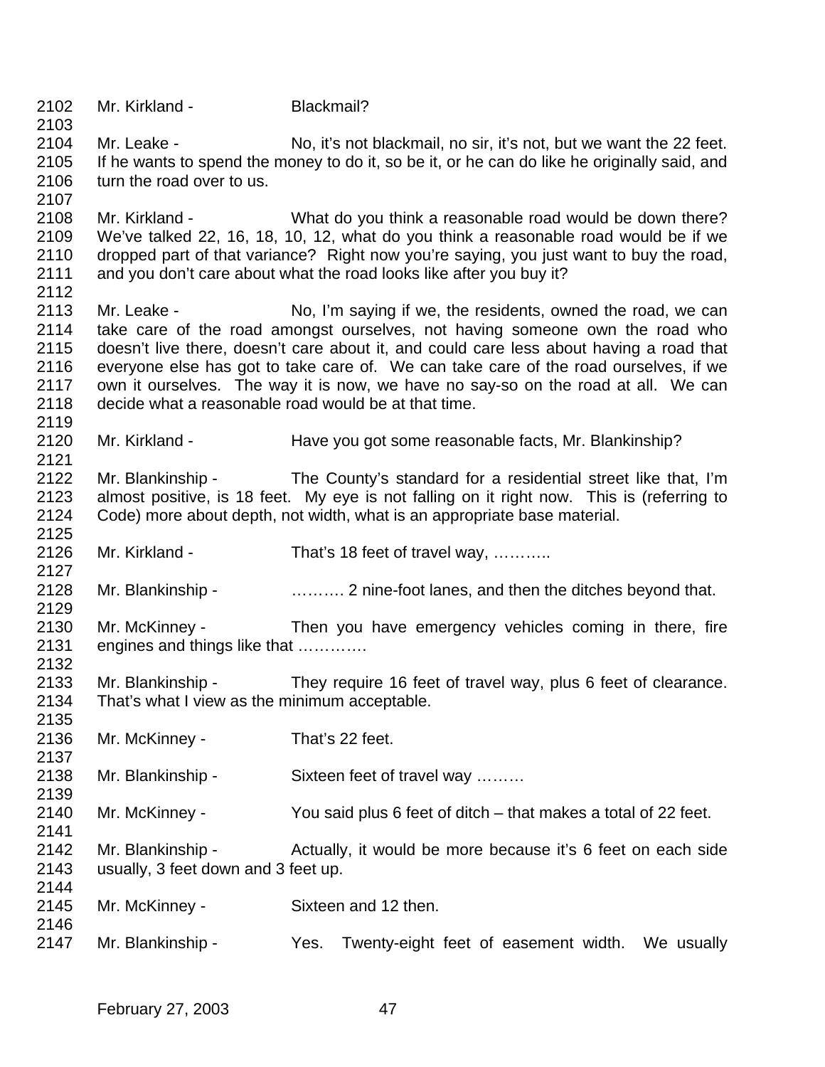2102 Mr. Kirkland - Blackmail?
2103
2104 Mr. Leake - No, it's not blackmail, no sir, it's not, but we want the 22 feet.
2105 If he wants to spend the money to do it, so be it, or he can do like he originally said, and
2106 turn the road over to us.
2107
2108 Mr. Kirkland - What do you think a reasonable road would be down there?
2109 We've talked 22, 16, 18, 10, 12, what do you think a reasonable road would be if we
2110 dropped part of that variance? Right now you're saying, you just want to buy the road,
2111 and you don't care about what the road looks like after you buy it?
2112
2113 Mr. Leake - No, I'm saying if we, the residents, owned the road, we can
2114 take care of the road amongst ourselves, not having someone own the road who
2115 doesn't live there, doesn't care about it, and could care less about having a road that
2116 everyone else has got to take care of. We can take care of the road ourselves, if we
2117 own it ourselves. The way it is now, we have no say-so on the road at all. We can
2118 decide what a reasonable road would be at that time.
2119
2120 Mr. Kirkland - Have you got some reasonable facts, Mr. Blankinship?
2121
2122 Mr. Blankinship - The County's standard for a residential street like that, I'm
2123 almost positive, is 18 feet. My eye is not falling on it right now. This is (referring to
2124 Code) more about depth, not width, what is an appropriate base material.
2125
2126 Mr. Kirkland - That's 18 feet of travel way, ………..
2127
2128 Mr. Blankinship - ………. 2 nine-foot lanes, and then the ditches beyond that.
2129
2130 Mr. McKinney - Then you have emergency vehicles coming in there, fire
2131 engines and things like that ………….
2132
2133 Mr. Blankinship - They require 16 feet of travel way, plus 6 feet of clearance.
2134 That's what I view as the minimum acceptable.
2135
2136 Mr. McKinney - That's 22 feet.
2137
2138 Mr. Blankinship - Sixteen feet of travel way ………
2139
2140 Mr. McKinney - You said plus 6 feet of ditch – that makes a total of 22 feet.
2141
2142 Mr. Blankinship - Actually, it would be more because it's 6 feet on each side
2143 usually, 3 feet down and 3 feet up.
2144
2145 Mr. McKinney - Sixteen and 12 then.
2146
2147 Mr. Blankinship - Yes. Twenty-eight feet of easement width. We usually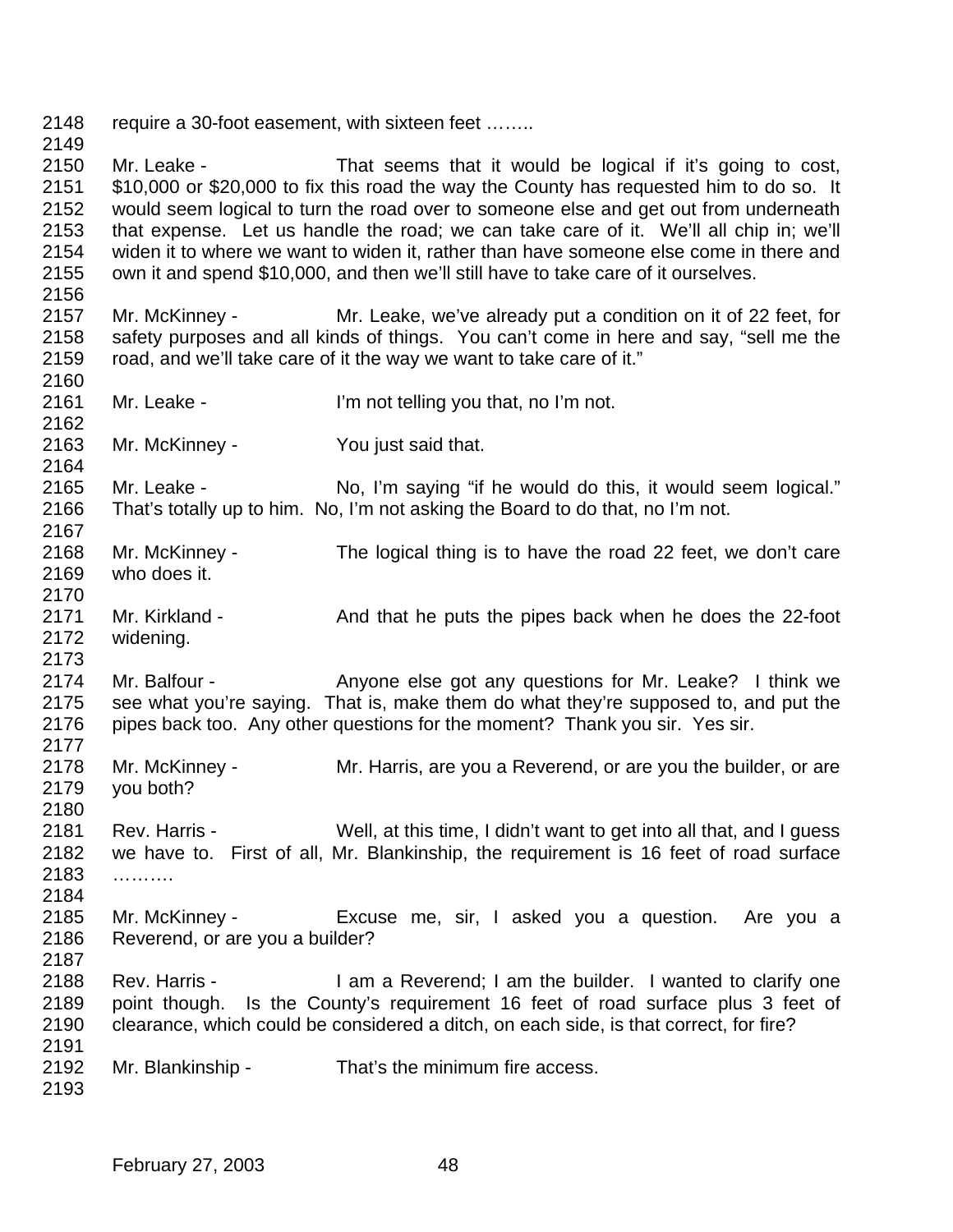2148 require a 30-foot easement, with sixteen feet ……..

2149

2150 Mr. Leake - That seems that it would be logical if it's going to cost,
2151 \$10,000 or \$20,000 to fix this road the way the County has requested him to do so. It
2152 would seem logical to turn the road over to someone else and get out from underneath
2153 that expense. Let us handle the road; we can take care of it. We'll all chip in; we'll
2154 widen it to where we want to widen it, rather than have someone else come in there and
2155 own it and spend \$10,000, and then we'll still have to take care of it ourselves.

2156

2157 Mr. McKinney - Mr. Leake, we've already put a condition on it of 22 feet, for
2158 safety purposes and all kinds of things. You can't come in here and say, "sell me the
2159 road, and we'll take care of it the way we want to take care of it."

2160

2161 Mr. Leake - I'm not telling you that, no I'm not.

2162

2163 Mr. McKinney - You just said that.

2164

2165 Mr. Leake - No, I'm saying "if he would do this, it would seem logical."
2166 That's totally up to him. No, I'm not asking the Board to do that, no I'm not.

2167

2168 Mr. McKinney - The logical thing is to have the road 22 feet, we don't care
2169 who does it.

2170

2171 Mr. Kirkland - And that he puts the pipes back when he does the 22-foot
2172 widening.

2173

2174 Mr. Balfour - Anyone else got any questions for Mr. Leake? I think we
2175 see what you're saying. That is, make them do what they're supposed to, and put the
2176 pipes back too. Any other questions for the moment? Thank you sir. Yes sir.

2177

2178 Mr. McKinney - Mr. Harris, are you a Reverend, or are you the builder, or are
2179 you both?

2180

2181 Rev. Harris - Well, at this time, I didn't want to get into all that, and I guess
2182 we have to. First of all, Mr. Blankinship, the requirement is 16 feet of road surface
2183 ……….

2184

2185 Mr. McKinney - Excuse me, sir, I asked you a question. Are you a
2186 Reverend, or are you a builder?

2187

2188 Rev. Harris - I am a Reverend; I am the builder. I wanted to clarify one
2189 point though. Is the County's requirement 16 feet of road surface plus 3 feet of
2190 clearance, which could be considered a ditch, on each side, is that correct, for fire?

2191

2192 Mr. Blankinship - That's the minimum fire access.

2193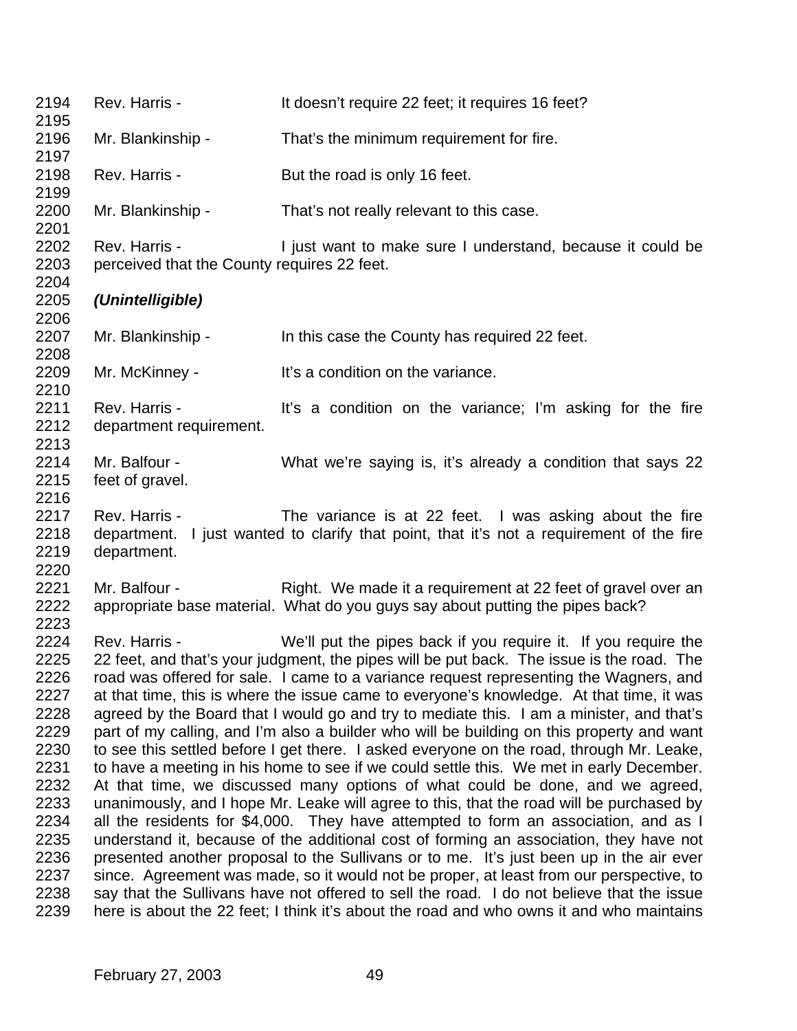2194 Rev. Harris - It doesn't require 22 feet; it requires 16 feet?
2195
2196 Mr. Blankinship - That's the minimum requirement for fire.
2197
2198 Rev. Harris - But the road is only 16 feet.
2199
2200 Mr. Blankinship - That's not really relevant to this case.
2201
2202 Rev. Harris - I just want to make sure I understand, because it could be
2203 perceived that the County requires 22 feet.
2204
2205 ***(Unintelligible)***
2206
2207 Mr. Blankinship - In this case the County has required 22 feet.
2208
2209 Mr. McKinney - It's a condition on the variance.
2210
2211 Rev. Harris - It's a condition on the variance; I'm asking for the fire
2212 department requirement.
2213
2214 Mr. Balfour - What we're saying is, it's already a condition that says 22
2215 feet of gravel.
2216
2217 Rev. Harris - The variance is at 22 feet. I was asking about the fire
2218 department. I just wanted to clarify that point, that it's not a requirement of the fire
2219 department.
2220
2221 Mr. Balfour - Right. We made it a requirement at 22 feet of gravel over an
2222 appropriate base material. What do you guys say about putting the pipes back?
2223
2224 Rev. Harris - We'll put the pipes back if you require it. If you require the
2225 22 feet, and that's your judgment, the pipes will be put back. The issue is the road. The
2226 road was offered for sale. I came to a variance request representing the Wagners, and
2227 at that time, this is where the issue came to everyone's knowledge. At that time, it was
2228 agreed by the Board that I would go and try to mediate this. I am a minister, and that's
2229 part of my calling, and I'm also a builder who will be building on this property and want
2230 to see this settled before I get there. I asked everyone on the road, through Mr. Leake,
2231 to have a meeting in his home to see if we could settle this. We met in early December.
2232 At that time, we discussed many options of what could be done, and we agreed,
2233 unanimously, and I hope Mr. Leake will agree to this, that the road will be purchased by
2234 all the residents for $4,000. They have attempted to form an association, and as I
2235 understand it, because of the additional cost of forming an association, they have not
2236 presented another proposal to the Sullivans or to me. It's just been up in the air ever
2237 since. Agreement was made, so it would not be proper, at least from our perspective, to
2238 say that the Sullivans have not offered to sell the road. I do not believe that the issue
2239 here is about the 22 feet; I think it's about the road and who owns it and who maintains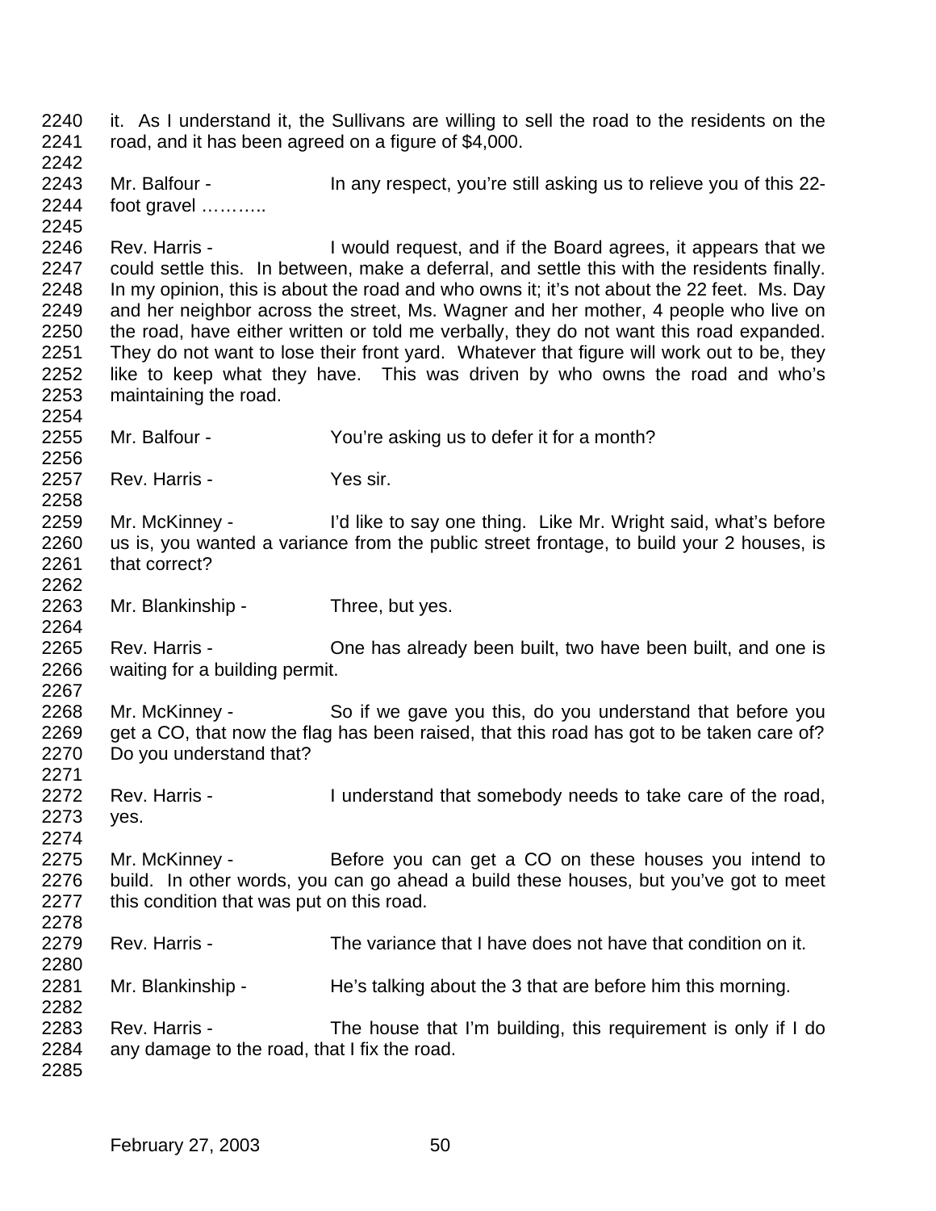it. As I understand it, the Sullivans are willing to sell the road to the residents on the road, and it has been agreed on a figure of $4,000.

Mr. Balfour - In any respect, you're still asking us to relieve you of this 22-foot gravel ………..

Rev. Harris - I would request, and if the Board agrees, it appears that we could settle this. In between, make a deferral, and settle this with the residents finally. In my opinion, this is about the road and who owns it; it's not about the 22 feet. Ms. Day and her neighbor across the street, Ms. Wagner and her mother, 4 people who live on the road, have either written or told me verbally, they do not want this road expanded. They do not want to lose their front yard. Whatever that figure will work out to be, they like to keep what they have. This was driven by who owns the road and who's maintaining the road.

Mr. Balfour - You're asking us to defer it for a month?

Rev. Harris - Yes sir.

Mr. McKinney - I'd like to say one thing. Like Mr. Wright said, what's before us is, you wanted a variance from the public street frontage, to build your 2 houses, is that correct?

Mr. Blankinship - Three, but yes.

Rev. Harris - One has already been built, two have been built, and one is waiting for a building permit.

Mr. McKinney - So if we gave you this, do you understand that before you get a CO, that now the flag has been raised, that this road has got to be taken care of? Do you understand that?

Rev. Harris - I understand that somebody needs to take care of the road, yes.

Mr. McKinney - Before you can get a CO on these houses you intend to build. In other words, you can go ahead a build these houses, but you've got to meet this condition that was put on this road.

Rev. Harris - The variance that I have does not have that condition on it.

Mr. Blankinship - He's talking about the 3 that are before him this morning.

Rev. Harris - The house that I'm building, this requirement is only if I do any damage to the road, that I fix the road.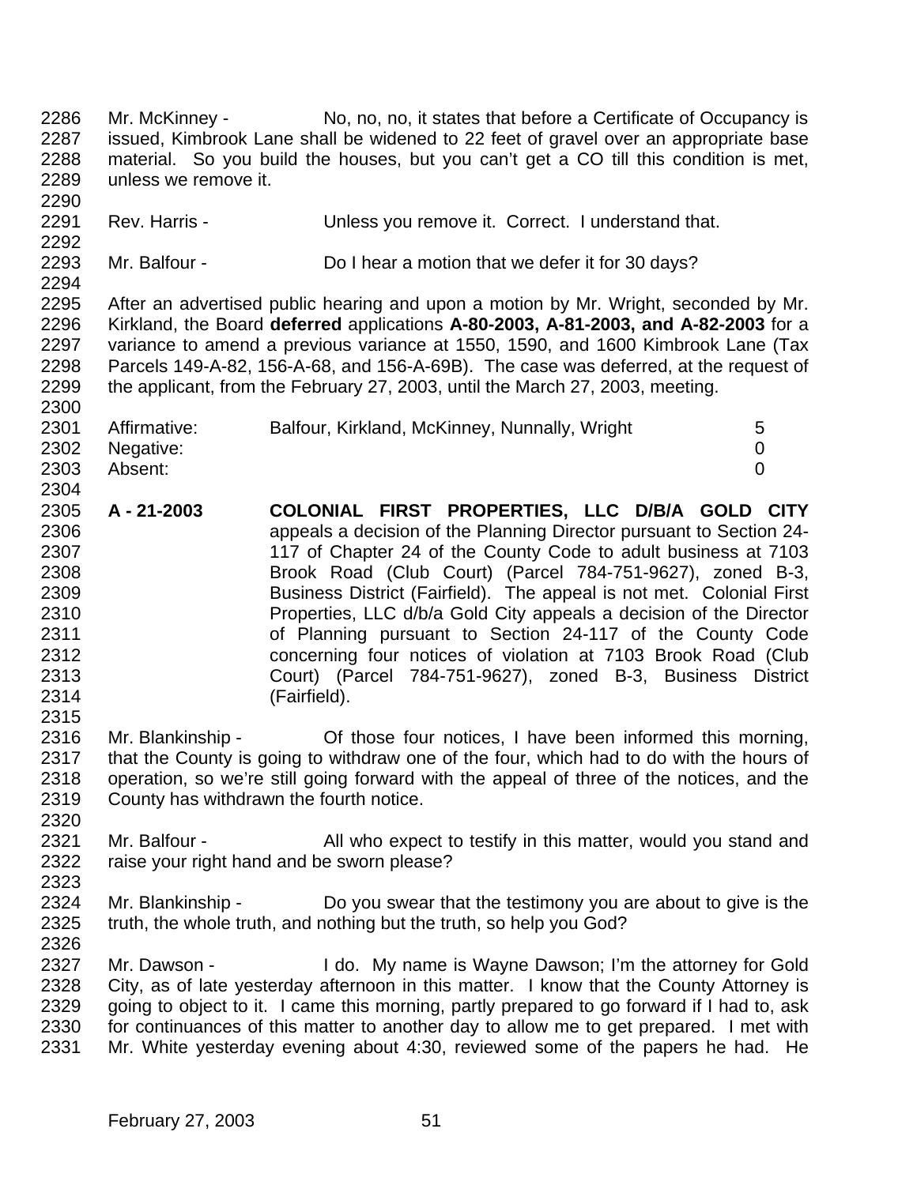Mr. McKinney - No, no, no, it states that before a Certificate of Occupancy is issued, Kimbrook Lane shall be widened to 22 feet of gravel over an appropriate base material. So you build the houses, but you can't get a CO till this condition is met, unless we remove it.

Rev. Harris - Unless you remove it. Correct. I understand that.

Mr. Balfour - Do I hear a motion that we defer it for 30 days?

After an advertised public hearing and upon a motion by Mr. Wright, seconded by Mr. Kirkland, the Board **deferred** applications **A-80-2003, A-81-2003, and A-82-2003** for a variance to amend a previous variance at 1550, 1590, and 1600 Kimbrook Lane (Tax Parcels 149-A-82, 156-A-68, and 156-A-69B). The case was deferred, at the request of the applicant, from the February 27, 2003, until the March 27, 2003, meeting.

| | | |
|---|---|---|
| Affirmative: | Balfour, Kirkland, McKinney, Nunnally, Wright | 5 |
| Negative: | | 0 |
| Absent: | | 0 |

**A - 21-2003** **COLONIAL FIRST PROPERTIES, LLC D/B/A GOLD CITY** appeals a decision of the Planning Director pursuant to Section 24-117 of Chapter 24 of the County Code to adult business at 7103 Brook Road (Club Court) (Parcel 784-751-9627), zoned B-3, Business District (Fairfield). The appeal is not met. Colonial First Properties, LLC d/b/a Gold City appeals a decision of the Director of Planning pursuant to Section 24-117 of the County Code concerning four notices of violation at 7103 Brook Road (Club Court) (Parcel 784-751-9627), zoned B-3, Business District (Fairfield).

Mr. Blankinship - Of those four notices, I have been informed this morning, that the County is going to withdraw one of the four, which had to do with the hours of operation, so we're still going forward with the appeal of three of the notices, and the County has withdrawn the fourth notice.

Mr. Balfour - All who expect to testify in this matter, would you stand and raise your right hand and be sworn please?

Mr. Blankinship - Do you swear that the testimony you are about to give is the truth, the whole truth, and nothing but the truth, so help you God?

Mr. Dawson - I do. My name is Wayne Dawson; I'm the attorney for Gold City, as of late yesterday afternoon in this matter. I know that the County Attorney is going to object to it. I came this morning, partly prepared to go forward if I had to, ask for continuances of this matter to another day to allow me to get prepared. I met with Mr. White yesterday evening about 4:30, reviewed some of the papers he had. He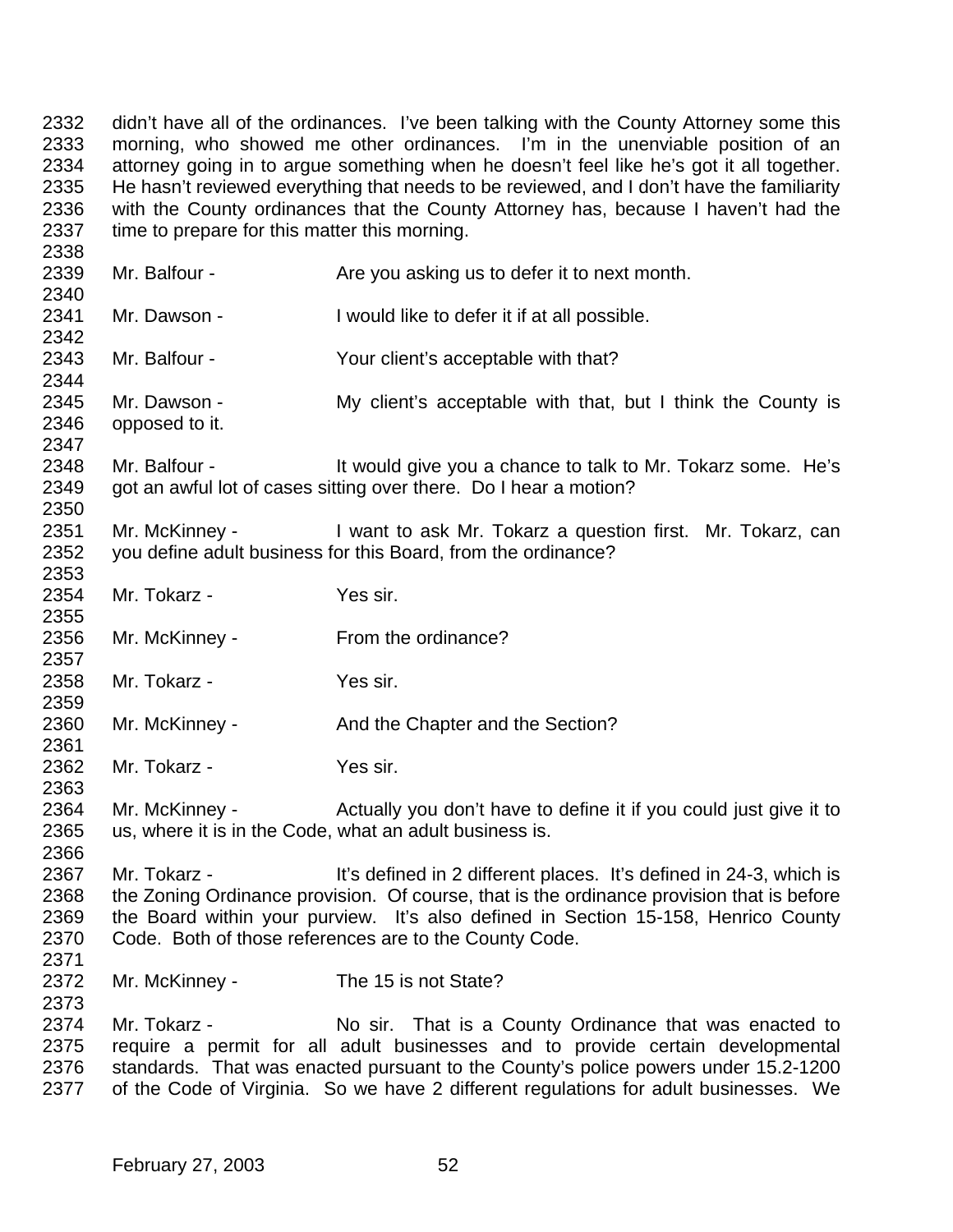didn't have all of the ordinances. I've been talking with the County Attorney some this morning, who showed me other ordinances. I'm in the unenviable position of an attorney going in to argue something when he doesn't feel like he's got it all together. He hasn't reviewed everything that needs to be reviewed, and I don't have the familiarity with the County ordinances that the County Attorney has, because I haven't had the time to prepare for this matter this morning.

Mr. Balfour - Are you asking us to defer it to next month.

Mr. Dawson - I would like to defer it if at all possible.

Mr. Balfour - Your client's acceptable with that?

Mr. Dawson - My client's acceptable with that, but I think the County is opposed to it.

Mr. Balfour - It would give you a chance to talk to Mr. Tokarz some. He's got an awful lot of cases sitting over there. Do I hear a motion?

Mr. McKinney - I want to ask Mr. Tokarz a question first. Mr. Tokarz, can you define adult business for this Board, from the ordinance?

Mr. Tokarz - Yes sir.

Mr. McKinney - From the ordinance?

Mr. Tokarz - Yes sir.

Mr. McKinney - And the Chapter and the Section?

Mr. Tokarz - Yes sir.

Mr. McKinney - Actually you don't have to define it if you could just give it to us, where it is in the Code, what an adult business is.

Mr. Tokarz - It's defined in 2 different places. It's defined in 24-3, which is the Zoning Ordinance provision. Of course, that is the ordinance provision that is before the Board within your purview. It's also defined in Section 15-158, Henrico County Code. Both of those references are to the County Code.

Mr. McKinney - The 15 is not State?

Mr. Tokarz - No sir. That is a County Ordinance that was enacted to require a permit for all adult businesses and to provide certain developmental standards. That was enacted pursuant to the County's police powers under 15.2-1200 of the Code of Virginia. So we have 2 different regulations for adult businesses. We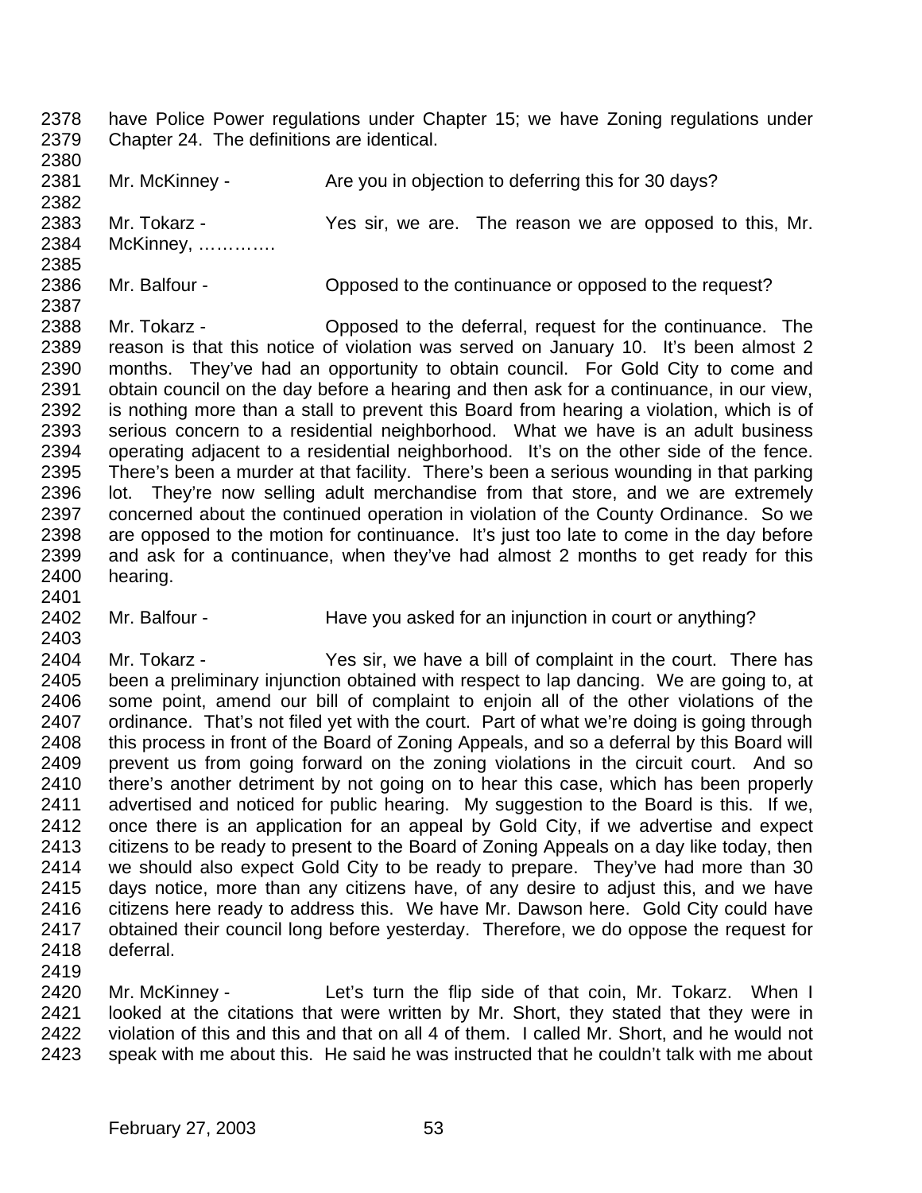2378 have Police Power regulations under Chapter 15; we have Zoning regulations under
2379 Chapter 24. The definitions are identical.
2380
2381 Mr. McKinney - Are you in objection to deferring this for 30 days?
2382
2383 Mr. Tokarz - Yes sir, we are. The reason we are opposed to this, Mr.
2384 McKinney, ………….
2385
2386 Mr. Balfour - Opposed to the continuance or opposed to the request?
2387
2388 Mr. Tokarz - Opposed to the deferral, request for the continuance. The
2389 reason is that this notice of violation was served on January 10. It's been almost 2
2390 months. They've had an opportunity to obtain council. For Gold City to come and
2391 obtain council on the day before a hearing and then ask for a continuance, in our view,
2392 is nothing more than a stall to prevent this Board from hearing a violation, which is of
2393 serious concern to a residential neighborhood. What we have is an adult business
2394 operating adjacent to a residential neighborhood. It's on the other side of the fence.
2395 There's been a murder at that facility. There's been a serious wounding in that parking
2396 lot. They're now selling adult merchandise from that store, and we are extremely
2397 concerned about the continued operation in violation of the County Ordinance. So we
2398 are opposed to the motion for continuance. It's just too late to come in the day before
2399 and ask for a continuance, when they've had almost 2 months to get ready for this
2400 hearing.
2401
2402 Mr. Balfour - Have you asked for an injunction in court or anything?
2403
2404 Mr. Tokarz - Yes sir, we have a bill of complaint in the court. There has
2405 been a preliminary injunction obtained with respect to lap dancing. We are going to, at
2406 some point, amend our bill of complaint to enjoin all of the other violations of the
2407 ordinance. That's not filed yet with the court. Part of what we're doing is going through
2408 this process in front of the Board of Zoning Appeals, and so a deferral by this Board will
2409 prevent us from going forward on the zoning violations in the circuit court. And so
2410 there's another detriment by not going on to hear this case, which has been properly
2411 advertised and noticed for public hearing. My suggestion to the Board is this. If we,
2412 once there is an application for an appeal by Gold City, if we advertise and expect
2413 citizens to be ready to present to the Board of Zoning Appeals on a day like today, then
2414 we should also expect Gold City to be ready to prepare. They've had more than 30
2415 days notice, more than any citizens have, of any desire to adjust this, and we have
2416 citizens here ready to address this. We have Mr. Dawson here. Gold City could have
2417 obtained their council long before yesterday. Therefore, we do oppose the request for
2418 deferral.
2419
2420 Mr. McKinney - Let's turn the flip side of that coin, Mr. Tokarz. When I
2421 looked at the citations that were written by Mr. Short, they stated that they were in
2422 violation of this and this and that on all 4 of them. I called Mr. Short, and he would not
2423 speak with me about this. He said he was instructed that he couldn't talk with me about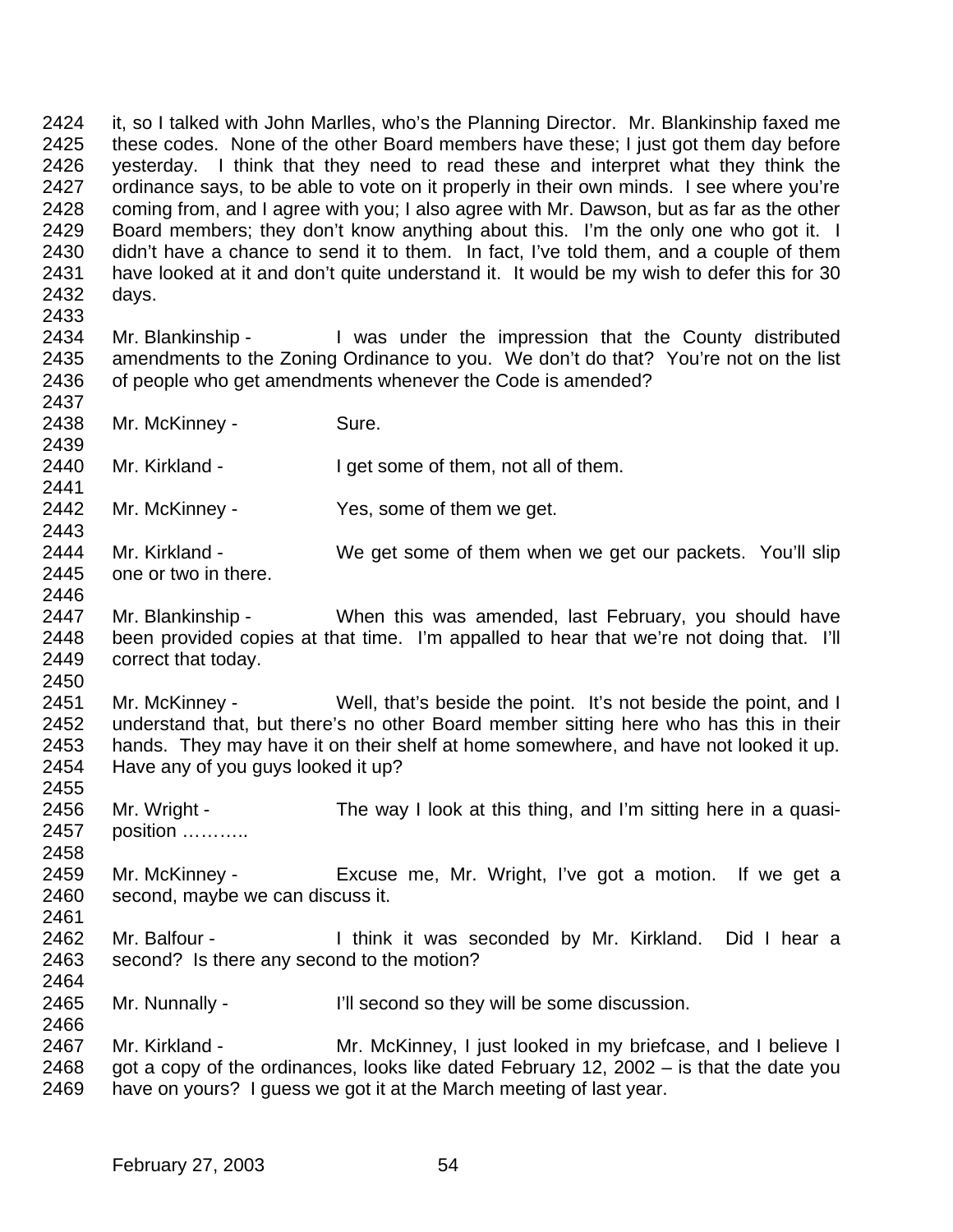it, so I talked with John Marlles, who's the Planning Director. Mr. Blankinship faxed me these codes. None of the other Board members have these; I just got them day before yesterday. I think that they need to read these and interpret what they think the ordinance says, to be able to vote on it properly in their own minds. I see where you're coming from, and I agree with you; I also agree with Mr. Dawson, but as far as the other Board members; they don't know anything about this. I'm the only one who got it. I didn't have a chance to send it to them. In fact, I've told them, and a couple of them have looked at it and don't quite understand it. It would be my wish to defer this for 30 days.

Mr. Blankinship - I was under the impression that the County distributed amendments to the Zoning Ordinance to you. We don't do that? You're not on the list of people who get amendments whenever the Code is amended?

Mr. McKinney - Sure.

Mr. Kirkland - I get some of them, not all of them.

Mr. McKinney - Yes, some of them we get.

Mr. Kirkland - We get some of them when we get our packets. You'll slip one or two in there.

Mr. Blankinship - When this was amended, last February, you should have been provided copies at that time. I'm appalled to hear that we're not doing that. I'll correct that today.

Mr. McKinney - Well, that's beside the point. It's not beside the point, and I understand that, but there's no other Board member sitting here who has this in their hands. They may have it on their shelf at home somewhere, and have not looked it up. Have any of you guys looked it up?

Mr. Wright - The way I look at this thing, and I'm sitting here in a quasi-position ………..

Mr. McKinney - Excuse me, Mr. Wright, I've got a motion. If we get a second, maybe we can discuss it.

Mr. Balfour - I think it was seconded by Mr. Kirkland. Did I hear a second? Is there any second to the motion?

Mr. Nunnally - I'll second so they will be some discussion.

Mr. Kirkland - Mr. McKinney, I just looked in my briefcase, and I believe I got a copy of the ordinances, looks like dated February 12, 2002 – is that the date you have on yours? I guess we got it at the March meeting of last year.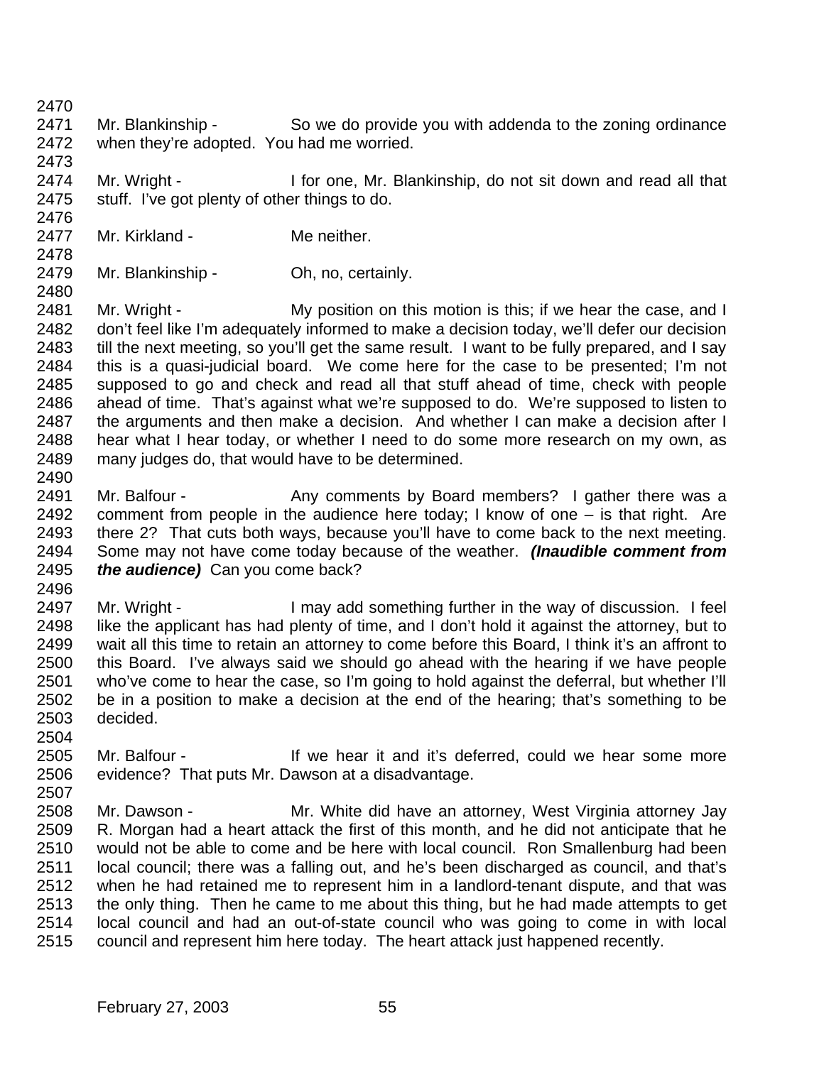Mr. Blankinship - So we do provide you with addenda to the zoning ordinance when they're adopted. You had me worried.

Mr. Wright - I for one, Mr. Blankinship, do not sit down and read all that stuff. I've got plenty of other things to do.

Mr. Kirkland - Me neither.

Mr. Blankinship - Oh, no, certainly.

Mr. Wright - My position on this motion is this; if we hear the case, and I don't feel like I'm adequately informed to make a decision today, we'll defer our decision till the next meeting, so you'll get the same result. I want to be fully prepared, and I say this is a quasi-judicial board. We come here for the case to be presented; I'm not supposed to go and check and read all that stuff ahead of time, check with people ahead of time. That's against what we're supposed to do. We're supposed to listen to the arguments and then make a decision. And whether I can make a decision after I hear what I hear today, or whether I need to do some more research on my own, as many judges do, that would have to be determined.

Mr. Balfour - Any comments by Board members? I gather there was a comment from people in the audience here today; I know of one – is that right. Are there 2? That cuts both ways, because you'll have to come back to the next meeting. Some may not have come today because of the weather. ***(Inaudible comment from the audience)*** Can you come back?

Mr. Wright - I may add something further in the way of discussion. I feel like the applicant has had plenty of time, and I don't hold it against the attorney, but to wait all this time to retain an attorney to come before this Board, I think it's an affront to this Board. I've always said we should go ahead with the hearing if we have people who've come to hear the case, so I'm going to hold against the deferral, but whether I'll be in a position to make a decision at the end of the hearing; that's something to be decided.

Mr. Balfour - If we hear it and it's deferred, could we hear some more evidence? That puts Mr. Dawson at a disadvantage.

Mr. Dawson - Mr. White did have an attorney, West Virginia attorney Jay R. Morgan had a heart attack the first of this month, and he did not anticipate that he would not be able to come and be here with local council. Ron Smallenburg had been local council; there was a falling out, and he's been discharged as council, and that's when he had retained me to represent him in a landlord-tenant dispute, and that was the only thing. Then he came to me about this thing, but he had made attempts to get local council and had an out-of-state council who was going to come in with local council and represent him here today. The heart attack just happened recently.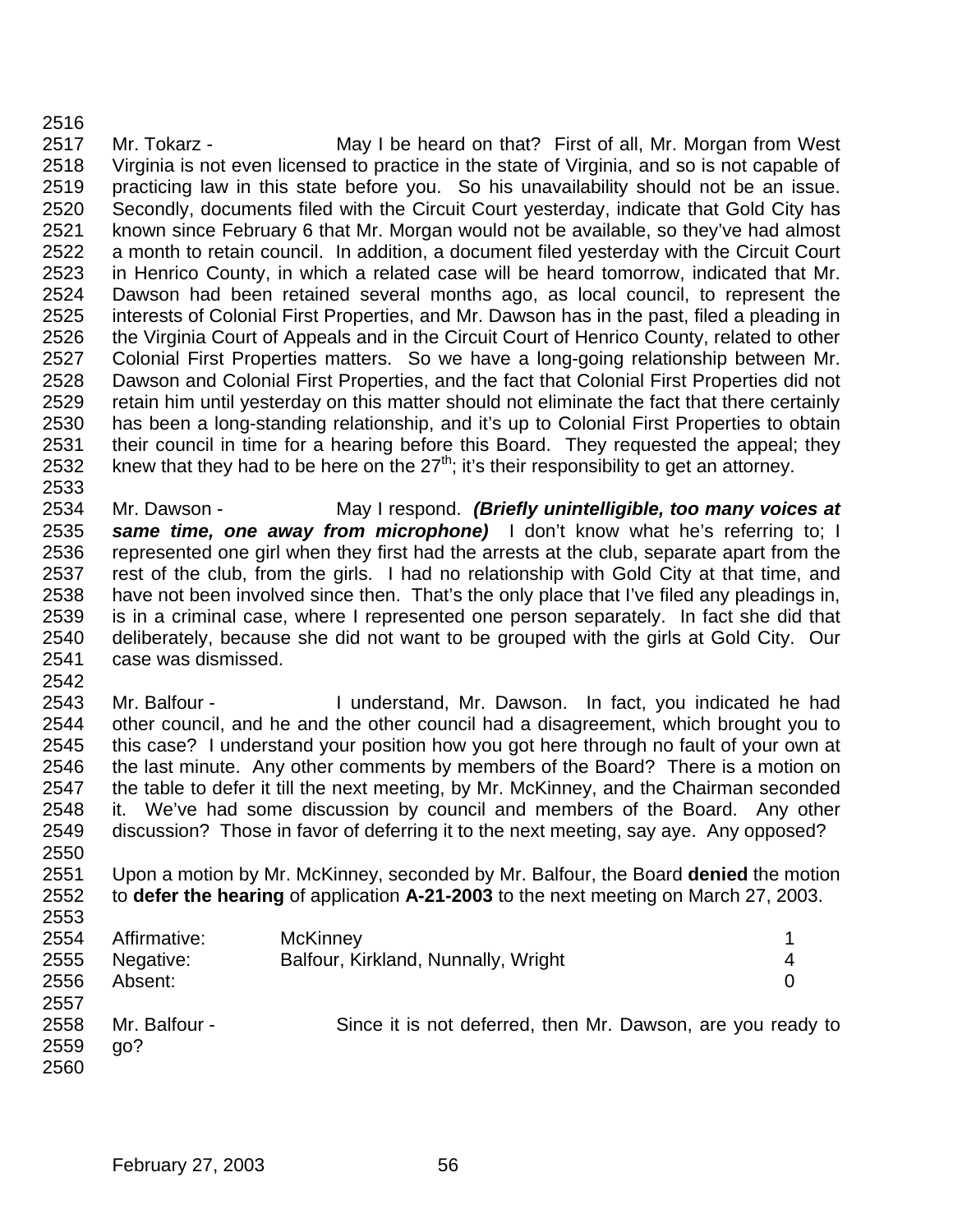Mr. Tokarz - May I be heard on that? First of all, Mr. Morgan from West Virginia is not even licensed to practice in the state of Virginia, and so is not capable of practicing law in this state before you. So his unavailability should not be an issue. Secondly, documents filed with the Circuit Court yesterday, indicate that Gold City has known since February 6 that Mr. Morgan would not be available, so they've had almost a month to retain council. In addition, a document filed yesterday with the Circuit Court in Henrico County, in which a related case will be heard tomorrow, indicated that Mr. Dawson had been retained several months ago, as local council, to represent the interests of Colonial First Properties, and Mr. Dawson has in the past, filed a pleading in the Virginia Court of Appeals and in the Circuit Court of Henrico County, related to other Colonial First Properties matters. So we have a long-going relationship between Mr. Dawson and Colonial First Properties, and the fact that Colonial First Properties did not retain him until yesterday on this matter should not eliminate the fact that there certainly has been a long-standing relationship, and it's up to Colonial First Properties to obtain their council in time for a hearing before this Board. They requested the appeal; they knew that they had to be here on the 27th; it's their responsibility to get an attorney.

Mr. Dawson - May I respond. ***(Briefly unintelligible, too many voices at same time, one away from microphone)*** I don't know what he's referring to; I represented one girl when they first had the arrests at the club, separate apart from the rest of the club, from the girls. I had no relationship with Gold City at that time, and have not been involved since then. That's the only place that I've filed any pleadings in, is in a criminal case, where I represented one person separately. In fact she did that deliberately, because she did not want to be grouped with the girls at Gold City. Our case was dismissed.

Mr. Balfour - I understand, Mr. Dawson. In fact, you indicated he had other council, and he and the other council had a disagreement, which brought you to this case? I understand your position how you got here through no fault of your own at the last minute. Any other comments by members of the Board? There is a motion on the table to defer it till the next meeting, by Mr. McKinney, and the Chairman seconded it. We've had some discussion by council and members of the Board. Any other discussion? Those in favor of deferring it to the next meeting, say aye. Any opposed?

Upon a motion by Mr. McKinney, seconded by Mr. Balfour, the Board **denied** the motion to **defer the hearing** of application **A-21-2003** to the next meeting on March 27, 2003.

| | | |
|---|---|---|
| Affirmative: | McKinney | 1 |
| Negative: | Balfour, Kirkland, Nunnally, Wright | 4 |
| Absent: | | 0 |

Mr. Balfour - Since it is not deferred, then Mr. Dawson, are you ready to go?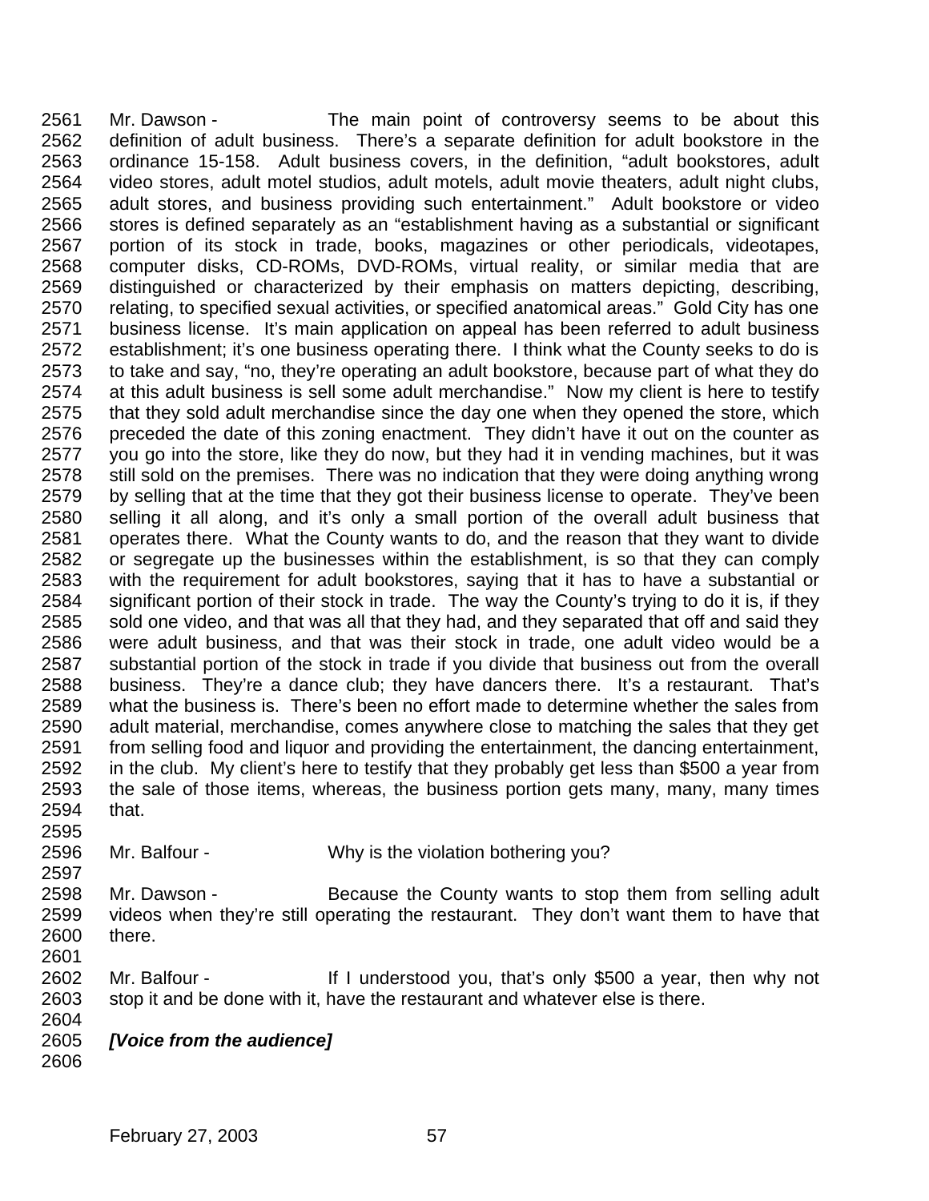Mr. Dawson - The main point of controversy seems to be about this definition of adult business. There's a separate definition for adult bookstore in the ordinance 15-158. Adult business covers, in the definition, "adult bookstores, adult video stores, adult motel studios, adult motels, adult movie theaters, adult night clubs, adult stores, and business providing such entertainment." Adult bookstore or video stores is defined separately as an "establishment having as a substantial or significant portion of its stock in trade, books, magazines or other periodicals, videotapes, computer disks, CD-ROMs, DVD-ROMs, virtual reality, or similar media that are distinguished or characterized by their emphasis on matters depicting, describing, relating, to specified sexual activities, or specified anatomical areas." Gold City has one business license. It's main application on appeal has been referred to adult business establishment; it's one business operating there. I think what the County seeks to do is to take and say, "no, they're operating an adult bookstore, because part of what they do at this adult business is sell some adult merchandise." Now my client is here to testify that they sold adult merchandise since the day one when they opened the store, which preceded the date of this zoning enactment. They didn't have it out on the counter as you go into the store, like they do now, but they had it in vending machines, but it was still sold on the premises. There was no indication that they were doing anything wrong by selling that at the time that they got their business license to operate. They've been selling it all along, and it's only a small portion of the overall adult business that operates there. What the County wants to do, and the reason that they want to divide or segregate up the businesses within the establishment, is so that they can comply with the requirement for adult bookstores, saying that it has to have a substantial or significant portion of their stock in trade. The way the County's trying to do it is, if they sold one video, and that was all that they had, and they separated that off and said they were adult business, and that was their stock in trade, one adult video would be a substantial portion of the stock in trade if you divide that business out from the overall business. They're a dance club; they have dancers there. It's a restaurant. That's what the business is. There's been no effort made to determine whether the sales from adult material, merchandise, comes anywhere close to matching the sales that they get from selling food and liquor and providing the entertainment, the dancing entertainment, in the club. My client's here to testify that they probably get less than $500 a year from the sale of those items, whereas, the business portion gets many, many, many times that.

Mr. Balfour - Why is the violation bothering you?

Mr. Dawson - Because the County wants to stop them from selling adult videos when they're still operating the restaurant. They don't want them to have that there.

Mr. Balfour - If I understood you, that's only $500 a year, then why not stop it and be done with it, have the restaurant and whatever else is there.

***[Voice from the audience]***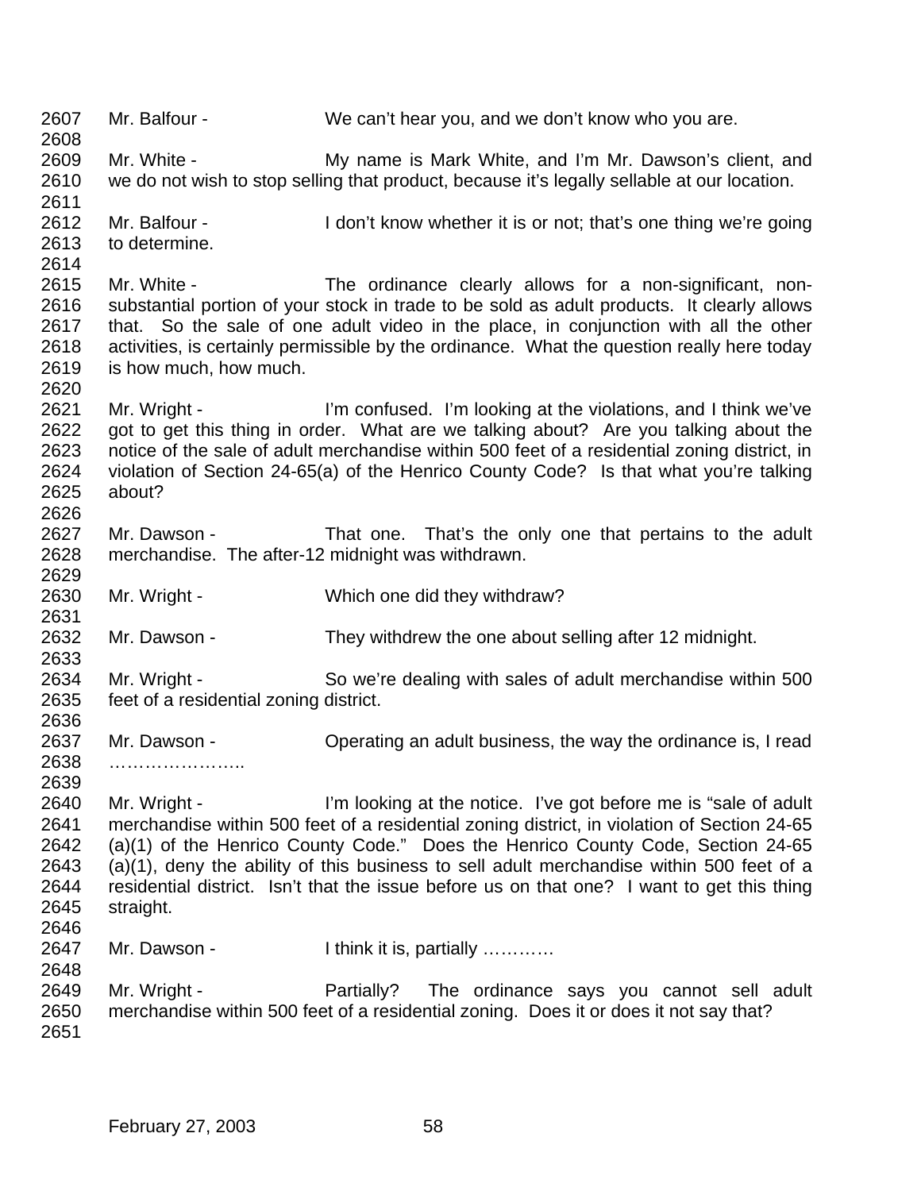2607 Mr. Balfour - We can't hear you, and we don't know who you are.
2608
2609 Mr. White - My name is Mark White, and I'm Mr. Dawson's client, and
2610 we do not wish to stop selling that product, because it's legally sellable at our location.
2611
2612 Mr. Balfour - I don't know whether it is or not; that's one thing we're going
2613 to determine.
2614
2615 Mr. White - The ordinance clearly allows for a non-significant, non-
2616 substantial portion of your stock in trade to be sold as adult products. It clearly allows
2617 that. So the sale of one adult video in the place, in conjunction with all the other
2618 activities, is certainly permissible by the ordinance. What the question really here today
2619 is how much, how much.
2620
2621 Mr. Wright - I'm confused. I'm looking at the violations, and I think we've
2622 got to get this thing in order. What are we talking about? Are you talking about the
2623 notice of the sale of adult merchandise within 500 feet of a residential zoning district, in
2624 violation of Section 24-65(a) of the Henrico County Code? Is that what you're talking
2625 about?
2626
2627 Mr. Dawson - That one. That's the only one that pertains to the adult
2628 merchandise. The after-12 midnight was withdrawn.
2629
2630 Mr. Wright - Which one did they withdraw?
2631
2632 Mr. Dawson - They withdrew the one about selling after 12 midnight.
2633
2634 Mr. Wright - So we're dealing with sales of adult merchandise within 500
2635 feet of a residential zoning district.
2636
2637 Mr. Dawson - Operating an adult business, the way the ordinance is, I read
2638 …………………..
2639
2640 Mr. Wright - I'm looking at the notice. I've got before me is "sale of adult
2641 merchandise within 500 feet of a residential zoning district, in violation of Section 24-65
2642 (a)(1) of the Henrico County Code." Does the Henrico County Code, Section 24-65
2643 (a)(1), deny the ability of this business to sell adult merchandise within 500 feet of a
2644 residential district. Isn't that the issue before us on that one? I want to get this thing
2645 straight.
2646
2647 Mr. Dawson - I think it is, partially …………
2648
2649 Mr. Wright - Partially? The ordinance says you cannot sell adult
2650 merchandise within 500 feet of a residential zoning. Does it or does it not say that?
2651

February 27, 2003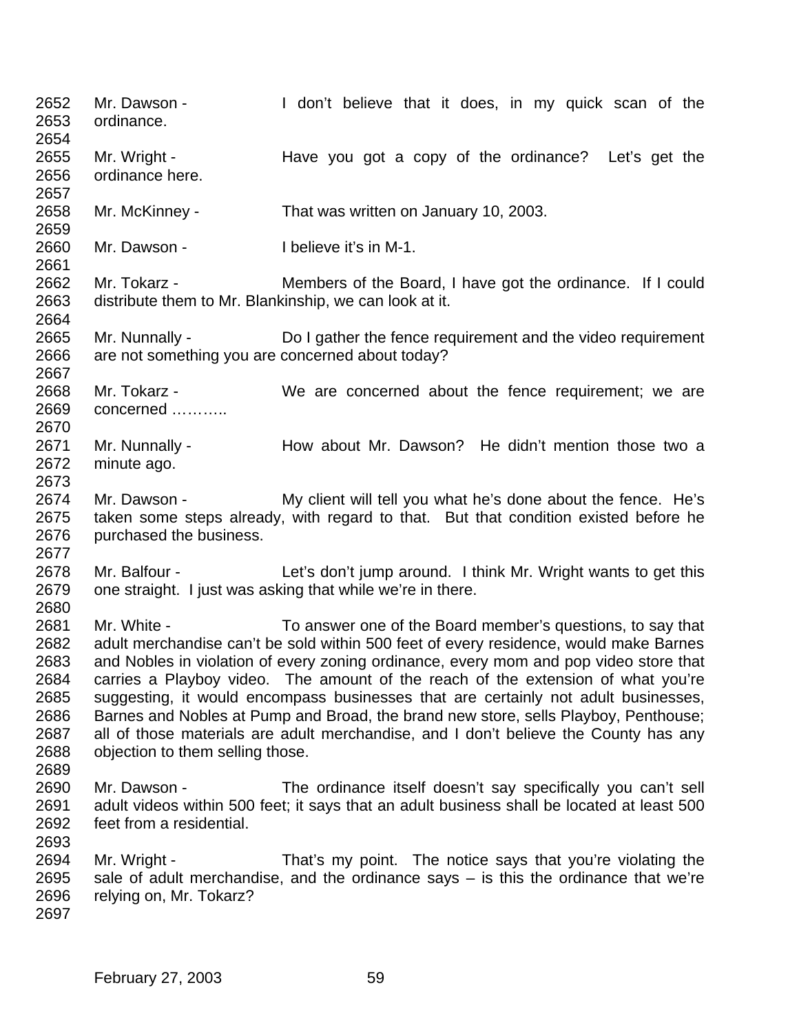Mr. Dawson - I don't believe that it does, in my quick scan of the ordinance.

Mr. Wright - Have you got a copy of the ordinance? Let's get the ordinance here.

Mr. McKinney - That was written on January 10, 2003.

Mr. Dawson - I believe it's in M-1.

Mr. Tokarz - Members of the Board, I have got the ordinance. If I could distribute them to Mr. Blankinship, we can look at it.

Mr. Nunnally - Do I gather the fence requirement and the video requirement are not something you are concerned about today?

Mr. Tokarz - We are concerned about the fence requirement; we are concerned ………..

Mr. Nunnally - How about Mr. Dawson? He didn't mention those two a minute ago.

Mr. Dawson - My client will tell you what he's done about the fence. He's taken some steps already, with regard to that. But that condition existed before he purchased the business.

Mr. Balfour - Let's don't jump around. I think Mr. Wright wants to get this one straight. I just was asking that while we're in there.

Mr. White - To answer one of the Board member's questions, to say that adult merchandise can't be sold within 500 feet of every residence, would make Barnes and Nobles in violation of every zoning ordinance, every mom and pop video store that carries a Playboy video. The amount of the reach of the extension of what you're suggesting, it would encompass businesses that are certainly not adult businesses, Barnes and Nobles at Pump and Broad, the brand new store, sells Playboy, Penthouse; all of those materials are adult merchandise, and I don't believe the County has any objection to them selling those.

Mr. Dawson - The ordinance itself doesn't say specifically you can't sell adult videos within 500 feet; it says that an adult business shall be located at least 500 feet from a residential.

Mr. Wright - That's my point. The notice says that you're violating the sale of adult merchandise, and the ordinance says – is this the ordinance that we're relying on, Mr. Tokarz?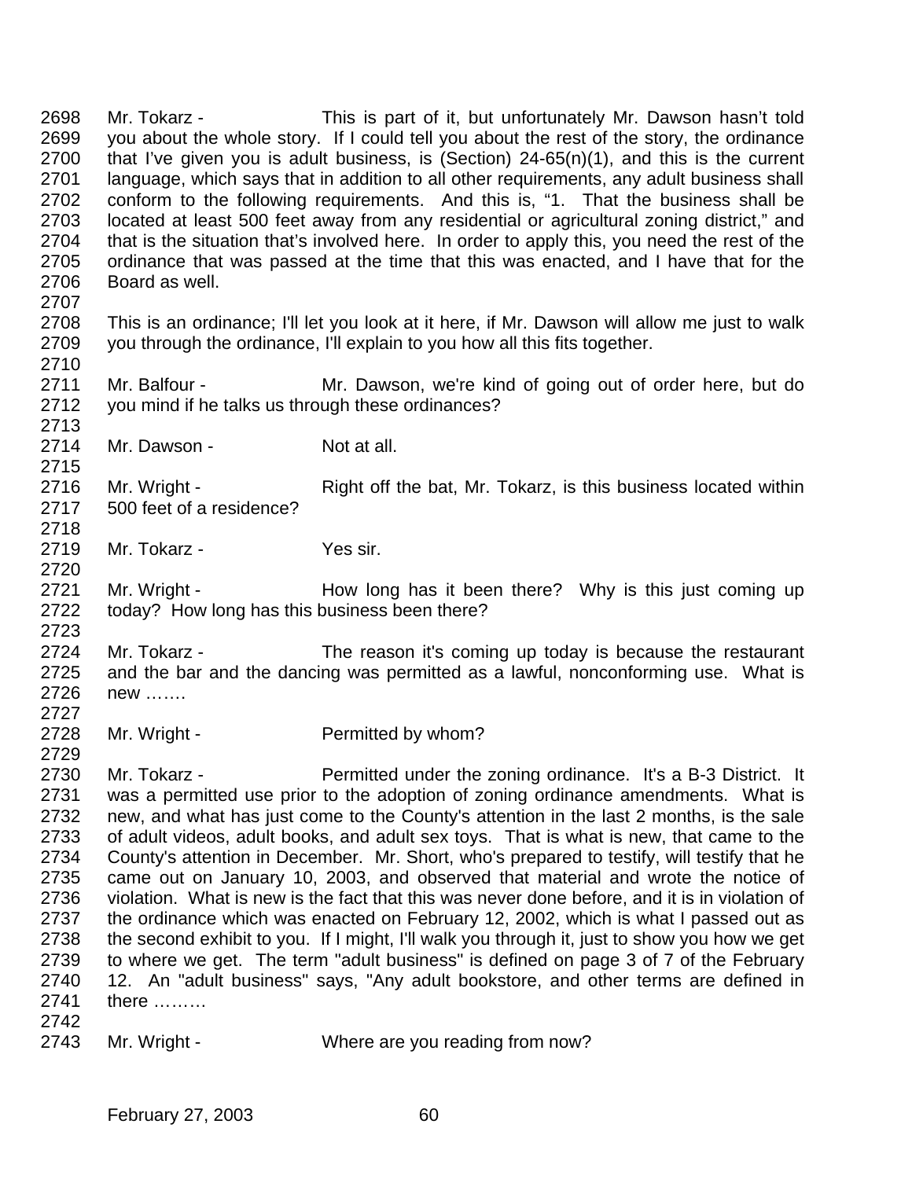2698 Mr. Tokarz - This is part of it, but unfortunately Mr. Dawson hasn't told
2699 you about the whole story. If I could tell you about the rest of the story, the ordinance
2700 that I've given you is adult business, is (Section) 24-65(n)(1), and this is the current
2701 language, which says that in addition to all other requirements, any adult business shall
2702 conform to the following requirements. And this is, "1. That the business shall be
2703 located at least 500 feet away from any residential or agricultural zoning district," and
2704 that is the situation that's involved here. In order to apply this, you need the rest of the
2705 ordinance that was passed at the time that this was enacted, and I have that for the
2706 Board as well.
2707
2708 This is an ordinance; I'll let you look at it here, if Mr. Dawson will allow me just to walk
2709 you through the ordinance, I'll explain to you how all this fits together.
2710
2711 Mr. Balfour - Mr. Dawson, we're kind of going out of order here, but do
2712 you mind if he talks us through these ordinances?
2713
2714 Mr. Dawson - Not at all.
2715
2716 Mr. Wright - Right off the bat, Mr. Tokarz, is this business located within
2717 500 feet of a residence?
2718
2719 Mr. Tokarz - Yes sir.
2720
2721 Mr. Wright - How long has it been there? Why is this just coming up
2722 today? How long has this business been there?
2723
2724 Mr. Tokarz - The reason it's coming up today is because the restaurant
2725 and the bar and the dancing was permitted as a lawful, nonconforming use. What is
2726 new …….
2727
2728 Mr. Wright - Permitted by whom?
2729
2730 Mr. Tokarz - Permitted under the zoning ordinance. It's a B-3 District. It
2731 was a permitted use prior to the adoption of zoning ordinance amendments. What is
2732 new, and what has just come to the County's attention in the last 2 months, is the sale
2733 of adult videos, adult books, and adult sex toys. That is what is new, that came to the
2734 County's attention in December. Mr. Short, who's prepared to testify, will testify that he
2735 came out on January 10, 2003, and observed that material and wrote the notice of
2736 violation. What is new is the fact that this was never done before, and it is in violation of
2737 the ordinance which was enacted on February 12, 2002, which is what I passed out as
2738 the second exhibit to you. If I might, I'll walk you through it, just to show you how we get
2739 to where we get. The term "adult business" is defined on page 3 of 7 of the February
2740 12. An "adult business" says, "Any adult bookstore, and other terms are defined in
2741 there ………
2742
2743 Mr. Wright - Where are you reading from now?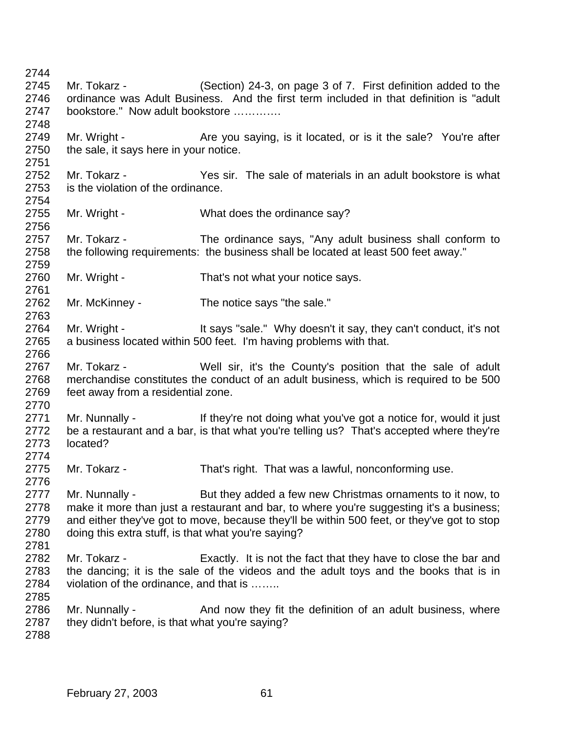Mr. Tokarz - (Section) 24-3, on page 3 of 7. First definition added to the ordinance was Adult Business. And the first term included in that definition is "adult bookstore." Now adult bookstore ………….

Mr. Wright - Are you saying, is it located, or is it the sale? You're after the sale, it says here in your notice.

Mr. Tokarz - Yes sir. The sale of materials in an adult bookstore is what is the violation of the ordinance.

Mr. Wright - What does the ordinance say?

Mr. Tokarz - The ordinance says, "Any adult business shall conform to the following requirements: the business shall be located at least 500 feet away."

Mr. Wright - That's not what your notice says.

Mr. McKinney - The notice says "the sale."

Mr. Wright - It says "sale." Why doesn't it say, they can't conduct, it's not a business located within 500 feet. I'm having problems with that.

Mr. Tokarz - Well sir, it's the County's position that the sale of adult merchandise constitutes the conduct of an adult business, which is required to be 500 feet away from a residential zone.

Mr. Nunnally - If they're not doing what you've got a notice for, would it just be a restaurant and a bar, is that what you're telling us? That's accepted where they're located?

Mr. Tokarz - That's right. That was a lawful, nonconforming use.

Mr. Nunnally - But they added a few new Christmas ornaments to it now, to make it more than just a restaurant and bar, to where you're suggesting it's a business; and either they've got to move, because they'll be within 500 feet, or they've got to stop doing this extra stuff, is that what you're saying?

Mr. Tokarz - Exactly. It is not the fact that they have to close the bar and the dancing; it is the sale of the videos and the adult toys and the books that is in violation of the ordinance, and that is ……..

Mr. Nunnally - And now they fit the definition of an adult business, where they didn't before, is that what you're saying?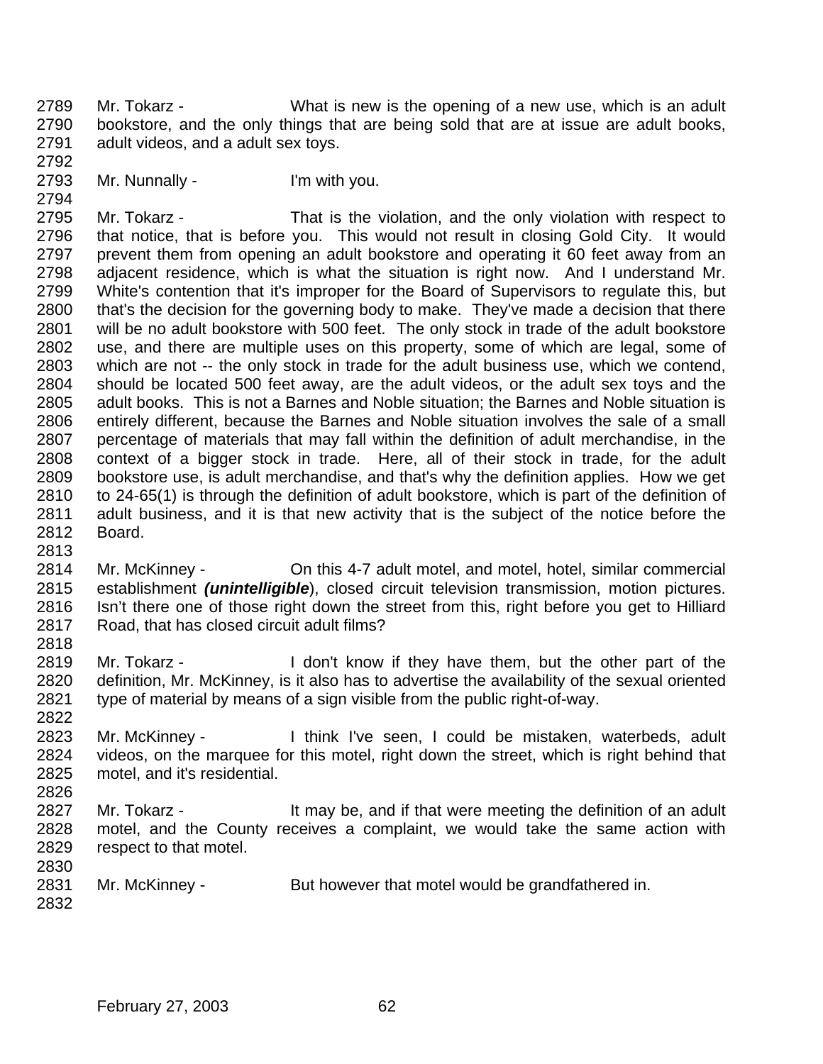Mr. Tokarz - What is new is the opening of a new use, which is an adult bookstore, and the only things that are being sold that are at issue are adult books, adult videos, and a adult sex toys.

Mr. Nunnally - I'm with you.

Mr. Tokarz - That is the violation, and the only violation with respect to that notice, that is before you. This would not result in closing Gold City. It would prevent them from opening an adult bookstore and operating it 60 feet away from an adjacent residence, which is what the situation is right now. And I understand Mr. White's contention that it's improper for the Board of Supervisors to regulate this, but that's the decision for the governing body to make. They've made a decision that there will be no adult bookstore with 500 feet. The only stock in trade of the adult bookstore use, and there are multiple uses on this property, some of which are legal, some of which are not -- the only stock in trade for the adult business use, which we contend, should be located 500 feet away, are the adult videos, or the adult sex toys and the adult books. This is not a Barnes and Noble situation; the Barnes and Noble situation is entirely different, because the Barnes and Noble situation involves the sale of a small percentage of materials that may fall within the definition of adult merchandise, in the context of a bigger stock in trade. Here, all of their stock in trade, for the adult bookstore use, is adult merchandise, and that's why the definition applies. How we get to 24-65(1) is through the definition of adult bookstore, which is part of the definition of adult business, and it is that new activity that is the subject of the notice before the Board.

Mr. McKinney - On this 4-7 adult motel, and motel, hotel, similar commercial establishment ***(unintelligible)***, closed circuit television transmission, motion pictures. Isn't there one of those right down the street from this, right before you get to Hilliard Road, that has closed circuit adult films?

Mr. Tokarz - I don't know if they have them, but the other part of the definition, Mr. McKinney, is it also has to advertise the availability of the sexual oriented type of material by means of a sign visible from the public right-of-way.

Mr. McKinney - I think I've seen, I could be mistaken, waterbeds, adult videos, on the marquee for this motel, right down the street, which is right behind that motel, and it's residential.

Mr. Tokarz - It may be, and if that were meeting the definition of an adult motel, and the County receives a complaint, we would take the same action with respect to that motel.

Mr. McKinney - But however that motel would be grandfathered in.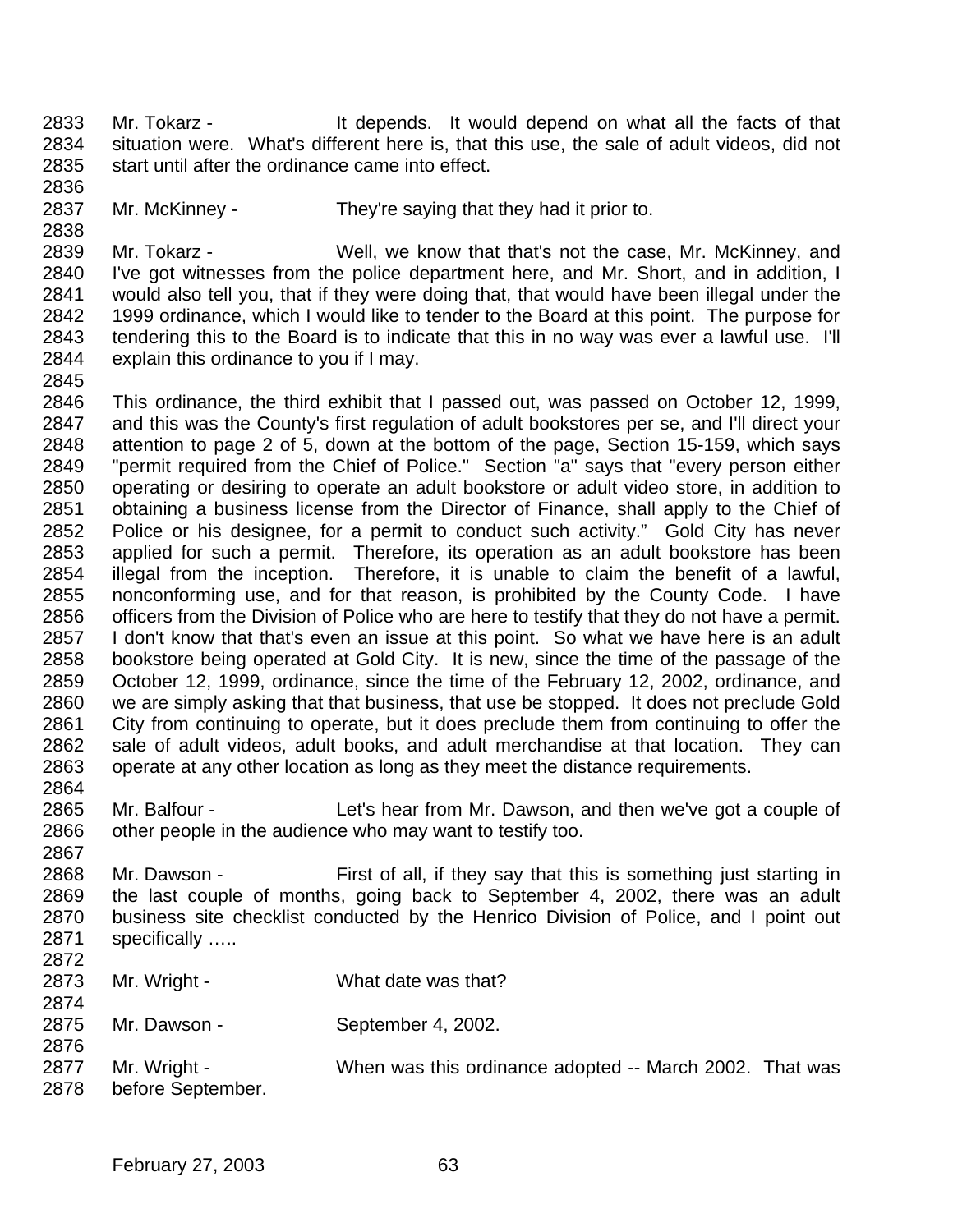2833 Mr. Tokarz - It depends. It would depend on what all the facts of that
2834 situation were. What's different here is, that this use, the sale of adult videos, did not
2835 start until after the ordinance came into effect.
2836
2837 Mr. McKinney - They're saying that they had it prior to.
2838
2839 Mr. Tokarz - Well, we know that that's not the case, Mr. McKinney, and
2840 I've got witnesses from the police department here, and Mr. Short, and in addition, I
2841 would also tell you, that if they were doing that, that would have been illegal under the
2842 1999 ordinance, which I would like to tender to the Board at this point. The purpose for
2843 tendering this to the Board is to indicate that this in no way was ever a lawful use. I'll
2844 explain this ordinance to you if I may.
2845
2846 This ordinance, the third exhibit that I passed out, was passed on October 12, 1999,
2847 and this was the County's first regulation of adult bookstores per se, and I'll direct your
2848 attention to page 2 of 5, down at the bottom of the page, Section 15-159, which says
2849 "permit required from the Chief of Police." Section "a" says that "every person either
2850 operating or desiring to operate an adult bookstore or adult video store, in addition to
2851 obtaining a business license from the Director of Finance, shall apply to the Chief of
2852 Police or his designee, for a permit to conduct such activity." Gold City has never
2853 applied for such a permit. Therefore, its operation as an adult bookstore has been
2854 illegal from the inception. Therefore, it is unable to claim the benefit of a lawful,
2855 nonconforming use, and for that reason, is prohibited by the County Code. I have
2856 officers from the Division of Police who are here to testify that they do not have a permit.
2857 I don't know that that's even an issue at this point. So what we have here is an adult
2858 bookstore being operated at Gold City. It is new, since the time of the passage of the
2859 October 12, 1999, ordinance, since the time of the February 12, 2002, ordinance, and
2860 we are simply asking that that business, that use be stopped. It does not preclude Gold
2861 City from continuing to operate, but it does preclude them from continuing to offer the
2862 sale of adult videos, adult books, and adult merchandise at that location. They can
2863 operate at any other location as long as they meet the distance requirements.
2864
2865 Mr. Balfour - Let's hear from Mr. Dawson, and then we've got a couple of
2866 other people in the audience who may want to testify too.
2867
2868 Mr. Dawson - First of all, if they say that this is something just starting in
2869 the last couple of months, going back to September 4, 2002, there was an adult
2870 business site checklist conducted by the Henrico Division of Police, and I point out
2871 specifically …..
2872
2873 Mr. Wright - What date was that?
2874
2875 Mr. Dawson - September 4, 2002.
2876
2877 Mr. Wright - When was this ordinance adopted -- March 2002. That was
2878 before September.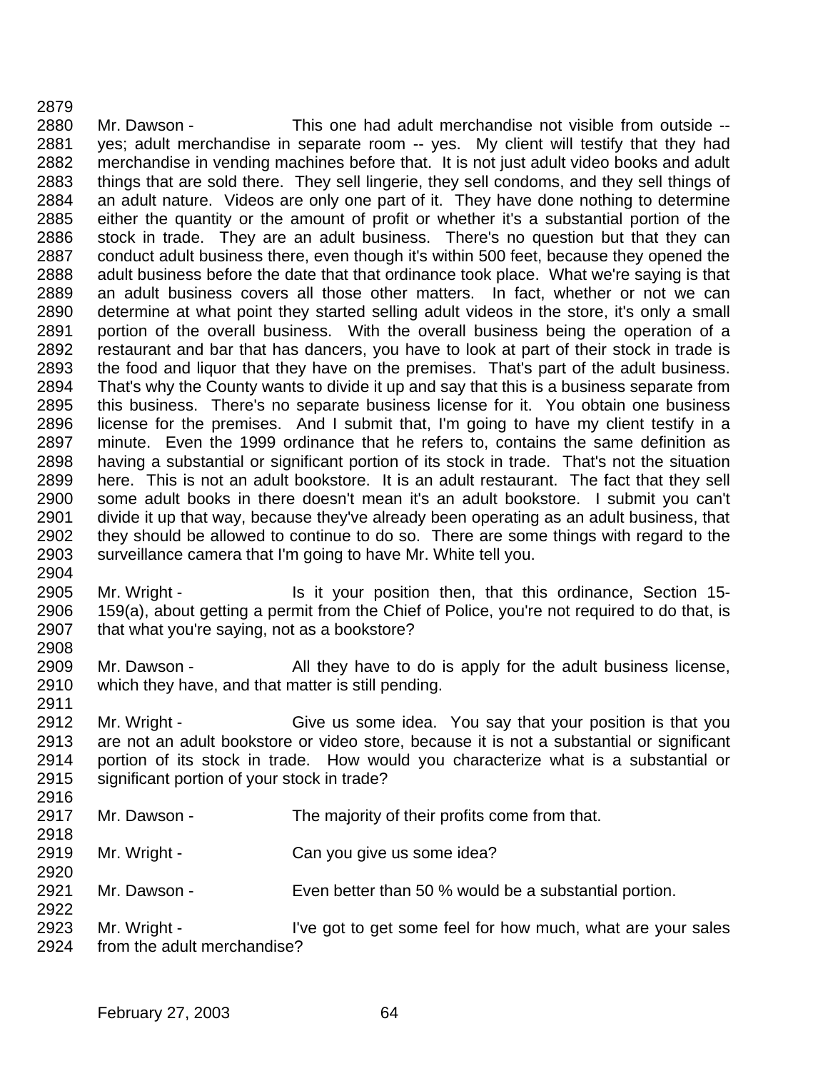Mr. Dawson - This one had adult merchandise not visible from outside -- yes; adult merchandise in separate room -- yes. My client will testify that they had merchandise in vending machines before that. It is not just adult video books and adult things that are sold there. They sell lingerie, they sell condoms, and they sell things of an adult nature. Videos are only one part of it. They have done nothing to determine either the quantity or the amount of profit or whether it's a substantial portion of the stock in trade. They are an adult business. There's no question but that they can conduct adult business there, even though it's within 500 feet, because they opened the adult business before the date that that ordinance took place. What we're saying is that an adult business covers all those other matters. In fact, whether or not we can determine at what point they started selling adult videos in the store, it's only a small portion of the overall business. With the overall business being the operation of a restaurant and bar that has dancers, you have to look at part of their stock in trade is the food and liquor that they have on the premises. That's part of the adult business. That's why the County wants to divide it up and say that this is a business separate from this business. There's no separate business license for it. You obtain one business license for the premises. And I submit that, I'm going to have my client testify in a minute. Even the 1999 ordinance that he refers to, contains the same definition as having a substantial or significant portion of its stock in trade. That's not the situation here. This is not an adult bookstore. It is an adult restaurant. The fact that they sell some adult books in there doesn't mean it's an adult bookstore. I submit you can't divide it up that way, because they've already been operating as an adult business, that they should be allowed to continue to do so. There are some things with regard to the surveillance camera that I'm going to have Mr. White tell you.

Mr. Wright - Is it your position then, that this ordinance, Section 15-159(a), about getting a permit from the Chief of Police, you're not required to do that, is that what you're saying, not as a bookstore?

Mr. Dawson - All they have to do is apply for the adult business license, which they have, and that matter is still pending.

Mr. Wright - Give us some idea. You say that your position is that you are not an adult bookstore or video store, because it is not a substantial or significant portion of its stock in trade. How would you characterize what is a substantial or significant portion of your stock in trade?

Mr. Dawson - The majority of their profits come from that.

Mr. Wright - Can you give us some idea?

Mr. Dawson - Even better than 50 % would be a substantial portion.

Mr. Wright - I've got to get some feel for how much, what are your sales from the adult merchandise?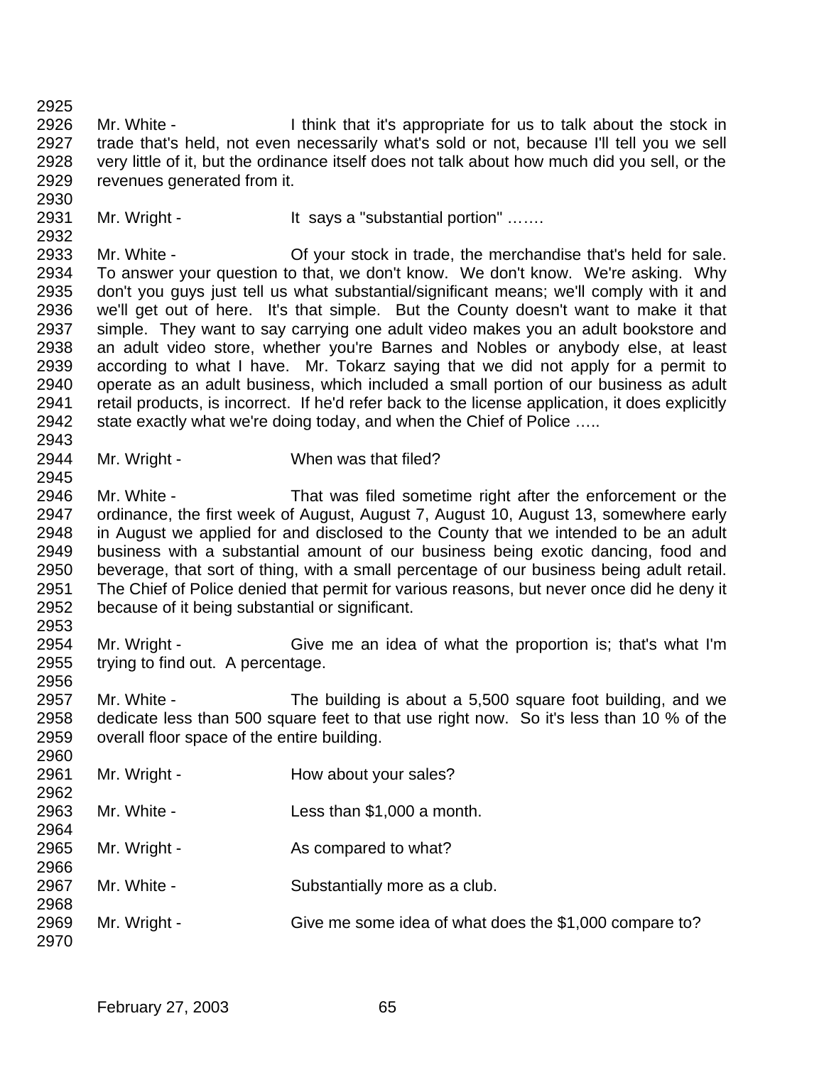Mr. White - I think that it's appropriate for us to talk about the stock in trade that's held, not even necessarily what's sold or not, because I'll tell you we sell very little of it, but the ordinance itself does not talk about how much did you sell, or the revenues generated from it.

Mr. Wright - It says a "substantial portion" …….

Mr. White - Of your stock in trade, the merchandise that's held for sale. To answer your question to that, we don't know. We don't know. We're asking. Why don't you guys just tell us what substantial/significant means; we'll comply with it and we'll get out of here. It's that simple. But the County doesn't want to make it that simple. They want to say carrying one adult video makes you an adult bookstore and an adult video store, whether you're Barnes and Nobles or anybody else, at least according to what I have. Mr. Tokarz saying that we did not apply for a permit to operate as an adult business, which included a small portion of our business as adult retail products, is incorrect. If he'd refer back to the license application, it does explicitly state exactly what we're doing today, and when the Chief of Police …..

Mr. Wright - When was that filed?

Mr. White - That was filed sometime right after the enforcement or the ordinance, the first week of August, August 7, August 10, August 13, somewhere early in August we applied for and disclosed to the County that we intended to be an adult business with a substantial amount of our business being exotic dancing, food and beverage, that sort of thing, with a small percentage of our business being adult retail. The Chief of Police denied that permit for various reasons, but never once did he deny it because of it being substantial or significant.

Mr. Wright - Give me an idea of what the proportion is; that's what I'm trying to find out. A percentage.

Mr. White - The building is about a 5,500 square foot building, and we dedicate less than 500 square feet to that use right now. So it's less than 10 % of the overall floor space of the entire building.

Mr. Wright - How about your sales?

Mr. White - Less than $1,000 a month.

Mr. Wright - As compared to what?

Mr. White - Substantially more as a club.

Mr. Wright - Give me some idea of what does the $1,000 compare to?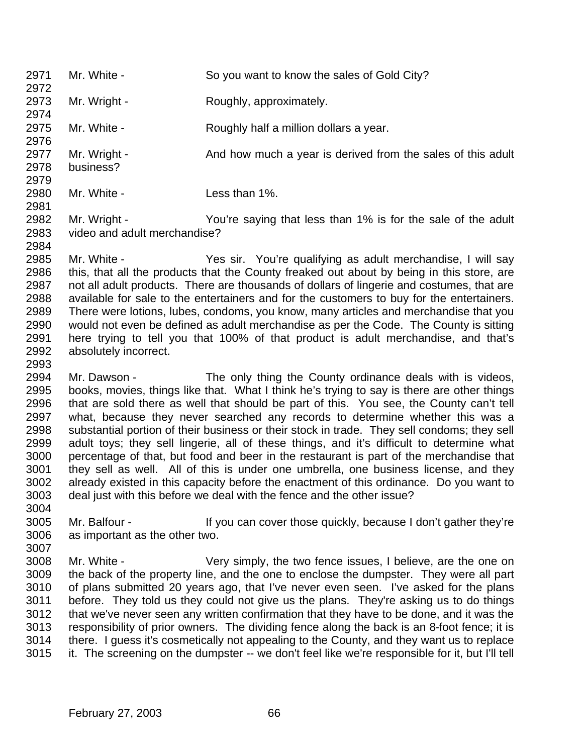Mr. White - So you want to know the sales of Gold City?

Mr. Wright - Roughly, approximately.

Mr. White - Roughly half a million dollars a year.

Mr. Wright - And how much a year is derived from the sales of this adult business?

Mr. White - Less than 1%.

Mr. Wright - You're saying that less than 1% is for the sale of the adult video and adult merchandise?

Mr. White - Yes sir. You're qualifying as adult merchandise, I will say this, that all the products that the County freaked out about by being in this store, are not all adult products. There are thousands of dollars of lingerie and costumes, that are available for sale to the entertainers and for the customers to buy for the entertainers. There were lotions, lubes, condoms, you know, many articles and merchandise that you would not even be defined as adult merchandise as per the Code. The County is sitting here trying to tell you that 100% of that product is adult merchandise, and that's absolutely incorrect.

Mr. Dawson - The only thing the County ordinance deals with is videos, books, movies, things like that. What I think he's trying to say is there are other things that are sold there as well that should be part of this. You see, the County can't tell what, because they never searched any records to determine whether this was a substantial portion of their business or their stock in trade. They sell condoms; they sell adult toys; they sell lingerie, all of these things, and it's difficult to determine what percentage of that, but food and beer in the restaurant is part of the merchandise that they sell as well. All of this is under one umbrella, one business license, and they already existed in this capacity before the enactment of this ordinance. Do you want to deal just with this before we deal with the fence and the other issue?

Mr. Balfour - If you can cover those quickly, because I don't gather they're as important as the other two.

Mr. White - Very simply, the two fence issues, I believe, are the one on the back of the property line, and the one to enclose the dumpster. They were all part of plans submitted 20 years ago, that I've never even seen. I've asked for the plans before. They told us they could not give us the plans. They're asking us to do things that we've never seen any written confirmation that they have to be done, and it was the responsibility of prior owners. The dividing fence along the back is an 8-foot fence; it is there. I guess it's cosmetically not appealing to the County, and they want us to replace it. The screening on the dumpster -- we don't feel like we're responsible for it, but I'll tell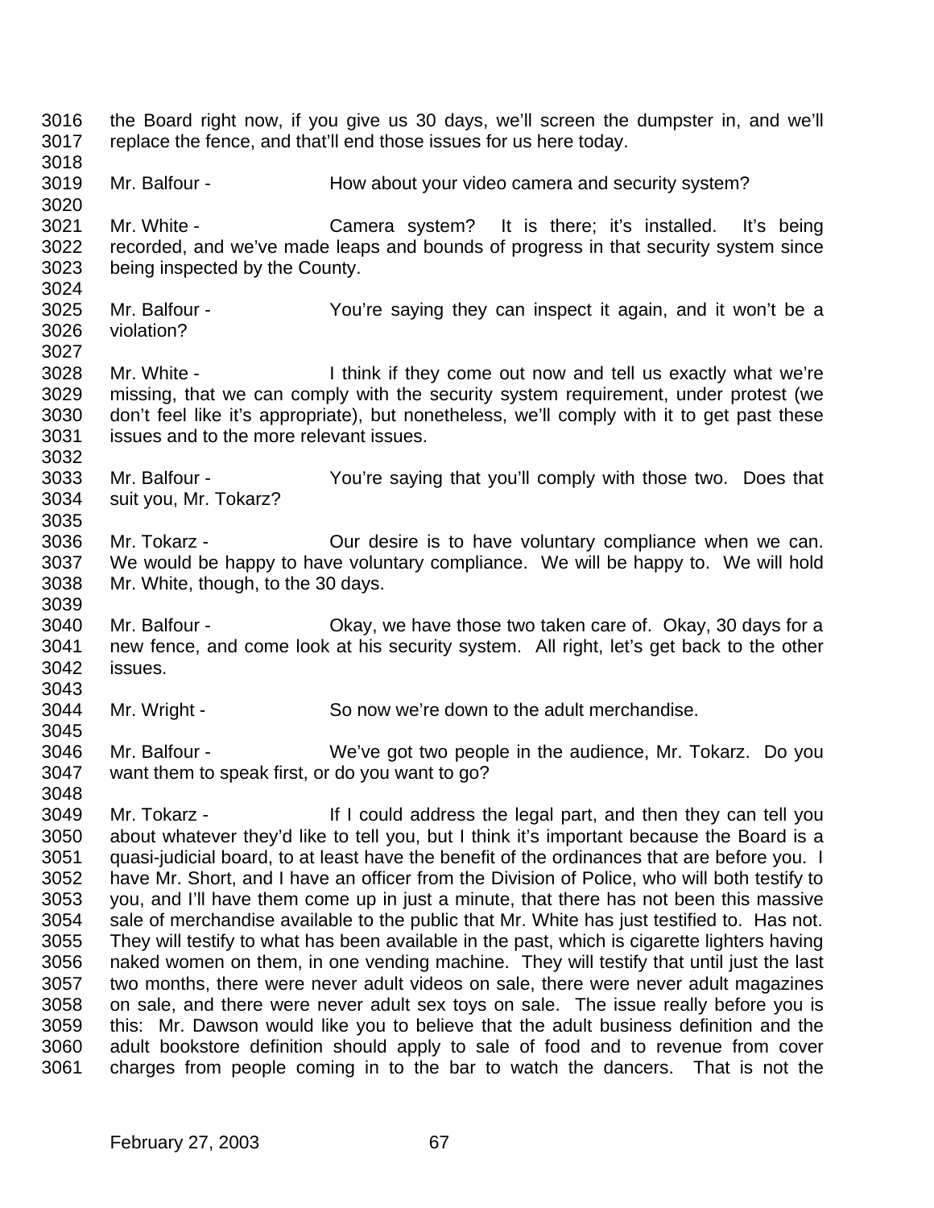the Board right now, if you give us 30 days, we'll screen the dumpster in, and we'll replace the fence, and that'll end those issues for us here today.

Mr. Balfour - How about your video camera and security system?

Mr. White - Camera system? It is there; it's installed. It's being recorded, and we've made leaps and bounds of progress in that security system since being inspected by the County.

Mr. Balfour - You're saying they can inspect it again, and it won't be a violation?

Mr. White - I think if they come out now and tell us exactly what we're missing, that we can comply with the security system requirement, under protest (we don't feel like it's appropriate), but nonetheless, we'll comply with it to get past these issues and to the more relevant issues.

Mr. Balfour - You're saying that you'll comply with those two. Does that suit you, Mr. Tokarz?

Mr. Tokarz - Our desire is to have voluntary compliance when we can. We would be happy to have voluntary compliance. We will be happy to. We will hold Mr. White, though, to the 30 days.

Mr. Balfour - Okay, we have those two taken care of. Okay, 30 days for a new fence, and come look at his security system. All right, let's get back to the other issues.

Mr. Wright - So now we're down to the adult merchandise.

Mr. Balfour - We've got two people in the audience, Mr. Tokarz. Do you want them to speak first, or do you want to go?

Mr. Tokarz - If I could address the legal part, and then they can tell you about whatever they'd like to tell you, but I think it's important because the Board is a quasi-judicial board, to at least have the benefit of the ordinances that are before you. I have Mr. Short, and I have an officer from the Division of Police, who will both testify to you, and I'll have them come up in just a minute, that there has not been this massive sale of merchandise available to the public that Mr. White has just testified to. Has not. They will testify to what has been available in the past, which is cigarette lighters having naked women on them, in one vending machine. They will testify that until just the last two months, there were never adult videos on sale, there were never adult magazines on sale, and there were never adult sex toys on sale. The issue really before you is this: Mr. Dawson would like you to believe that the adult business definition and the adult bookstore definition should apply to sale of food and to revenue from cover charges from people coming in to the bar to watch the dancers. That is not the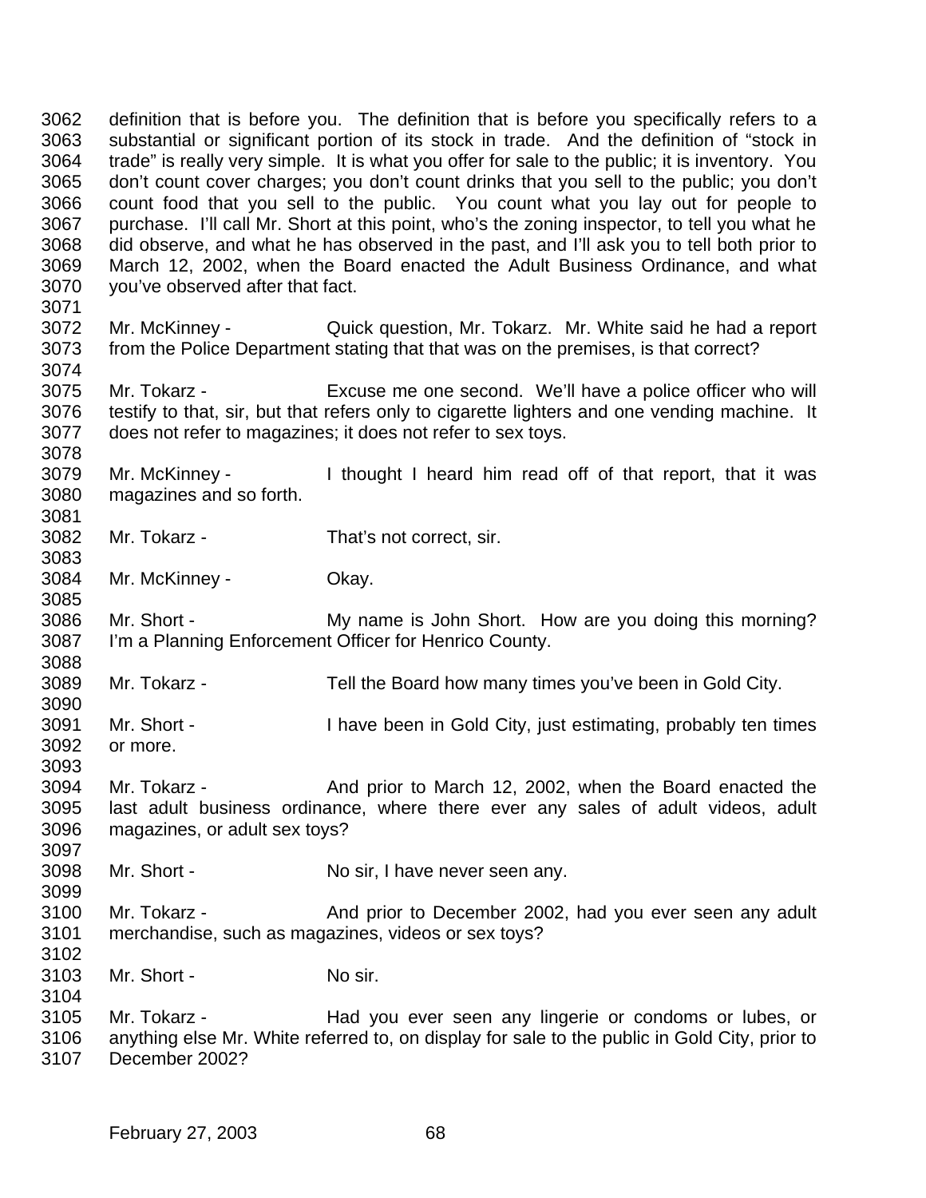3062 definition that is before you. The definition that is before you specifically refers to a
3063 substantial or significant portion of its stock in trade. And the definition of "stock in
3064 trade" is really very simple. It is what you offer for sale to the public; it is inventory. You
3065 don't count cover charges; you don't count drinks that you sell to the public; you don't
3066 count food that you sell to the public. You count what you lay out for people to
3067 purchase. I'll call Mr. Short at this point, who's the zoning inspector, to tell you what he
3068 did observe, and what he has observed in the past, and I'll ask you to tell both prior to
3069 March 12, 2002, when the Board enacted the Adult Business Ordinance, and what
3070 you've observed after that fact.
3071
3072 Mr. McKinney - Quick question, Mr. Tokarz. Mr. White said he had a report
3073 from the Police Department stating that that was on the premises, is that correct?
3074
3075 Mr. Tokarz - Excuse me one second. We'll have a police officer who will
3076 testify to that, sir, but that refers only to cigarette lighters and one vending machine. It
3077 does not refer to magazines; it does not refer to sex toys.
3078
3079 Mr. McKinney - I thought I heard him read off of that report, that it was
3080 magazines and so forth.
3081
3082 Mr. Tokarz - That's not correct, sir.
3083
3084 Mr. McKinney - Okay.
3085
3086 Mr. Short - My name is John Short. How are you doing this morning?
3087 I'm a Planning Enforcement Officer for Henrico County.
3088
3089 Mr. Tokarz - Tell the Board how many times you've been in Gold City.
3090
3091 Mr. Short - I have been in Gold City, just estimating, probably ten times
3092 or more.
3093
3094 Mr. Tokarz - And prior to March 12, 2002, when the Board enacted the
3095 last adult business ordinance, where there ever any sales of adult videos, adult
3096 magazines, or adult sex toys?
3097
3098 Mr. Short - No sir, I have never seen any.
3099
3100 Mr. Tokarz - And prior to December 2002, had you ever seen any adult
3101 merchandise, such as magazines, videos or sex toys?
3102
3103 Mr. Short - No sir.
3104
3105 Mr. Tokarz - Had you ever seen any lingerie or condoms or lubes, or
3106 anything else Mr. White referred to, on display for sale to the public in Gold City, prior to
3107 December 2002?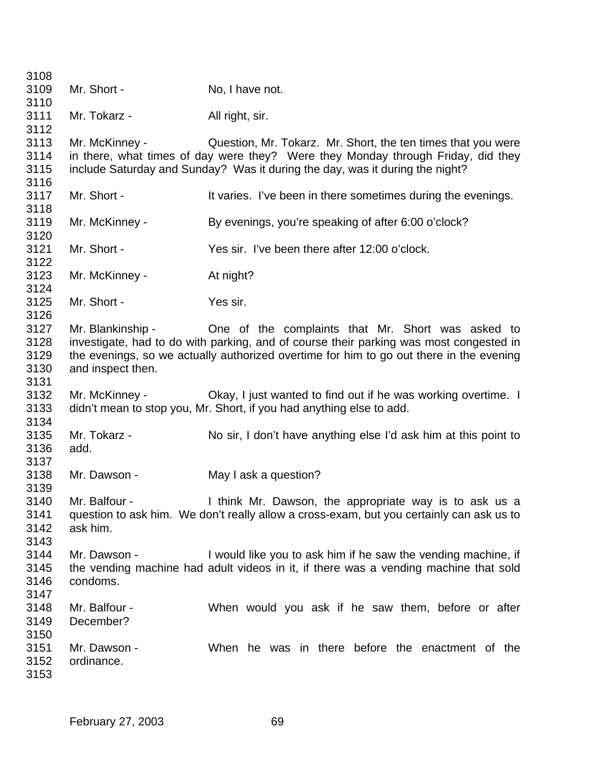3108
3109 Mr. Short - No, I have not.
3110
3111 Mr. Tokarz - All right, sir.
3112
3113 Mr. McKinney - Question, Mr. Tokarz. Mr. Short, the ten times that you were
3114 in there, what times of day were they? Were they Monday through Friday, did they
3115 include Saturday and Sunday? Was it during the day, was it during the night?
3116
3117 Mr. Short - It varies. I've been in there sometimes during the evenings.
3118
3119 Mr. McKinney - By evenings, you're speaking of after 6:00 o'clock?
3120
3121 Mr. Short - Yes sir. I've been there after 12:00 o'clock.
3122
3123 Mr. McKinney - At night?
3124
3125 Mr. Short - Yes sir.
3126
3127 Mr. Blankinship - One of the complaints that Mr. Short was asked to
3128 investigate, had to do with parking, and of course their parking was most congested in
3129 the evenings, so we actually authorized overtime for him to go out there in the evening
3130 and inspect then.
3131
3132 Mr. McKinney - Okay, I just wanted to find out if he was working overtime. I
3133 didn't mean to stop you, Mr. Short, if you had anything else to add.
3134
3135 Mr. Tokarz - No sir, I don't have anything else I'd ask him at this point to
3136 add.
3137
3138 Mr. Dawson - May I ask a question?
3139
3140 Mr. Balfour - I think Mr. Dawson, the appropriate way is to ask us a
3141 question to ask him. We don't really allow a cross-exam, but you certainly can ask us to
3142 ask him.
3143
3144 Mr. Dawson - I would like you to ask him if he saw the vending machine, if
3145 the vending machine had adult videos in it, if there was a vending machine that sold
3146 condoms.
3147
3148 Mr. Balfour - When would you ask if he saw them, before or after
3149 December?
3150
3151 Mr. Dawson - When he was in there before the enactment of the
3152 ordinance.
3153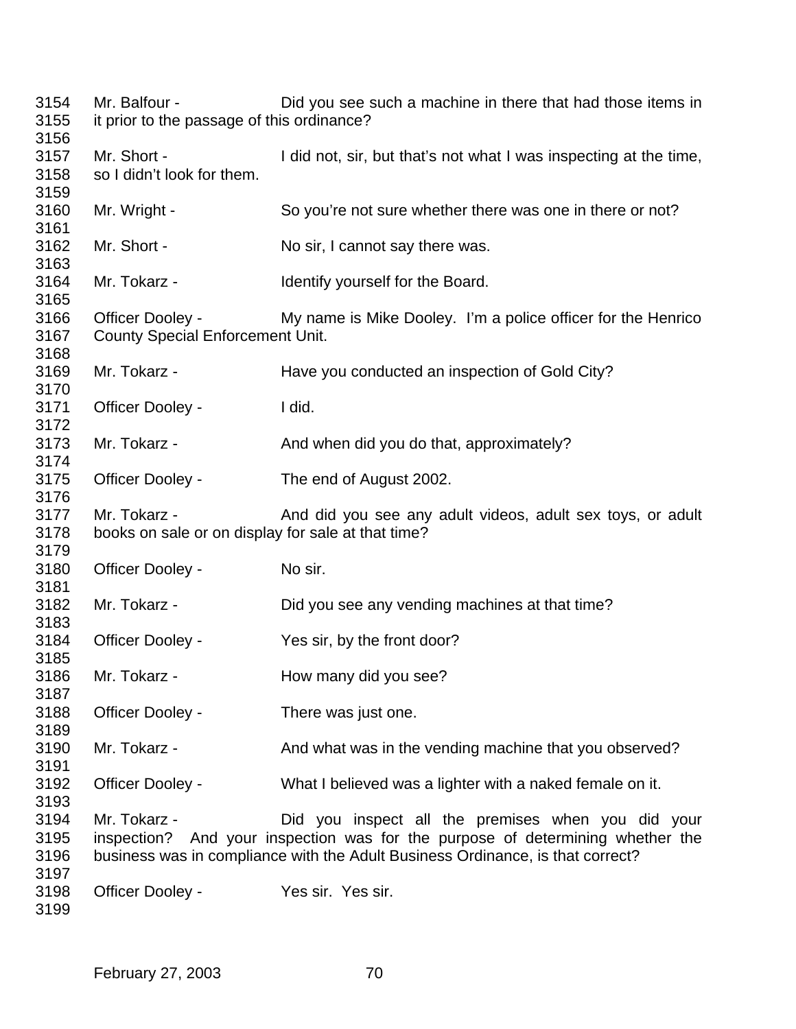3154 Mr. Balfour - Did you see such a machine in there that had those items in
3155 it prior to the passage of this ordinance?
3156
3157 Mr. Short - I did not, sir, but that's not what I was inspecting at the time,
3158 so I didn't look for them.
3159
3160 Mr. Wright - So you're not sure whether there was one in there or not?
3161
3162 Mr. Short - No sir, I cannot say there was.
3163
3164 Mr. Tokarz - Identify yourself for the Board.
3165
3166 Officer Dooley - My name is Mike Dooley. I'm a police officer for the Henrico
3167 County Special Enforcement Unit.
3168
3169 Mr. Tokarz - Have you conducted an inspection of Gold City?
3170
3171 Officer Dooley - I did.
3172
3173 Mr. Tokarz - And when did you do that, approximately?
3174
3175 Officer Dooley - The end of August 2002.
3176
3177 Mr. Tokarz - And did you see any adult videos, adult sex toys, or adult
3178 books on sale or on display for sale at that time?
3179
3180 Officer Dooley - No sir.
3181
3182 Mr. Tokarz - Did you see any vending machines at that time?
3183
3184 Officer Dooley - Yes sir, by the front door?
3185
3186 Mr. Tokarz - How many did you see?
3187
3188 Officer Dooley - There was just one.
3189
3190 Mr. Tokarz - And what was in the vending machine that you observed?
3191
3192 Officer Dooley - What I believed was a lighter with a naked female on it.
3193
3194 Mr. Tokarz - Did you inspect all the premises when you did your
3195 inspection? And your inspection was for the purpose of determining whether the
3196 business was in compliance with the Adult Business Ordinance, is that correct?
3197
3198 Officer Dooley - Yes sir. Yes sir.
3199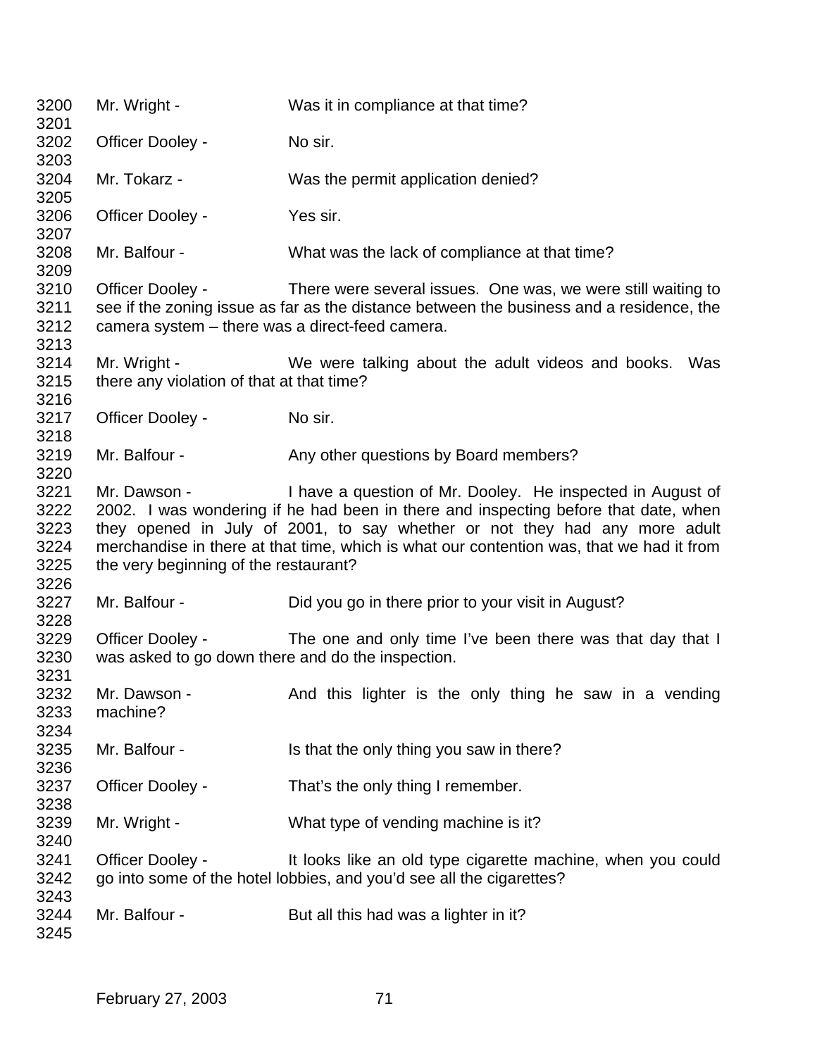3200 Mr. Wright - Was it in compliance at that time?
3201
3202 Officer Dooley - No sir.
3203
3204 Mr. Tokarz - Was the permit application denied?
3205
3206 Officer Dooley - Yes sir.
3207
3208 Mr. Balfour - What was the lack of compliance at that time?
3209
3210 Officer Dooley - There were several issues. One was, we were still waiting to
3211 see if the zoning issue as far as the distance between the business and a residence, the
3212 camera system – there was a direct-feed camera.
3213
3214 Mr. Wright - We were talking about the adult videos and books. Was
3215 there any violation of that at that time?
3216
3217 Officer Dooley - No sir.
3218
3219 Mr. Balfour - Any other questions by Board members?
3220
3221 Mr. Dawson - I have a question of Mr. Dooley. He inspected in August of
3222 2002. I was wondering if he had been in there and inspecting before that date, when
3223 they opened in July of 2001, to say whether or not they had any more adult
3224 merchandise in there at that time, which is what our contention was, that we had it from
3225 the very beginning of the restaurant?
3226
3227 Mr. Balfour - Did you go in there prior to your visit in August?
3228
3229 Officer Dooley - The one and only time I've been there was that day that I
3230 was asked to go down there and do the inspection.
3231
3232 Mr. Dawson - And this lighter is the only thing he saw in a vending
3233 machine?
3234
3235 Mr. Balfour - Is that the only thing you saw in there?
3236
3237 Officer Dooley - That's the only thing I remember.
3238
3239 Mr. Wright - What type of vending machine is it?
3240
3241 Officer Dooley - It looks like an old type cigarette machine, when you could
3242 go into some of the hotel lobbies, and you'd see all the cigarettes?
3243
3244 Mr. Balfour - But all this had was a lighter in it?
3245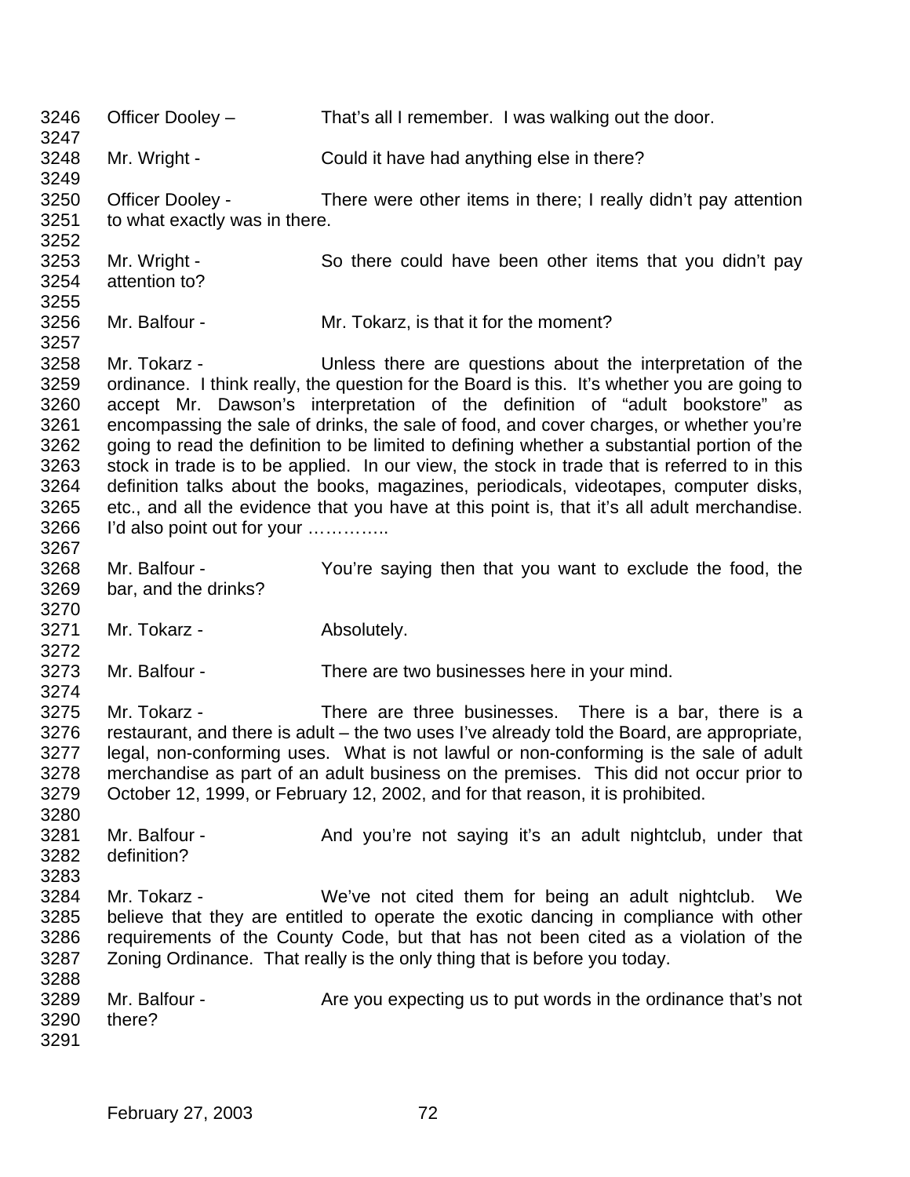3246 Officer Dooley – That's all I remember. I was walking out the door.
3247
3248 Mr. Wright - Could it have had anything else in there?
3249
3250 Officer Dooley - There were other items in there; I really didn't pay attention
3251 to what exactly was in there.
3252
3253 Mr. Wright - So there could have been other items that you didn't pay
3254 attention to?
3255
3256 Mr. Balfour - Mr. Tokarz, is that it for the moment?
3257
3258 Mr. Tokarz - Unless there are questions about the interpretation of the
3259 ordinance. I think really, the question for the Board is this. It's whether you are going to
3260 accept Mr. Dawson's interpretation of the definition of "adult bookstore" as
3261 encompassing the sale of drinks, the sale of food, and cover charges, or whether you're
3262 going to read the definition to be limited to defining whether a substantial portion of the
3263 stock in trade is to be applied. In our view, the stock in trade that is referred to in this
3264 definition talks about the books, magazines, periodicals, videotapes, computer disks,
3265 etc., and all the evidence that you have at this point is, that it's all adult merchandise.
3266 I'd also point out for your …………..
3267
3268 Mr. Balfour - You're saying then that you want to exclude the food, the
3269 bar, and the drinks?
3270
3271 Mr. Tokarz - Absolutely.
3272
3273 Mr. Balfour - There are two businesses here in your mind.
3274
3275 Mr. Tokarz - There are three businesses. There is a bar, there is a
3276 restaurant, and there is adult – the two uses I've already told the Board, are appropriate,
3277 legal, non-conforming uses. What is not lawful or non-conforming is the sale of adult
3278 merchandise as part of an adult business on the premises. This did not occur prior to
3279 October 12, 1999, or February 12, 2002, and for that reason, it is prohibited.
3280
3281 Mr. Balfour - And you're not saying it's an adult nightclub, under that
3282 definition?
3283
3284 Mr. Tokarz - We've not cited them for being an adult nightclub. We
3285 believe that they are entitled to operate the exotic dancing in compliance with other
3286 requirements of the County Code, but that has not been cited as a violation of the
3287 Zoning Ordinance. That really is the only thing that is before you today.
3288
3289 Mr. Balfour - Are you expecting us to put words in the ordinance that's not
3290 there?
3291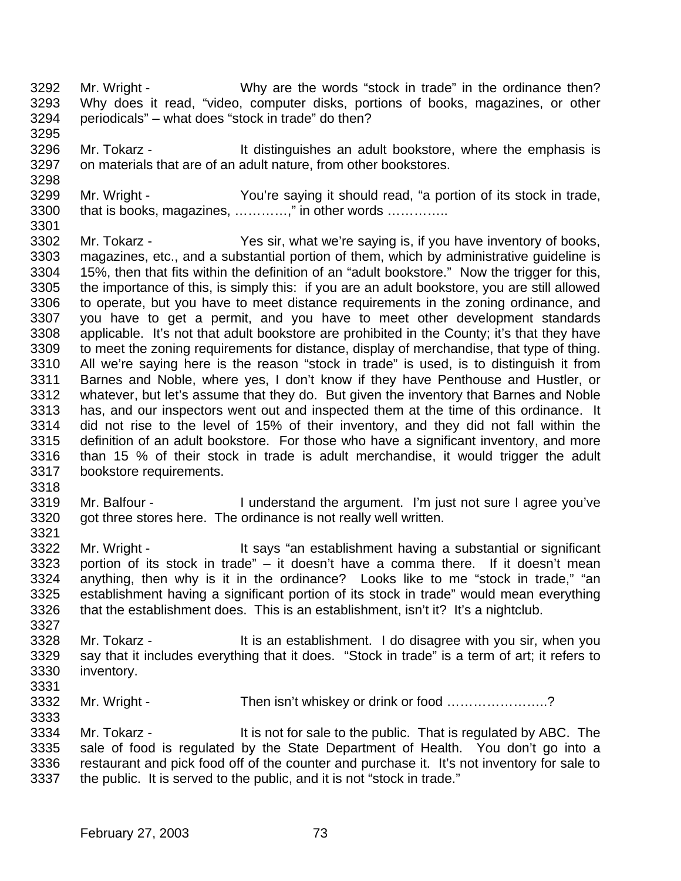3292 Mr. Wright - Why are the words "stock in trade" in the ordinance then?
3293 Why does it read, "video, computer disks, portions of books, magazines, or other
3294 periodicals" – what does "stock in trade" do then?
3295
3296 Mr. Tokarz - It distinguishes an adult bookstore, where the emphasis is
3297 on materials that are of an adult nature, from other bookstores.
3298
3299 Mr. Wright - You're saying it should read, "a portion of its stock in trade,
3300 that is books, magazines, …………," in other words …………..
3301
3302 Mr. Tokarz - Yes sir, what we're saying is, if you have inventory of books,
3303 magazines, etc., and a substantial portion of them, which by administrative guideline is
3304 15%, then that fits within the definition of an "adult bookstore." Now the trigger for this,
3305 the importance of this, is simply this: if you are an adult bookstore, you are still allowed
3306 to operate, but you have to meet distance requirements in the zoning ordinance, and
3307 you have to get a permit, and you have to meet other development standards
3308 applicable. It's not that adult bookstore are prohibited in the County; it's that they have
3309 to meet the zoning requirements for distance, display of merchandise, that type of thing.
3310 All we're saying here is the reason "stock in trade" is used, is to distinguish it from
3311 Barnes and Noble, where yes, I don't know if they have Penthouse and Hustler, or
3312 whatever, but let's assume that they do. But given the inventory that Barnes and Noble
3313 has, and our inspectors went out and inspected them at the time of this ordinance. It
3314 did not rise to the level of 15% of their inventory, and they did not fall within the
3315 definition of an adult bookstore. For those who have a significant inventory, and more
3316 than 15 % of their stock in trade is adult merchandise, it would trigger the adult
3317 bookstore requirements.
3318
3319 Mr. Balfour - I understand the argument. I'm just not sure I agree you've
3320 got three stores here. The ordinance is not really well written.
3321
3322 Mr. Wright - It says "an establishment having a substantial or significant
3323 portion of its stock in trade" – it doesn't have a comma there. If it doesn't mean
3324 anything, then why is it in the ordinance? Looks like to me "stock in trade," "an
3325 establishment having a significant portion of its stock in trade" would mean everything
3326 that the establishment does. This is an establishment, isn't it? It's a nightclub.
3327
3328 Mr. Tokarz - It is an establishment. I do disagree with you sir, when you
3329 say that it includes everything that it does. "Stock in trade" is a term of art; it refers to
3330 inventory.
3331
3332 Mr. Wright - Then isn't whiskey or drink or food …………………..?
3333
3334 Mr. Tokarz - It is not for sale to the public. That is regulated by ABC. The
3335 sale of food is regulated by the State Department of Health. You don't go into a
3336 restaurant and pick food off of the counter and purchase it. It's not inventory for sale to
3337 the public. It is served to the public, and it is not "stock in trade."

February 27, 2003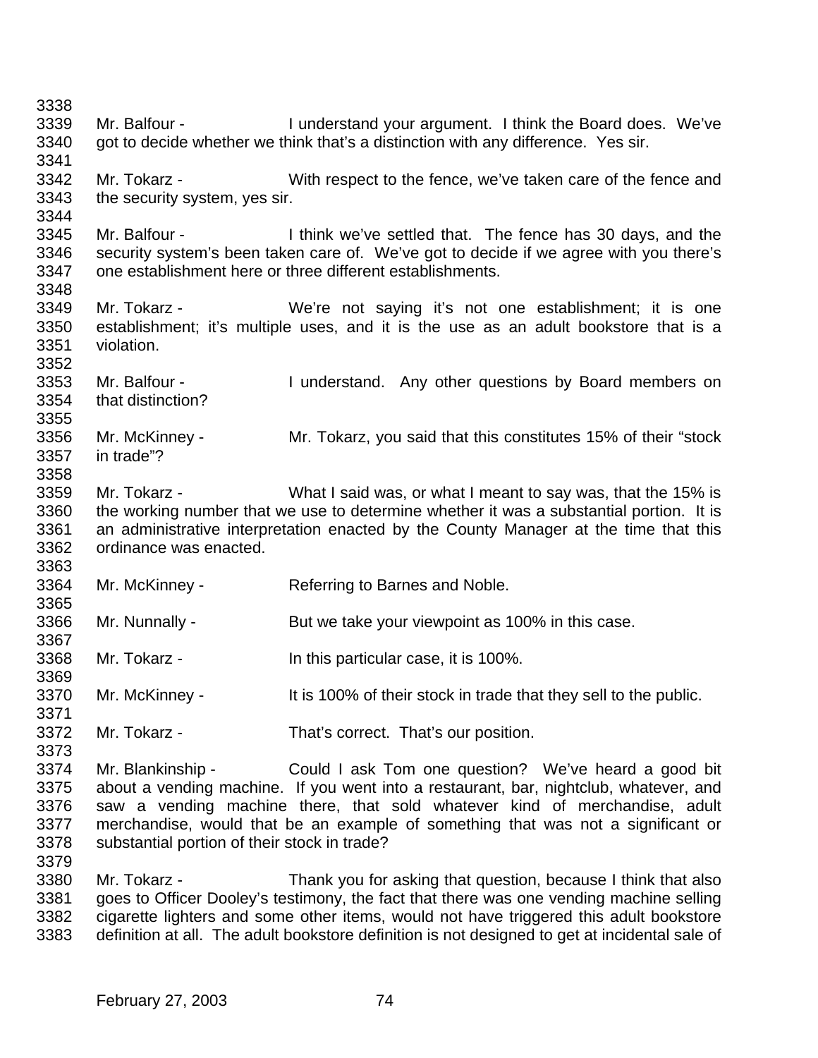3338

3339 Mr. Balfour - I understand your argument. I think the Board does. We've
3340 got to decide whether we think that's a distinction with any difference. Yes sir.

3341

3342 Mr. Tokarz - With respect to the fence, we've taken care of the fence and
3343 the security system, yes sir.

3344

3345 Mr. Balfour - I think we've settled that. The fence has 30 days, and the
3346 security system's been taken care of. We've got to decide if we agree with you there's
3347 one establishment here or three different establishments.

3348

3349 Mr. Tokarz - We're not saying it's not one establishment; it is one
3350 establishment; it's multiple uses, and it is the use as an adult bookstore that is a
3351 violation.

3352

3353 Mr. Balfour - I understand. Any other questions by Board members on
3354 that distinction?

3355

3356 Mr. McKinney - Mr. Tokarz, you said that this constitutes 15% of their "stock
3357 in trade"?

3358

3359 Mr. Tokarz - What I said was, or what I meant to say was, that the 15% is
3360 the working number that we use to determine whether it was a substantial portion. It is
3361 an administrative interpretation enacted by the County Manager at the time that this
3362 ordinance was enacted.

3363

3364 Mr. McKinney - Referring to Barnes and Noble.

3365

3366 Mr. Nunnally - But we take your viewpoint as 100% in this case.

3367

3368 Mr. Tokarz - In this particular case, it is 100%.

3369

3370 Mr. McKinney - It is 100% of their stock in trade that they sell to the public.

3371

3372 Mr. Tokarz - That's correct. That's our position.

3373

3374 Mr. Blankinship - Could I ask Tom one question? We've heard a good bit
3375 about a vending machine. If you went into a restaurant, bar, nightclub, whatever, and
3376 saw a vending machine there, that sold whatever kind of merchandise, adult
3377 merchandise, would that be an example of something that was not a significant or
3378 substantial portion of their stock in trade?

3379

3380 Mr. Tokarz - Thank you for asking that question, because I think that also
3381 goes to Officer Dooley's testimony, the fact that there was one vending machine selling
3382 cigarette lighters and some other items, would not have triggered this adult bookstore
3383 definition at all. The adult bookstore definition is not designed to get at incidental sale of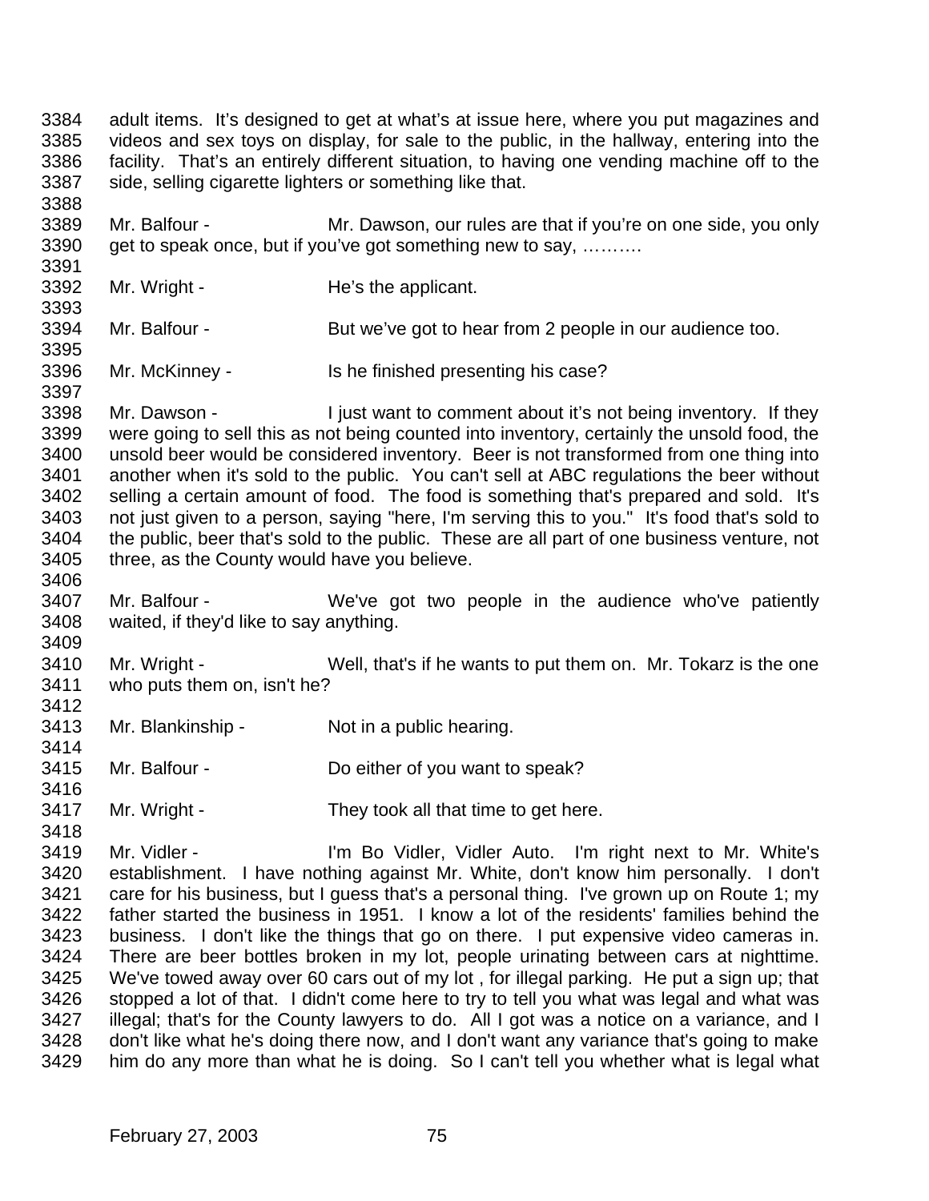3384 adult items. It's designed to get at what's at issue here, where you put magazines and
3385 videos and sex toys on display, for sale to the public, in the hallway, entering into the
3386 facility. That's an entirely different situation, to having one vending machine off to the
3387 side, selling cigarette lighters or something like that.
3388
3389 Mr. Balfour - Mr. Dawson, our rules are that if you're on one side, you only
3390 get to speak once, but if you've got something new to say, ……….
3391
3392 Mr. Wright - He's the applicant.
3393
3394 Mr. Balfour - But we've got to hear from 2 people in our audience too.
3395
3396 Mr. McKinney - Is he finished presenting his case?
3397
3398 Mr. Dawson - I just want to comment about it's not being inventory. If they
3399 were going to sell this as not being counted into inventory, certainly the unsold food, the
3400 unsold beer would be considered inventory. Beer is not transformed from one thing into
3401 another when it's sold to the public. You can't sell at ABC regulations the beer without
3402 selling a certain amount of food. The food is something that's prepared and sold. It's
3403 not just given to a person, saying "here, I'm serving this to you." It's food that's sold to
3404 the public, beer that's sold to the public. These are all part of one business venture, not
3405 three, as the County would have you believe.
3406
3407 Mr. Balfour - We've got two people in the audience who've patiently
3408 waited, if they'd like to say anything.
3409
3410 Mr. Wright - Well, that's if he wants to put them on. Mr. Tokarz is the one
3411 who puts them on, isn't he?
3412
3413 Mr. Blankinship - Not in a public hearing.
3414
3415 Mr. Balfour - Do either of you want to speak?
3416
3417 Mr. Wright - They took all that time to get here.
3418
3419 Mr. Vidler - I'm Bo Vidler, Vidler Auto. I'm right next to Mr. White's
3420 establishment. I have nothing against Mr. White, don't know him personally. I don't
3421 care for his business, but I guess that's a personal thing. I've grown up on Route 1; my
3422 father started the business in 1951. I know a lot of the residents' families behind the
3423 business. I don't like the things that go on there. I put expensive video cameras in.
3424 There are beer bottles broken in my lot, people urinating between cars at nighttime.
3425 We've towed away over 60 cars out of my lot , for illegal parking. He put a sign up; that
3426 stopped a lot of that. I didn't come here to try to tell you what was legal and what was
3427 illegal; that's for the County lawyers to do. All I got was a notice on a variance, and I
3428 don't like what he's doing there now, and I don't want any variance that's going to make
3429 him do any more than what he is doing. So I can't tell you whether what is legal what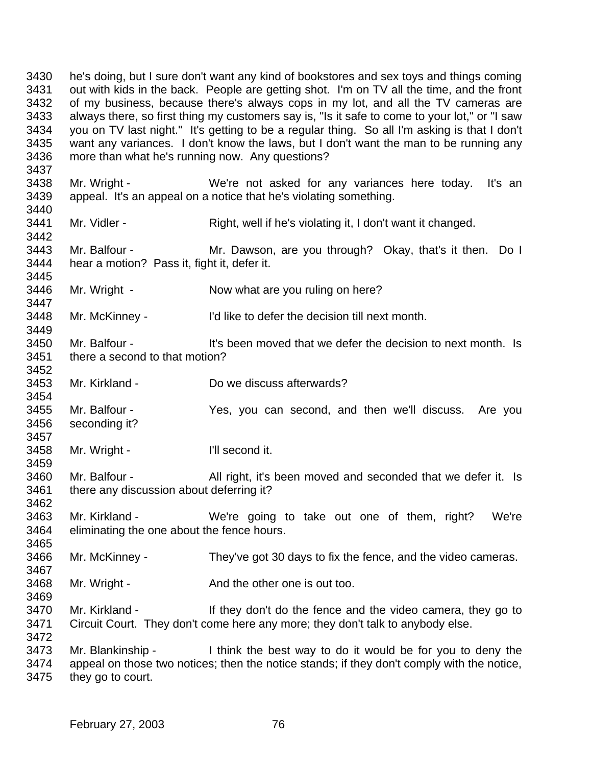3430 he's doing, but I sure don't want any kind of bookstores and sex toys and things coming
3431 out with kids in the back. People are getting shot. I'm on TV all the time, and the front
3432 of my business, because there's always cops in my lot, and all the TV cameras are
3433 always there, so first thing my customers say is, "Is it safe to come to your lot," or "I saw
3434 you on TV last night." It's getting to be a regular thing. So all I'm asking is that I don't
3435 want any variances. I don't know the laws, but I don't want the man to be running any
3436 more than what he's running now. Any questions?
3437
3438 Mr. Wright - We're not asked for any variances here today. It's an
3439 appeal. It's an appeal on a notice that he's violating something.
3440
3441 Mr. Vidler - Right, well if he's violating it, I don't want it changed.
3442
3443 Mr. Balfour - Mr. Dawson, are you through? Okay, that's it then. Do I
3444 hear a motion? Pass it, fight it, defer it.
3445
3446 Mr. Wright - Now what are you ruling on here?
3447
3448 Mr. McKinney - I'd like to defer the decision till next month.
3449
3450 Mr. Balfour - It's been moved that we defer the decision to next month. Is
3451 there a second to that motion?
3452
3453 Mr. Kirkland - Do we discuss afterwards?
3454
3455 Mr. Balfour - Yes, you can second, and then we'll discuss. Are you
3456 seconding it?
3457
3458 Mr. Wright - I'll second it.
3459
3460 Mr. Balfour - All right, it's been moved and seconded that we defer it. Is
3461 there any discussion about deferring it?
3462
3463 Mr. Kirkland - We're going to take out one of them, right? We're
3464 eliminating the one about the fence hours.
3465
3466 Mr. McKinney - They've got 30 days to fix the fence, and the video cameras.
3467
3468 Mr. Wright - And the other one is out too.
3469
3470 Mr. Kirkland - If they don't do the fence and the video camera, they go to
3471 Circuit Court. They don't come here any more; they don't talk to anybody else.
3472
3473 Mr. Blankinship - I think the best way to do it would be for you to deny the
3474 appeal on those two notices; then the notice stands; if they don't comply with the notice,
3475 they go to court.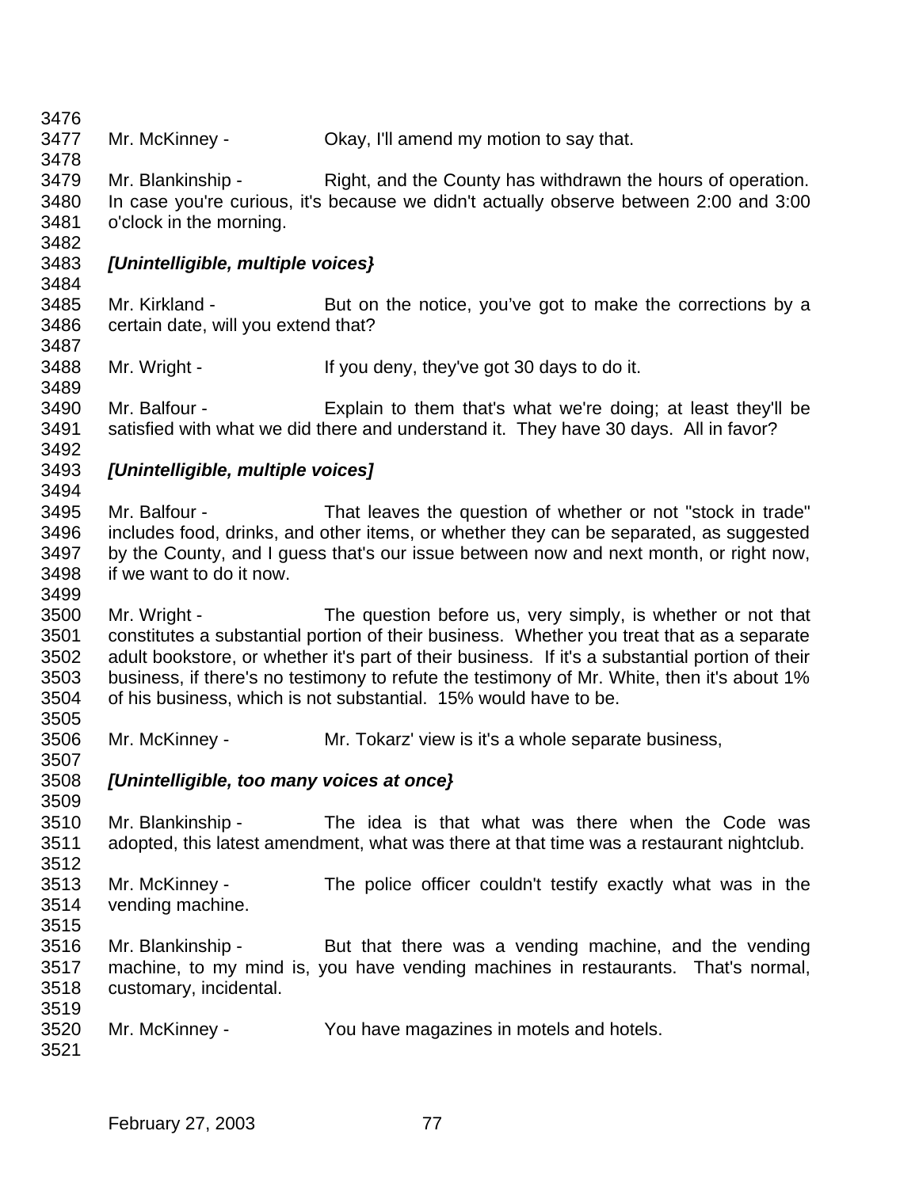Mr. McKinney - Okay, I'll amend my motion to say that.

Mr. Blankinship - Right, and the County has withdrawn the hours of operation. In case you're curious, it's because we didn't actually observe between 2:00 and 3:00 o'clock in the morning.

***[Unintelligible, multiple voices}***

Mr. Kirkland - But on the notice, you've got to make the corrections by a certain date, will you extend that?

Mr. Wright - If you deny, they've got 30 days to do it.

Mr. Balfour - Explain to them that's what we're doing; at least they'll be satisfied with what we did there and understand it. They have 30 days. All in favor?

***[Unintelligible, multiple voices]***

Mr. Balfour - That leaves the question of whether or not "stock in trade" includes food, drinks, and other items, or whether they can be separated, as suggested by the County, and I guess that's our issue between now and next month, or right now, if we want to do it now.

Mr. Wright - The question before us, very simply, is whether or not that constitutes a substantial portion of their business. Whether you treat that as a separate adult bookstore, or whether it's part of their business. If it's a substantial portion of their business, if there's no testimony to refute the testimony of Mr. White, then it's about 1% of his business, which is not substantial. 15% would have to be.

Mr. McKinney - Mr. Tokarz' view is it's a whole separate business,

***[Unintelligible, too many voices at once}***

Mr. Blankinship - The idea is that what was there when the Code was adopted, this latest amendment, what was there at that time was a restaurant nightclub.

Mr. McKinney - The police officer couldn't testify exactly what was in the vending machine.

Mr. Blankinship - But that there was a vending machine, and the vending machine, to my mind is, you have vending machines in restaurants. That's normal, customary, incidental.

Mr. McKinney - You have magazines in motels and hotels.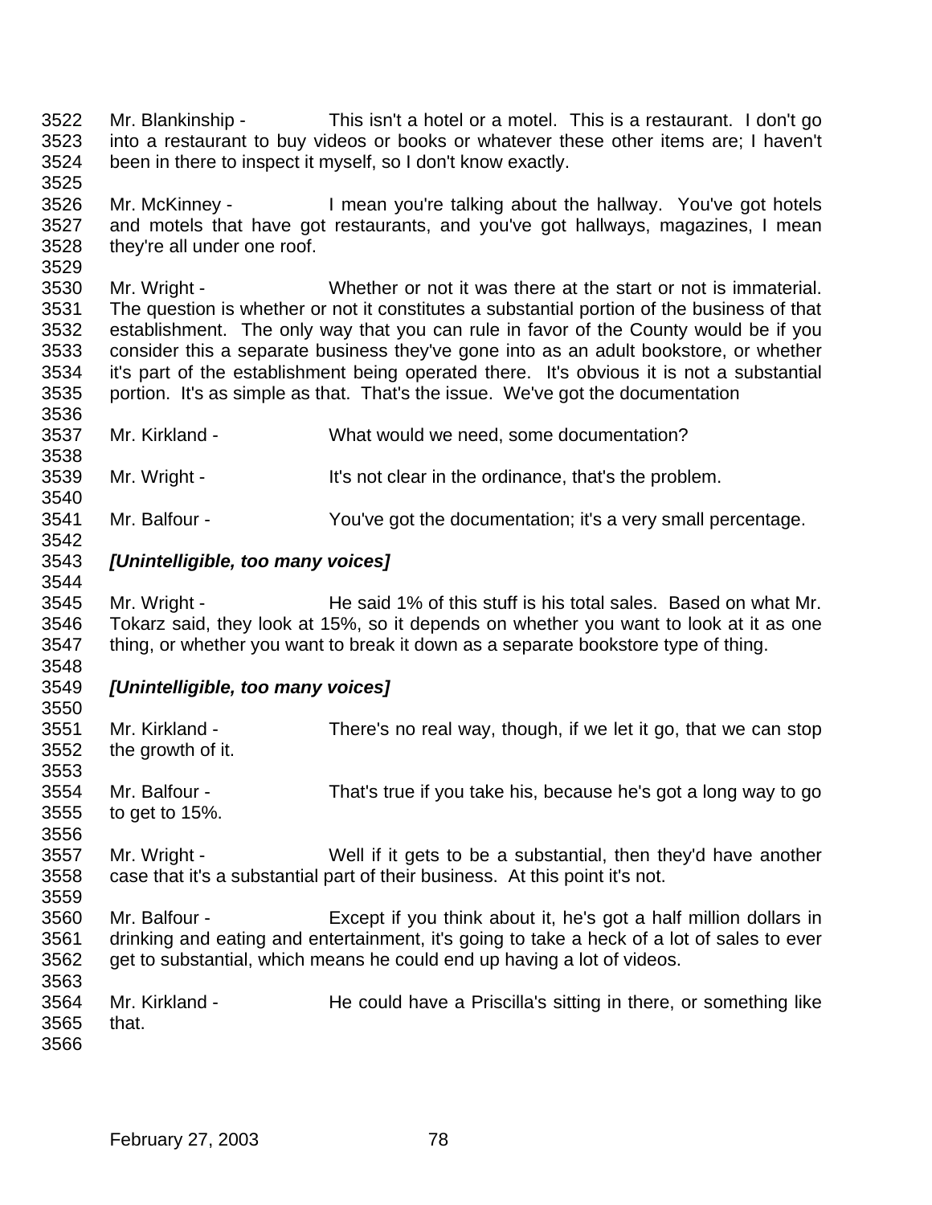Mr. Blankinship - This isn't a hotel or a motel. This is a restaurant. I don't go into a restaurant to buy videos or books or whatever these other items are; I haven't been in there to inspect it myself, so I don't know exactly.

Mr. McKinney - I mean you're talking about the hallway. You've got hotels and motels that have got restaurants, and you've got hallways, magazines, I mean they're all under one roof.

Mr. Wright - Whether or not it was there at the start or not is immaterial. The question is whether or not it constitutes a substantial portion of the business of that establishment. The only way that you can rule in favor of the County would be if you consider this a separate business they've gone into as an adult bookstore, or whether it's part of the establishment being operated there. It's obvious it is not a substantial portion. It's as simple as that. That's the issue. We've got the documentation

Mr. Kirkland - What would we need, some documentation?

Mr. Wright - It's not clear in the ordinance, that's the problem.

Mr. Balfour - You've got the documentation; it's a very small percentage.

***[Unintelligible, too many voices]***

Mr. Wright - He said 1% of this stuff is his total sales. Based on what Mr. Tokarz said, they look at 15%, so it depends on whether you want to look at it as one thing, or whether you want to break it down as a separate bookstore type of thing.

***[Unintelligible, too many voices]***

Mr. Kirkland - There's no real way, though, if we let it go, that we can stop the growth of it.

Mr. Balfour - That's true if you take his, because he's got a long way to go to get to 15%.

Mr. Wright - Well if it gets to be a substantial, then they'd have another case that it's a substantial part of their business. At this point it's not.

Mr. Balfour - Except if you think about it, he's got a half million dollars in drinking and eating and entertainment, it's going to take a heck of a lot of sales to ever get to substantial, which means he could end up having a lot of videos.

Mr. Kirkland - He could have a Priscilla's sitting in there, or something like that.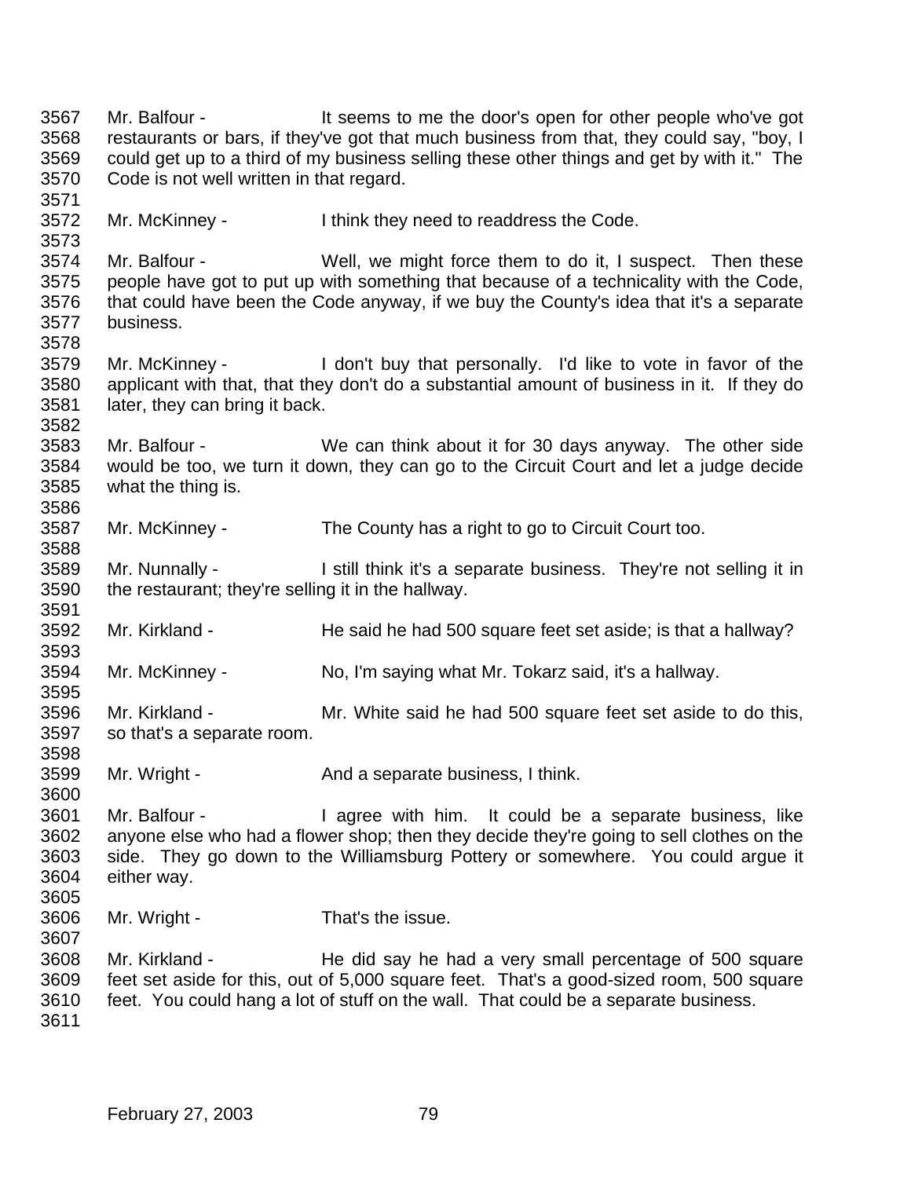Mr. Balfour - It seems to me the door's open for other people who've got restaurants or bars, if they've got that much business from that, they could say, "boy, I could get up to a third of my business selling these other things and get by with it." The Code is not well written in that regard.

Mr. McKinney - I think they need to readdress the Code.

Mr. Balfour - Well, we might force them to do it, I suspect. Then these people have got to put up with something that because of a technicality with the Code, that could have been the Code anyway, if we buy the County's idea that it's a separate business.

Mr. McKinney - I don't buy that personally. I'd like to vote in favor of the applicant with that, that they don't do a substantial amount of business in it. If they do later, they can bring it back.

Mr. Balfour - We can think about it for 30 days anyway. The other side would be too, we turn it down, they can go to the Circuit Court and let a judge decide what the thing is.

Mr. McKinney - The County has a right to go to Circuit Court too.

Mr. Nunnally - I still think it's a separate business. They're not selling it in the restaurant; they're selling it in the hallway.

Mr. Kirkland - He said he had 500 square feet set aside; is that a hallway?

Mr. McKinney - No, I'm saying what Mr. Tokarz said, it's a hallway.

Mr. Kirkland - Mr. White said he had 500 square feet set aside to do this, so that's a separate room.

Mr. Wright - And a separate business, I think.

Mr. Balfour - I agree with him. It could be a separate business, like anyone else who had a flower shop; then they decide they're going to sell clothes on the side. They go down to the Williamsburg Pottery or somewhere. You could argue it either way.

Mr. Wright - That's the issue.

Mr. Kirkland - He did say he had a very small percentage of 500 square feet set aside for this, out of 5,000 square feet. That's a good-sized room, 500 square feet. You could hang a lot of stuff on the wall. That could be a separate business.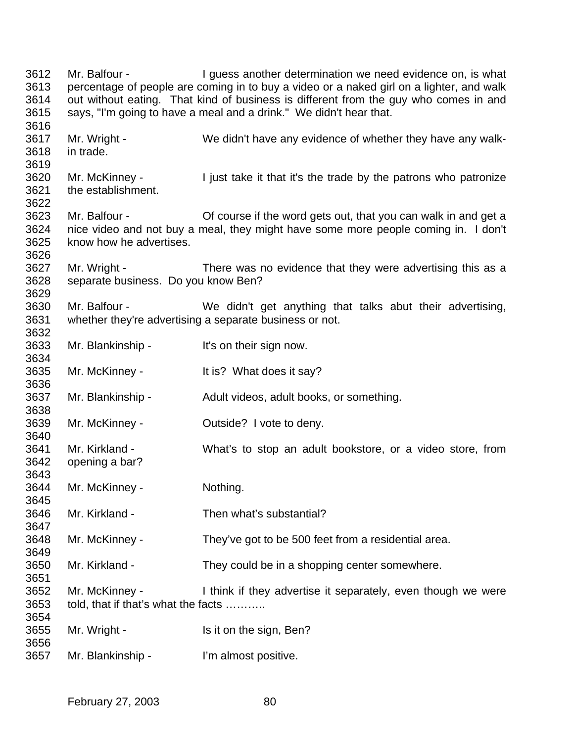3612 Mr. Balfour - I guess another determination we need evidence on, is what
3613 percentage of people are coming in to buy a video or a naked girl on a lighter, and walk
3614 out without eating. That kind of business is different from the guy who comes in and
3615 says, "I'm going to have a meal and a drink." We didn't hear that.
3616
3617 Mr. Wright - We didn't have any evidence of whether they have any walk-
3618 in trade.
3619
3620 Mr. McKinney - I just take it that it's the trade by the patrons who patronize
3621 the establishment.
3622
3623 Mr. Balfour - Of course if the word gets out, that you can walk in and get a
3624 nice video and not buy a meal, they might have some more people coming in. I don't
3625 know how he advertises.
3626
3627 Mr. Wright - There was no evidence that they were advertising this as a
3628 separate business. Do you know Ben?
3629
3630 Mr. Balfour - We didn't get anything that talks abut their advertising,
3631 whether they're advertising a separate business or not.
3632
3633 Mr. Blankinship - It's on their sign now.
3634
3635 Mr. McKinney - It is? What does it say?
3636
3637 Mr. Blankinship - Adult videos, adult books, or something.
3638
3639 Mr. McKinney - Outside? I vote to deny.
3640
3641 Mr. Kirkland - What's to stop an adult bookstore, or a video store, from
3642 opening a bar?
3643
3644 Mr. McKinney - Nothing.
3645
3646 Mr. Kirkland - Then what's substantial?
3647
3648 Mr. McKinney - They've got to be 500 feet from a residential area.
3649
3650 Mr. Kirkland - They could be in a shopping center somewhere.
3651
3652 Mr. McKinney - I think if they advertise it separately, even though we were
3653 told, that if that's what the facts ………..
3654
3655 Mr. Wright - Is it on the sign, Ben?
3656
3657 Mr. Blankinship - I'm almost positive.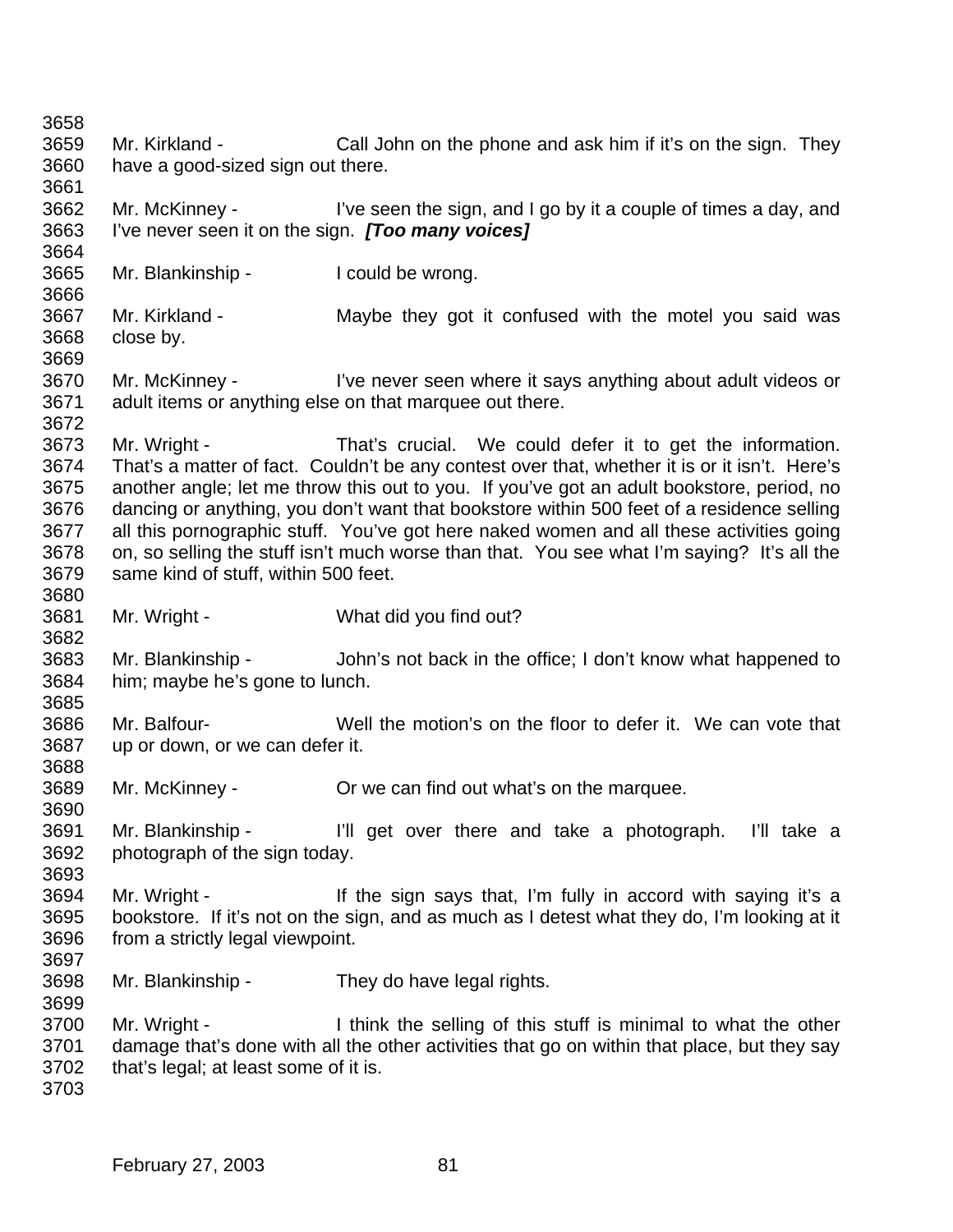Mr. Kirkland - Call John on the phone and ask him if it's on the sign. They have a good-sized sign out there.

Mr. McKinney - I've seen the sign, and I go by it a couple of times a day, and I've never seen it on the sign. ***[Too many voices]***

Mr. Blankinship - I could be wrong.

Mr. Kirkland - Maybe they got it confused with the motel you said was close by.

Mr. McKinney - I've never seen where it says anything about adult videos or adult items or anything else on that marquee out there.

Mr. Wright - That's crucial. We could defer it to get the information. That's a matter of fact. Couldn't be any contest over that, whether it is or it isn't. Here's another angle; let me throw this out to you. If you've got an adult bookstore, period, no dancing or anything, you don't want that bookstore within 500 feet of a residence selling all this pornographic stuff. You've got here naked women and all these activities going on, so selling the stuff isn't much worse than that. You see what I'm saying? It's all the same kind of stuff, within 500 feet.

Mr. Wright - What did you find out?

Mr. Blankinship - John's not back in the office; I don't know what happened to him; maybe he's gone to lunch.

Mr. Balfour- Well the motion's on the floor to defer it. We can vote that up or down, or we can defer it.

Mr. McKinney - Or we can find out what's on the marquee.

Mr. Blankinship - I'll get over there and take a photograph. I'll take a photograph of the sign today.

Mr. Wright - If the sign says that, I'm fully in accord with saying it's a bookstore. If it's not on the sign, and as much as I detest what they do, I'm looking at it from a strictly legal viewpoint.

Mr. Blankinship - They do have legal rights.

Mr. Wright - I think the selling of this stuff is minimal to what the other damage that's done with all the other activities that go on within that place, but they say that's legal; at least some of it is.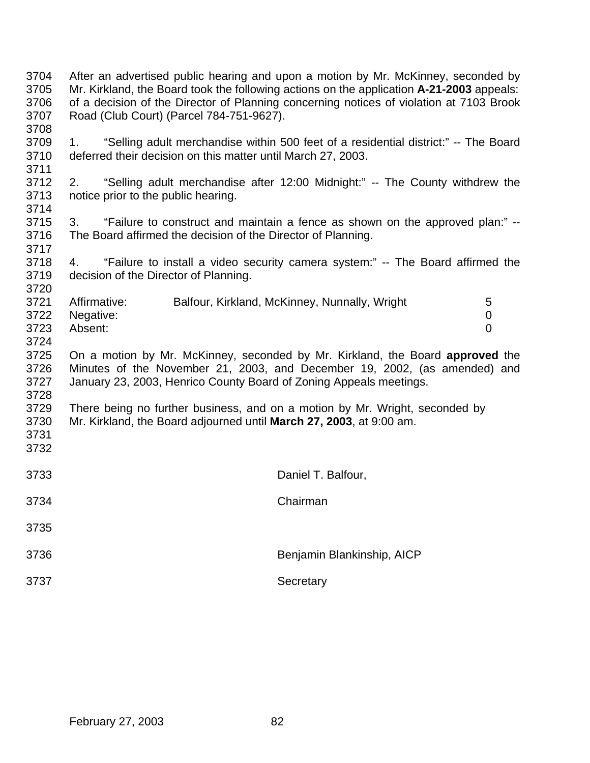After an advertised public hearing and upon a motion by Mr. McKinney, seconded by Mr. Kirkland, the Board took the following actions on the application **A-21-2003** appeals: of a decision of the Director of Planning concerning notices of violation at 7103 Brook Road (Club Court) (Parcel 784-751-9627).

1. "Selling adult merchandise within 500 feet of a residential district:" -- The Board deferred their decision on this matter until March 27, 2003.

2. "Selling adult merchandise after 12:00 Midnight:" -- The County withdrew the notice prior to the public hearing.

3. "Failure to construct and maintain a fence as shown on the approved plan:" -- The Board affirmed the decision of the Director of Planning.

4. "Failure to install a video security camera system:" -- The Board affirmed the decision of the Director of Planning.

| | | |
|---|---|---|
| Affirmative: | Balfour, Kirkland, McKinney, Nunnally, Wright | 5 |
| Negative: | | 0 |
| Absent: | | 0 |

On a motion by Mr. McKinney, seconded by Mr. Kirkland, the Board **approved** the Minutes of the November 21, 2003, and December 19, 2002, (as amended) and January 23, 2003, Henrico County Board of Zoning Appeals meetings.

There being no further business, and on a motion by Mr. Wright, seconded by Mr. Kirkland, the Board adjourned until **March 27, 2003**, at 9:00 am.

Daniel T. Balfour,

Chairman

Benjamin Blankinship, AICP

Secretary